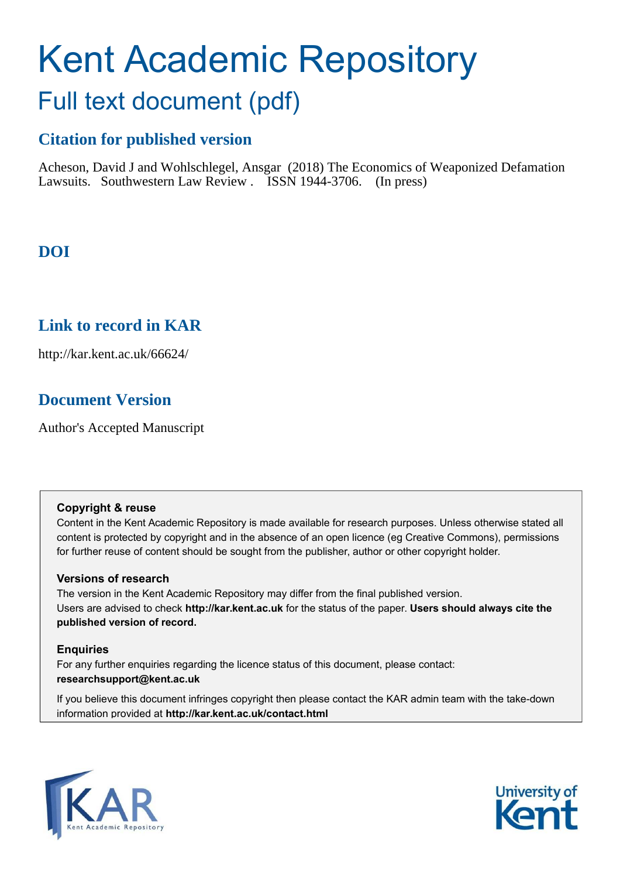# Kent Academic Repository

## Full text document (pdf)

## Citation for published version

Acheson, David J and Wohlschlegel, Ansgar (2018) The Economics of Weaponized Defamation Lawsuits. Southwestern Law Review . ISSN 1944-3706. (In press)

## DOI

## Link to record in KAR

http://kar.kent.ac.uk/66624/

## Document Version

Author's Accepted Manuscript

**Copyright & reuse**

Content in the Kent Academic Repository is made available for research purposes. Unless otherwise stated all content is protected by copyright and in the absence of an open licence (eg Creative Commons), permissions for further reuse of content should be sought from the publisher, author or other copyright holder.

**Versions of research**

The version in the Kent Academic Repository may differ from the final published version. Users are advised to check **http://kar.kent.ac.uk** for the status of the paper. **Users should always cite the published version of record.**

**Enquiries**

For any further enquiries regarding the licence status of this document, please contact: **researchsupport@kent.ac.uk**

If you believe this document infringes copyright then please contact the KAR admin team with the take-down information provided at **http://kar.kent.ac.uk/contact.html**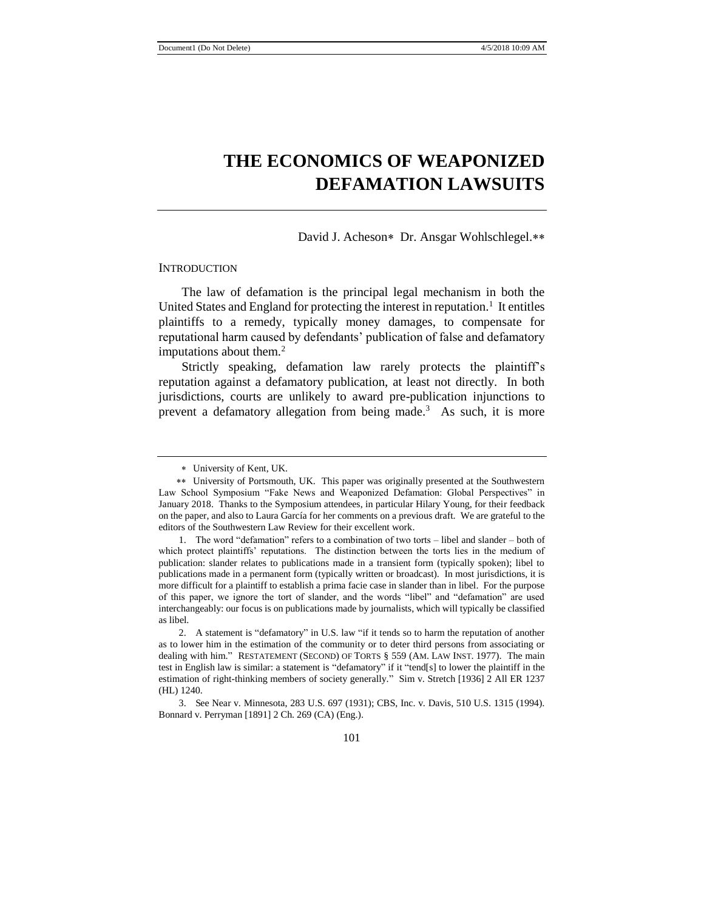# THE ECONOMICS OF WEAPONIZED DEFAMATION LAWSUITS

David J. Acheson* Dr. Ansgar Wohlschlegel.**

INTRODUCTION

The law of defamation is the principal legal mechanism in both the United States and England for protecting the interest in reputation.[1] It entitles plaintiffs to a remedy, typically money damages, to compensate for reputational harm caused by defendants' publication of false and defamatory imputations about them.[2]

Strictly speaking, defamation law rarely protects the plaintiff's reputation against a defamatory publication, at least not directly. In both jurisdictions, courts are unlikely to award pre-publication injunctions to prevent a defamatory allegation from being made.[3] As such, it is more

---

\* University of Kent, UK.

\*\* University of Portsmouth, UK. This paper was originally presented at the Southwestern Law School Symposium "Fake News and Weaponized Defamation: Global Perspectives" in January 2018. Thanks to the Symposium attendees, in particular Hilary Young, for their feedback on the paper, and also to Laura García for her comments on a previous draft. We are grateful to the editors of the Southwestern Law Review for their excellent work.

1. The word "defamation" refers to a combination of two torts – libel and slander – both of which protect plaintiffs' reputations. The distinction between the torts lies in the medium of publication: slander relates to publications made in a transient form (typically spoken); libel to publications made in a permanent form (typically written or broadcast). In most jurisdictions, it is more difficult for a plaintiff to establish a prima facie case in slander than in libel. For the purpose of this paper, we ignore the tort of slander, and the words "libel" and "defamation" are used interchangeably: our focus is on publications made by journalists, which will typically be classified as libel.

2. A statement is "defamatory" in U.S. law "if it tends so to harm the reputation of another as to lower him in the estimation of the community or to deter third persons from associating or dealing with him." RESTATEMENT (SECOND) OF TORTS § 559 (AM. LAW INST. 1977). The main test in English law is similar: a statement is "defamatory" if it "tend[s] to lower the plaintiff in the estimation of right-thinking members of society generally." Sim v. Stretch [1936] 2 All ER 1237 (HL) 1240.

3. See Near v. Minnesota, 283 U.S. 697 (1931); CBS, Inc. v. Davis, 510 U.S. 1315 (1994). Bonnard v. Perryman [1891] 2 Ch. 269 (CA) (Eng.).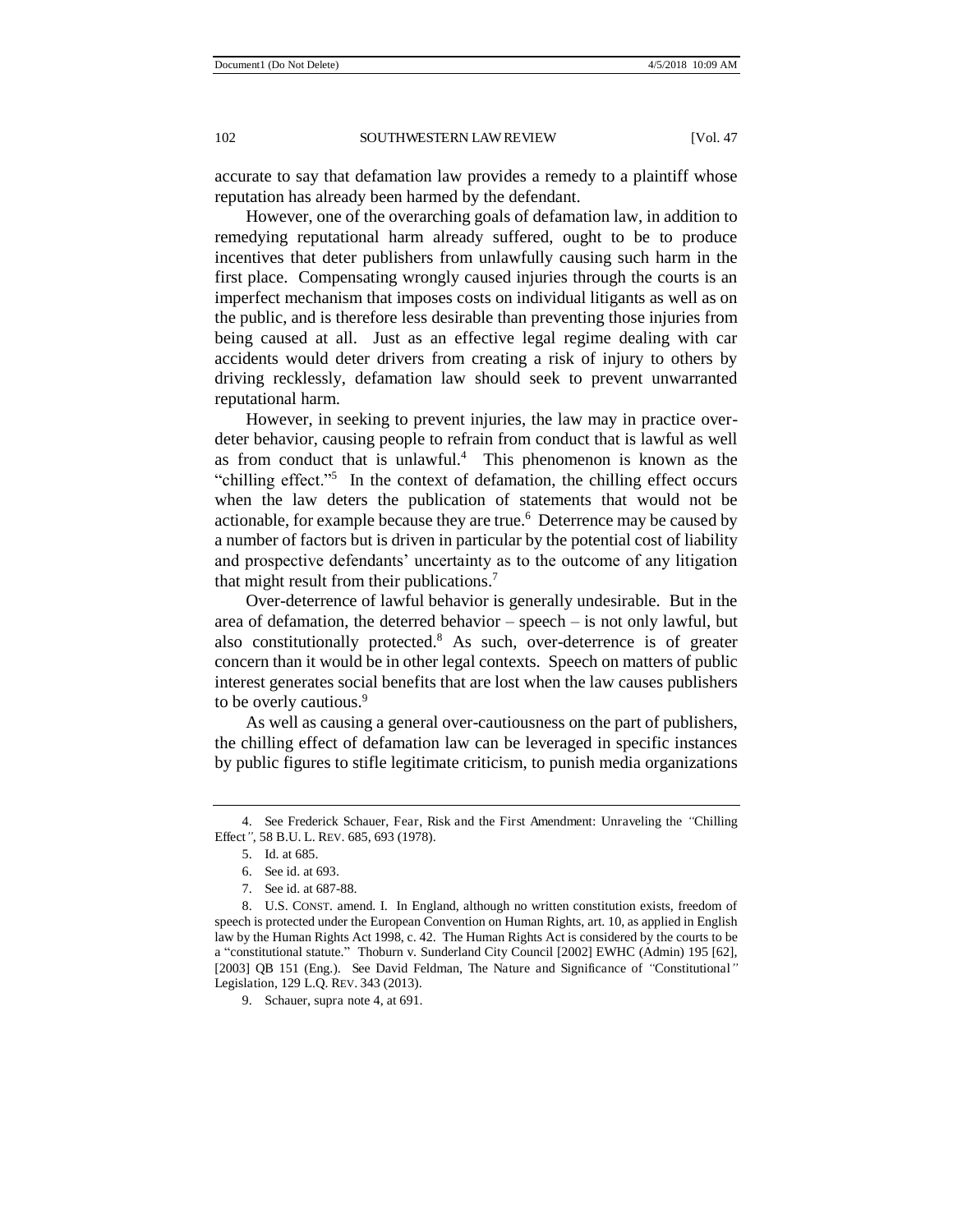accurate to say that defamation law provides a remedy to a plaintiff whose reputation has already been harmed by the defendant.

However, one of the overarching goals of defamation law, in addition to remedying reputational harm already suffered, ought to be to produce incentives that deter publishers from unlawfully causing such harm in the first place. Compensating wrongly caused injuries through the courts is an imperfect mechanism that imposes costs on individual litigants as well as on the public, and is therefore less desirable than preventing those injuries from being caused at all. Just as an effective legal regime dealing with car accidents would deter drivers from creating a risk of injury to others by driving recklessly, defamation law should seek to prevent unwarranted reputational harm.

However, in seeking to prevent injuries, the law may in practice over-deter behavior, causing people to refrain from conduct that is lawful as well as from conduct that is unlawful.[4] This phenomenon is known as the "chilling effect."[5] In the context of defamation, the chilling effect occurs when the law deters the publication of statements that would not be actionable, for example because they are true.[6] Deterrence may be caused by a number of factors but is driven in particular by the potential cost of liability and prospective defendants' uncertainty as to the outcome of any litigation that might result from their publications.[7]

Over-deterrence of lawful behavior is generally undesirable. But in the area of defamation, the deterred behavior – speech – is not only lawful, but also constitutionally protected.[8] As such, over-deterrence is of greater concern than it would be in other legal contexts. Speech on matters of public interest generates social benefits that are lost when the law causes publishers to be overly cautious.[9]

As well as causing a general over-cautiousness on the part of publishers, the chilling effect of defamation law can be leveraged in specific instances by public figures to stifle legitimate criticism, to punish media organizations

---

4. See Frederick Schauer, *Fear, Risk and the First Amendment: Unraveling the "Chilling Effect"*, 58 B.U. L. REV. 685, 693 (1978).

5. *Id.* at 685.

6. *See id.* at 693.

7. *See id.* at 687-88.

8. U.S. CONST. amend. I. In England, although no written constitution exists, freedom of speech is protected under the European Convention on Human Rights, art. 10, as applied in English law by the Human Rights Act 1998, c. 42. The Human Rights Act is considered by the courts to be a "constitutional statute." Thoburn v. Sunderland City Council [2002] EWHC (Admin) 195 [62], [2003] QB 151 (Eng.). *See* David Feldman, *The Nature and Significance of "Constitutional" Legislation*, 129 L.Q. REV. 343 (2013).

9. Schauer, *supra* note 4, at 691.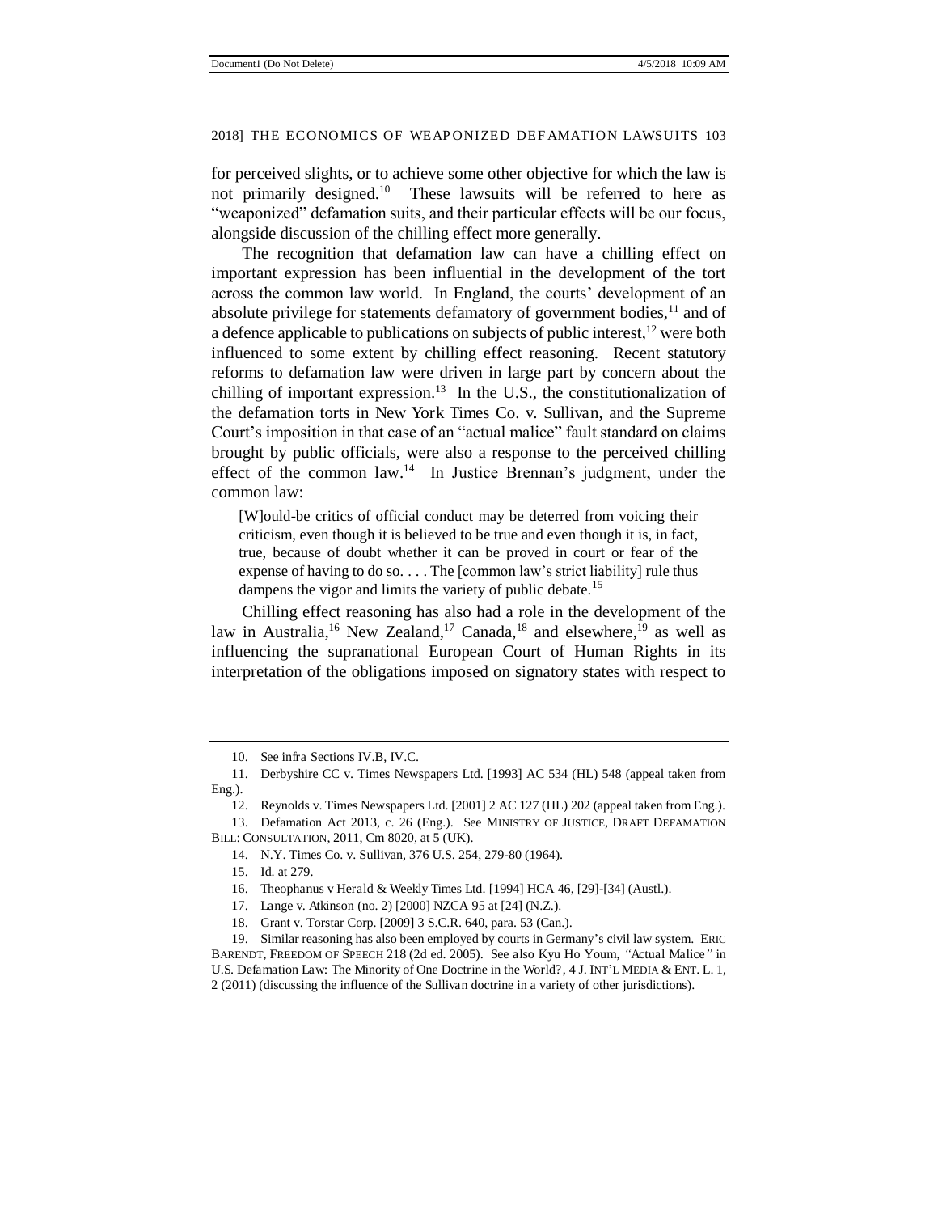for perceived slights, or to achieve some other objective for which the law is not primarily designed.[10] These lawsuits will be referred to here as "weaponized" defamation suits, and their particular effects will be our focus, alongside discussion of the chilling effect more generally.

The recognition that defamation law can have a chilling effect on important expression has been influential in the development of the tort across the common law world. In England, the courts' development of an absolute privilege for statements defamatory of government bodies,[11] and of a defence applicable to publications on subjects of public interest,[12] were both influenced to some extent by chilling effect reasoning. Recent statutory reforms to defamation law were driven in large part by concern about the chilling of important expression.[13] In the U.S., the constitutionalization of the defamation torts in *New York Times Co. v. Sullivan*, and the Supreme Court's imposition in that case of an "actual malice" fault standard on claims brought by public officials, were also a response to the perceived chilling effect of the common law.[14] In Justice Brennan's judgment, under the common law:

> [W]ould-be critics of official conduct may be deterred from voicing their criticism, even though it is believed to be true and even though it is, in fact, true, because of doubt whether it can be proved in court or fear of the expense of having to do so. . . . The [common law's strict liability] rule thus dampens the vigor and limits the variety of public debate.[15]

Chilling effect reasoning has also had a role in the development of the law in Australia,[16] New Zealand,[17] Canada,[18] and elsewhere,[19] as well as influencing the supranational European Court of Human Rights in its interpretation of the obligations imposed on signatory states with respect to

---

10. See *infra* Sections IV.B, IV.C.

11. Derbyshire CC v. Times Newspapers Ltd. [1993] AC 534 (HL) 548 (appeal taken from Eng.).

12. Reynolds v. Times Newspapers Ltd. [2001] 2 AC 127 (HL) 202 (appeal taken from Eng.).

13. Defamation Act 2013, c. 26 (Eng.). See MINISTRY OF JUSTICE, DRAFT DEFAMATION BILL: CONSULTATION, 2011, Cm 8020, at 5 (UK).

14. N.Y. Times Co. v. Sullivan, 376 U.S. 254, 279-80 (1964).

15. *Id.* at 279.

16. Theophanus v Herald & Weekly Times Ltd. [1994] HCA 46, [29]-[34] (Austl.).

17. Lange v. Atkinson (no. 2) [2000] NZCA 95 at [24] (N.Z.).

18. Grant v. Torstar Corp. [2009] 3 S.C.R. 640, para. 53 (Can.).

19. Similar reasoning has also been employed by courts in Germany's civil law system. ERIC BARENDT, FREEDOM OF SPEECH 218 (2d ed. 2005). *See also* Kyu Ho Youm, *"Actual Malice" in U.S. Defamation Law: The Minority of One Doctrine in the World?*, 4 J. INT'L MEDIA & ENT. L. 1, 2 (2011) (discussing the influence of the *Sullivan* doctrine in a variety of other jurisdictions).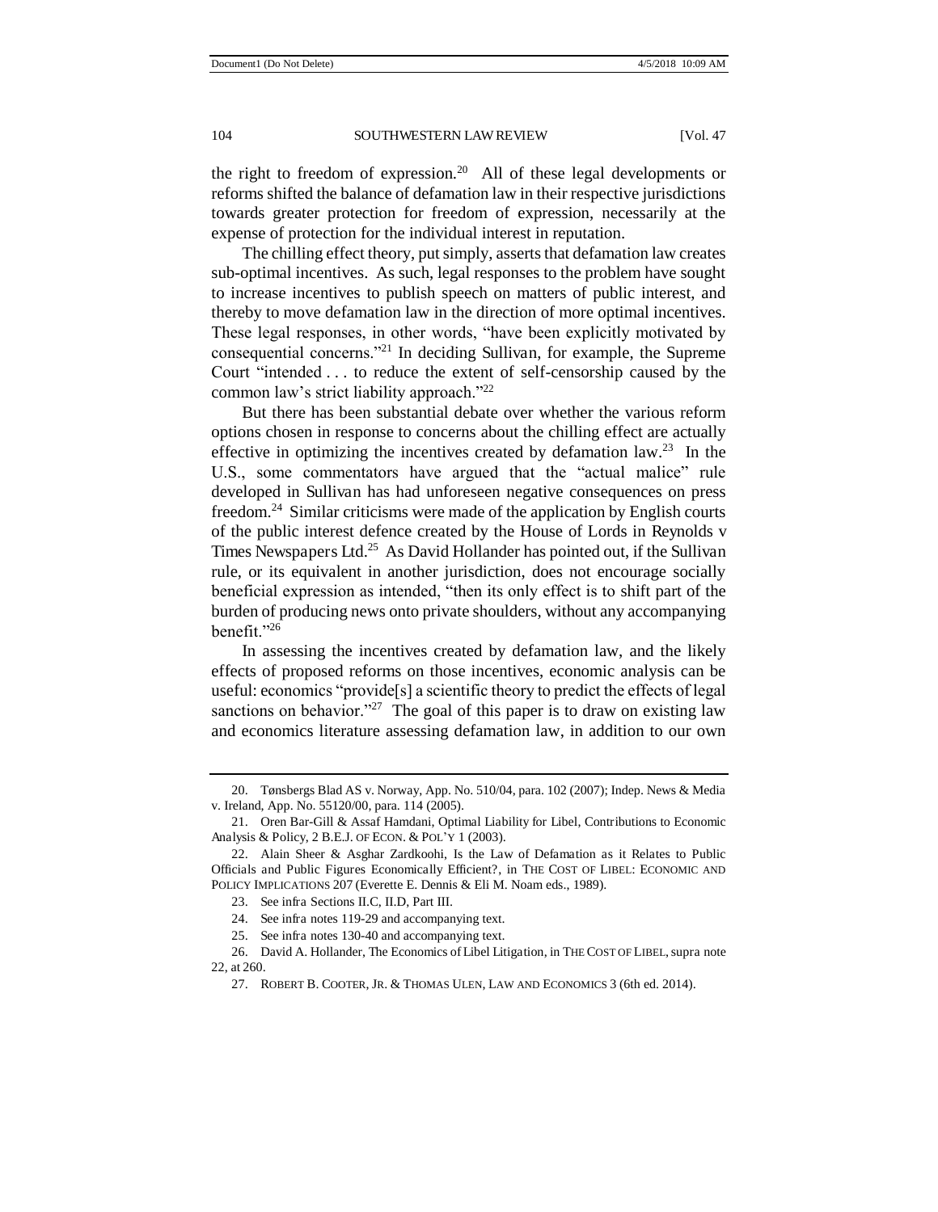the right to freedom of expression.[20] All of these legal developments or reforms shifted the balance of defamation law in their respective jurisdictions towards greater protection for freedom of expression, necessarily at the expense of protection for the individual interest in reputation.

The chilling effect theory, put simply, asserts that defamation law creates sub-optimal incentives. As such, legal responses to the problem have sought to increase incentives to publish speech on matters of public interest, and thereby to move defamation law in the direction of more optimal incentives. These legal responses, in other words, "have been explicitly motivated by consequential concerns."[21] In deciding Sullivan, for example, the Supreme Court "intended . . . to reduce the extent of self-censorship caused by the common law's strict liability approach."[22]

But there has been substantial debate over whether the various reform options chosen in response to concerns about the chilling effect are actually effective in optimizing the incentives created by defamation law.[23] In the U.S., some commentators have argued that the "actual malice" rule developed in Sullivan has had unforeseen negative consequences on press freedom.[24] Similar criticisms were made of the application by English courts of the public interest defence created by the House of Lords in Reynolds v Times Newspapers Ltd.[25] As David Hollander has pointed out, if the Sullivan rule, or its equivalent in another jurisdiction, does not encourage socially beneficial expression as intended, "then its only effect is to shift part of the burden of producing news onto private shoulders, without any accompanying benefit."[26]

In assessing the incentives created by defamation law, and the likely effects of proposed reforms on those incentives, economic analysis can be useful: economics "provide[s] a scientific theory to predict the effects of legal sanctions on behavior."[27] The goal of this paper is to draw on existing law and economics literature assessing defamation law, in addition to our own

---

20. Tønsbergs Blad AS v. Norway, App. No. 510/04, para. 102 (2007); Indep. News & Media v. Ireland, App. No. 55120/00, para. 114 (2005).

21. Oren Bar-Gill & Assaf Hamdani, Optimal Liability for Libel, Contributions to Economic Analysis & Policy, 2 B.E.J. OF ECON. & POL'Y 1 (2003).

22. Alain Sheer & Asghar Zardkoohi, Is the Law of Defamation as it Relates to Public Officials and Public Figures Economically Efficient?, in THE COST OF LIBEL: ECONOMIC AND POLICY IMPLICATIONS 207 (Everette E. Dennis & Eli M. Noam eds., 1989).

23. See infra Sections II.C, II.D, Part III.

24. See infra notes 119-29 and accompanying text.

25. See infra notes 130-40 and accompanying text.

26. David A. Hollander, The Economics of Libel Litigation, in THE COST OF LIBEL, supra note 22, at 260.

27. ROBERT B. COOTER, JR. & THOMAS ULEN, LAW AND ECONOMICS 3 (6th ed. 2014).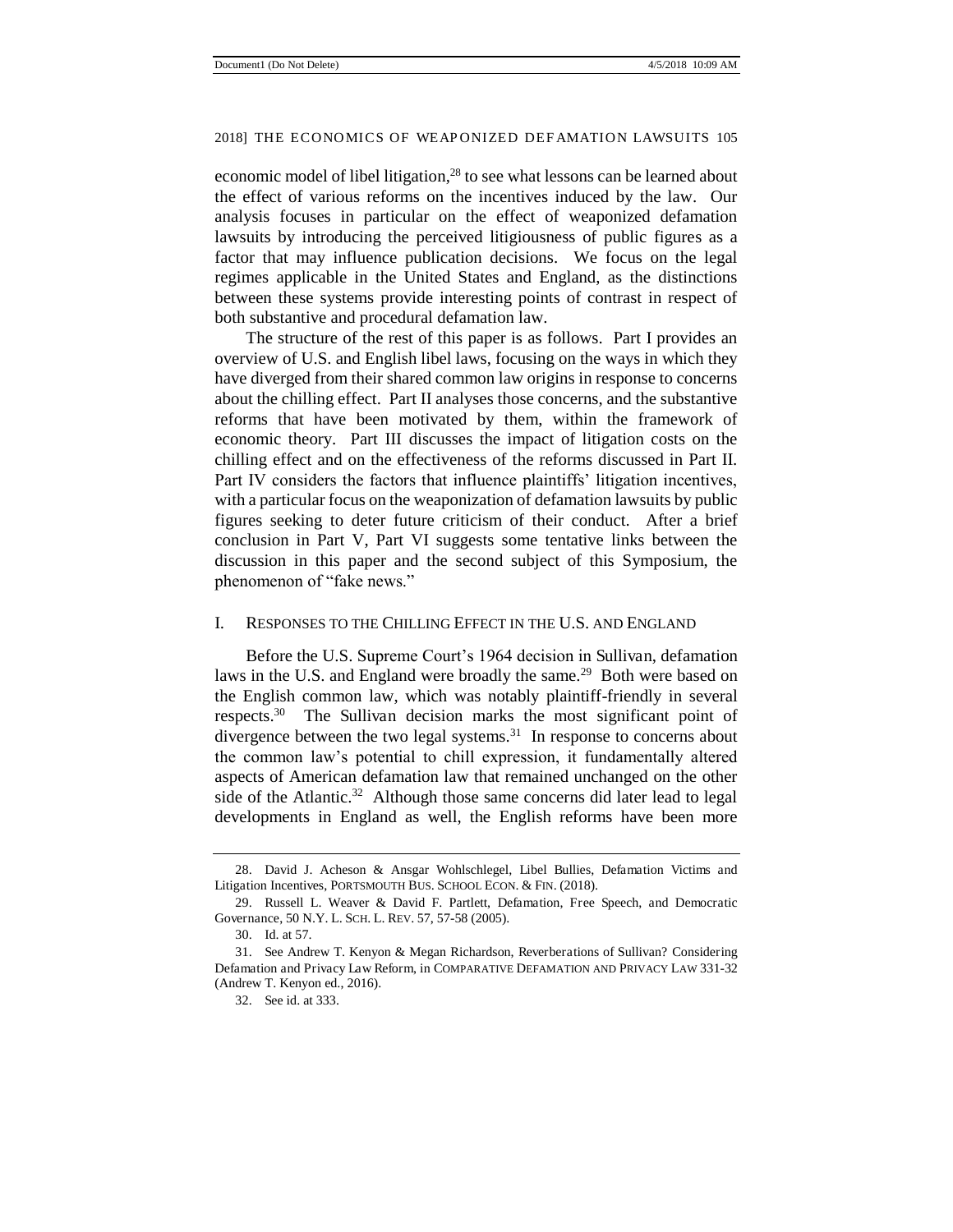economic model of libel litigation,[28] to see what lessons can be learned about the effect of various reforms on the incentives induced by the law. Our analysis focuses in particular on the effect of weaponized defamation lawsuits by introducing the perceived litigiousness of public figures as a factor that may influence publication decisions. We focus on the legal regimes applicable in the United States and England, as the distinctions between these systems provide interesting points of contrast in respect of both substantive and procedural defamation law.

The structure of the rest of this paper is as follows. Part I provides an overview of U.S. and English libel laws, focusing on the ways in which they have diverged from their shared common law origins in response to concerns about the chilling effect. Part II analyses those concerns, and the substantive reforms that have been motivated by them, within the framework of economic theory. Part III discusses the impact of litigation costs on the chilling effect and on the effectiveness of the reforms discussed in Part II. Part IV considers the factors that influence plaintiffs' litigation incentives, with a particular focus on the weaponization of defamation lawsuits by public figures seeking to deter future criticism of their conduct. After a brief conclusion in Part V, Part VI suggests some tentative links between the discussion in this paper and the second subject of this Symposium, the phenomenon of "fake news."

## I. RESPONSES TO THE CHILLING EFFECT IN THE U.S. AND ENGLAND

Before the U.S. Supreme Court's 1964 decision in Sullivan, defamation laws in the U.S. and England were broadly the same.[29] Both were based on the English common law, which was notably plaintiff-friendly in several respects.[30] The Sullivan decision marks the most significant point of divergence between the two legal systems.[31] In response to concerns about the common law's potential to chill expression, it fundamentally altered aspects of American defamation law that remained unchanged on the other side of the Atlantic.[32] Although those same concerns did later lead to legal developments in England as well, the English reforms have been more

---

28. David J. Acheson & Ansgar Wohlschlegel, Libel Bullies, Defamation Victims and Litigation Incentives, PORTSMOUTH BUS. SCHOOL ECON. & FIN. (2018).

29. Russell L. Weaver & David F. Partlett, Defamation, Free Speech, and Democratic Governance, 50 N.Y. L. SCH. L. REV. 57, 57-58 (2005).

30. Id. at 57.

31. See Andrew T. Kenyon & Megan Richardson, Reverberations of Sullivan? Considering Defamation and Privacy Law Reform, in COMPARATIVE DEFAMATION AND PRIVACY LAW 331-32 (Andrew T. Kenyon ed., 2016).

32. See id. at 333.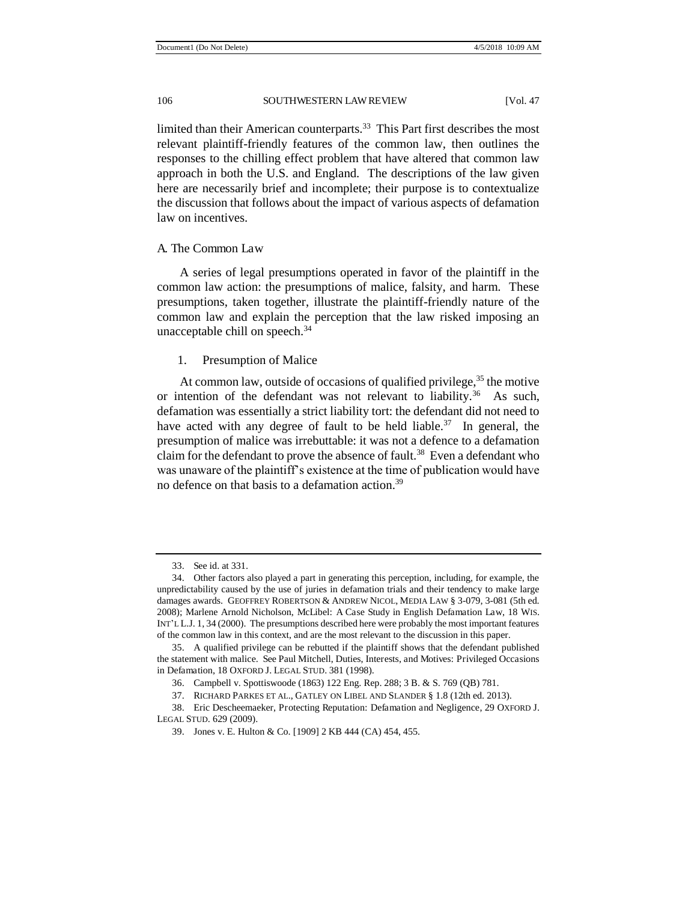limited than their American counterparts.[33] This Part first describes the most relevant plaintiff-friendly features of the common law, then outlines the responses to the chilling effect problem that have altered that common law approach in both the U.S. and England. The descriptions of the law given here are necessarily brief and incomplete; their purpose is to contextualize the discussion that follows about the impact of various aspects of defamation law on incentives.

## A. The Common Law

A series of legal presumptions operated in favor of the plaintiff in the common law action: the presumptions of malice, falsity, and harm. These presumptions, taken together, illustrate the plaintiff-friendly nature of the common law and explain the perception that the law risked imposing an unacceptable chill on speech.[34]

### 1. Presumption of Malice

At common law, outside of occasions of qualified privilege,[35] the motive or intention of the defendant was not relevant to liability.[36] As such, defamation was essentially a strict liability tort: the defendant did not need to have acted with any degree of fault to be held liable.[37] In general, the presumption of malice was irrebuttable: it was not a defence to a defamation claim for the defendant to prove the absence of fault.[38] Even a defendant who was unaware of the plaintiff's existence at the time of publication would have no defence on that basis to a defamation action.[39]

---

33. See id. at 331.

34. Other factors also played a part in generating this perception, including, for example, the unpredictability caused by the use of juries in defamation trials and their tendency to make large damages awards. GEOFFREY ROBERTSON & ANDREW NICOL, MEDIA LAW § 3-079, 3-081 (5th ed. 2008); Marlene Arnold Nicholson, McLibel: A Case Study in English Defamation Law, 18 WIS. INT'L L.J. 1, 34 (2000). The presumptions described here were probably the most important features of the common law in this context, and are the most relevant to the discussion in this paper.

35. A qualified privilege can be rebutted if the plaintiff shows that the defendant published the statement with malice. See Paul Mitchell, Duties, Interests, and Motives: Privileged Occasions in Defamation, 18 OXFORD J. LEGAL STUD. 381 (1998).

36. Campbell v. Spottiswoode (1863) 122 Eng. Rep. 288; 3 B. & S. 769 (QB) 781.

37. RICHARD PARKES ET AL., GATLEY ON LIBEL AND SLANDER § 1.8 (12th ed. 2013).

38. Eric Descheemaeker, Protecting Reputation: Defamation and Negligence, 29 OXFORD J. LEGAL STUD. 629 (2009).

39. Jones v. E. Hulton & Co. [1909] 2 KB 444 (CA) 454, 455.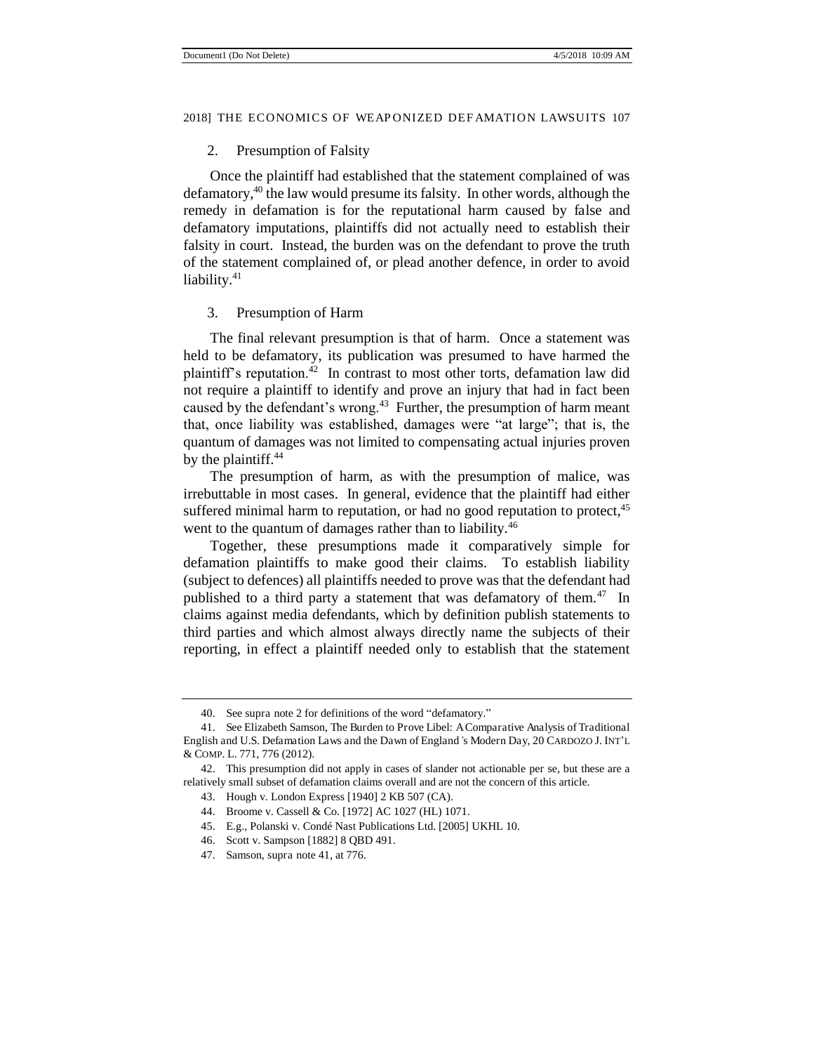### 2. Presumption of Falsity

Once the plaintiff had established that the statement complained of was defamatory,[40] the law would presume its falsity. In other words, although the remedy in defamation is for the reputational harm caused by false and defamatory imputations, plaintiffs did not actually need to establish their falsity in court. Instead, the burden was on the defendant to prove the truth of the statement complained of, or plead another defence, in order to avoid liability.[41]

### 3. Presumption of Harm

The final relevant presumption is that of harm. Once a statement was held to be defamatory, its publication was presumed to have harmed the plaintiff's reputation.[42] In contrast to most other torts, defamation law did not require a plaintiff to identify and prove an injury that had in fact been caused by the defendant's wrong.[43] Further, the presumption of harm meant that, once liability was established, damages were "at large"; that is, the quantum of damages was not limited to compensating actual injuries proven by the plaintiff.[44]

The presumption of harm, as with the presumption of malice, was irrebuttable in most cases. In general, evidence that the plaintiff had either suffered minimal harm to reputation, or had no good reputation to protect,[45] went to the quantum of damages rather than to liability.[46]

Together, these presumptions made it comparatively simple for defamation plaintiffs to make good their claims. To establish liability (subject to defences) all plaintiffs needed to prove was that the defendant had published to a third party a statement that was defamatory of them.[47] In claims against media defendants, which by definition publish statements to third parties and which almost always directly name the subjects of their reporting, in effect a plaintiff needed only to establish that the statement

---

40. See *supra* note 2 for definitions of the word "defamatory."

41. See Elizabeth Samson, *The Burden to Prove Libel: A Comparative Analysis of Traditional English and U.S. Defamation Laws and the Dawn of England's Modern Day*, 20 CARDOZO J. INT'L & COMP. L. 771, 776 (2012).

42. This presumption did not apply in cases of slander not actionable per se, but these are a relatively small subset of defamation claims overall and are not the concern of this article.

43. Hough v. London Express [1940] 2 KB 507 (CA).

44. Broome v. Cassell & Co. [1972] AC 1027 (HL) 1071.

45. *E.g.*, Polanski v. Condé Nast Publications Ltd. [2005] UKHL 10.

46. Scott v. Sampson [1882] 8 QBD 491.

47. Samson, *supra* note 41, at 776.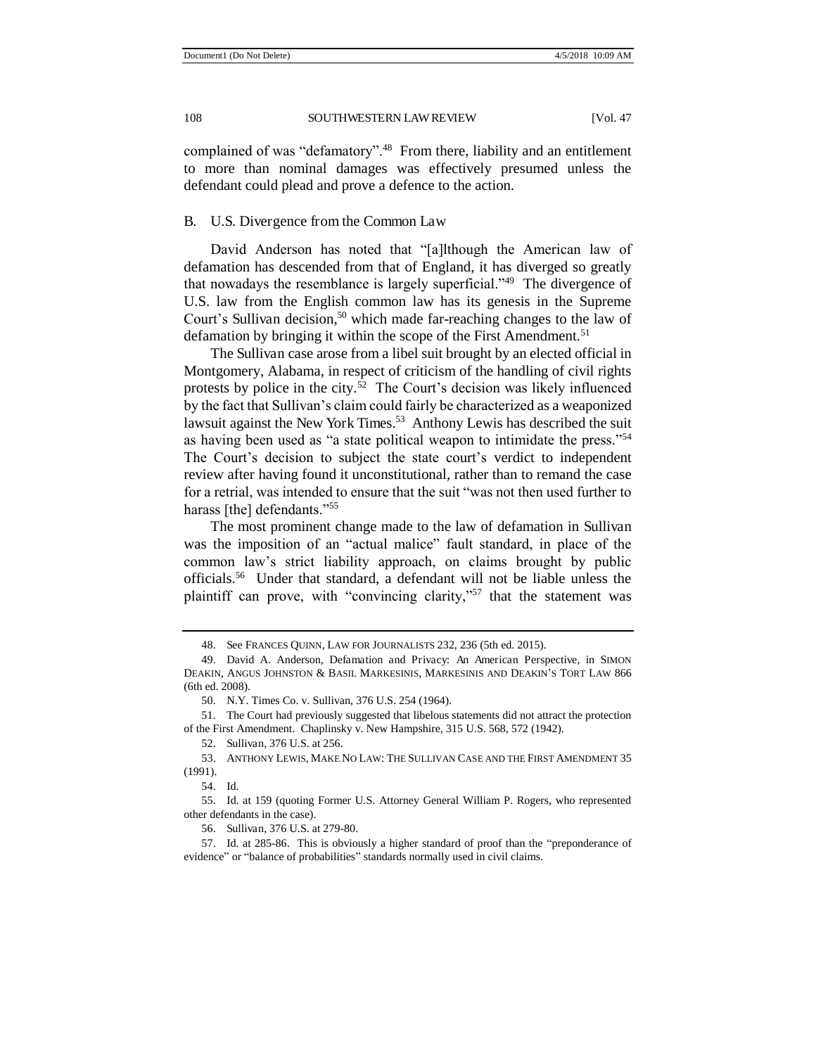complained of was "defamatory".[48] From there, liability and an entitlement to more than nominal damages was effectively presumed unless the defendant could plead and prove a defence to the action.

## B. U.S. Divergence from the Common Law

David Anderson has noted that "[a]lthough the American law of defamation has descended from that of England, it has diverged so greatly that nowadays the resemblance is largely superficial."[49] The divergence of U.S. law from the English common law has its genesis in the Supreme Court's Sullivan decision,[50] which made far-reaching changes to the law of defamation by bringing it within the scope of the First Amendment.[51]

The Sullivan case arose from a libel suit brought by an elected official in Montgomery, Alabama, in respect of criticism of the handling of civil rights protests by police in the city.[52] The Court's decision was likely influenced by the fact that Sullivan's claim could fairly be characterized as a weaponized lawsuit against the New York Times.[53] Anthony Lewis has described the suit as having been used as "a state political weapon to intimidate the press."[54] The Court's decision to subject the state court's verdict to independent review after having found it unconstitutional, rather than to remand the case for a retrial, was intended to ensure that the suit "was not then used further to harass [the] defendants."[55]

The most prominent change made to the law of defamation in Sullivan was the imposition of an "actual malice" fault standard, in place of the common law's strict liability approach, on claims brought by public officials.[56] Under that standard, a defendant will not be liable unless the plaintiff can prove, with "convincing clarity,"[57] that the statement was

---

48. See FRANCES QUINN, LAW FOR JOURNALISTS 232, 236 (5th ed. 2015).

49. David A. Anderson, Defamation and Privacy: An American Perspective, in SIMON DEAKIN, ANGUS JOHNSTON & BASIL MARKESINIS, MARKESINIS AND DEAKIN'S TORT LAW 866 (6th ed. 2008).

50. N.Y. Times Co. v. Sullivan, 376 U.S. 254 (1964).

51. The Court had previously suggested that libelous statements did not attract the protection of the First Amendment. Chaplinsky v. New Hampshire, 315 U.S. 568, 572 (1942).

52. Sullivan, 376 U.S. at 256.

53. ANTHONY LEWIS, MAKE NO LAW: THE SULLIVAN CASE AND THE FIRST AMENDMENT 35 (1991).

54. Id.

55. Id. at 159 (quoting Former U.S. Attorney General William P. Rogers, who represented other defendants in the case).

56. Sullivan, 376 U.S. at 279-80.

57. Id. at 285-86. This is obviously a higher standard of proof than the "preponderance of evidence" or "balance of probabilities" standards normally used in civil claims.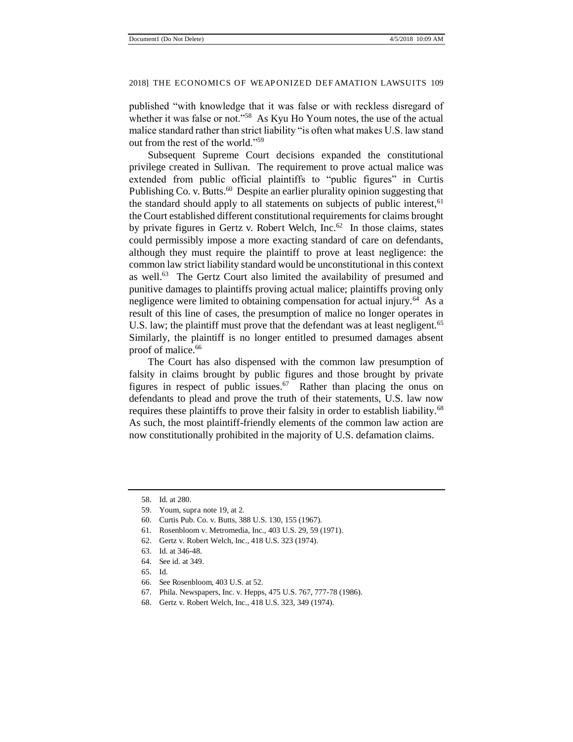published "with knowledge that it was false or with reckless disregard of whether it was false or not."[58] As Kyu Ho Youm notes, the use of the actual malice standard rather than strict liability "is often what makes U.S. law stand out from the rest of the world."[59]

Subsequent Supreme Court decisions expanded the constitutional privilege created in Sullivan. The requirement to prove actual malice was extended from public official plaintiffs to "public figures" in Curtis Publishing Co. v. Butts.[60] Despite an earlier plurality opinion suggesting that the standard should apply to all statements on subjects of public interest,[61] the Court established different constitutional requirements for claims brought by private figures in Gertz v. Robert Welch, Inc.[62] In those claims, states could permissibly impose a more exacting standard of care on defendants, although they must require the plaintiff to prove at least negligence: the common law strict liability standard would be unconstitutional in this context as well.[63] The Gertz Court also limited the availability of presumed and punitive damages to plaintiffs proving actual malice; plaintiffs proving only negligence were limited to obtaining compensation for actual injury.[64] As a result of this line of cases, the presumption of malice no longer operates in U.S. law; the plaintiff must prove that the defendant was at least negligent.[65] Similarly, the plaintiff is no longer entitled to presumed damages absent proof of malice.[66]

The Court has also dispensed with the common law presumption of falsity in claims brought by public figures and those brought by private figures in respect of public issues.[67] Rather than placing the onus on defendants to plead and prove the truth of their statements, U.S. law now requires these plaintiffs to prove their falsity in order to establish liability.[68] As such, the most plaintiff-friendly elements of the common law action are now constitutionally prohibited in the majority of U.S. defamation claims.

---

58. Id. at 280.
59. Youm, *supra* note 19, at 2.
60. Curtis Pub. Co. v. Butts, 388 U.S. 130, 155 (1967).
61. Rosenbloom v. Metromedia, Inc., 403 U.S. 29, 59 (1971).
62. Gertz v. Robert Welch, Inc., 418 U.S. 323 (1974).
63. Id. at 346-48.
64. See id. at 349.
65. Id.
66. See Rosenbloom, 403 U.S. at 52.
67. Phila. Newspapers, Inc. v. Hepps, 475 U.S. 767, 777-78 (1986).
68. Gertz v. Robert Welch, Inc., 418 U.S. 323, 349 (1974).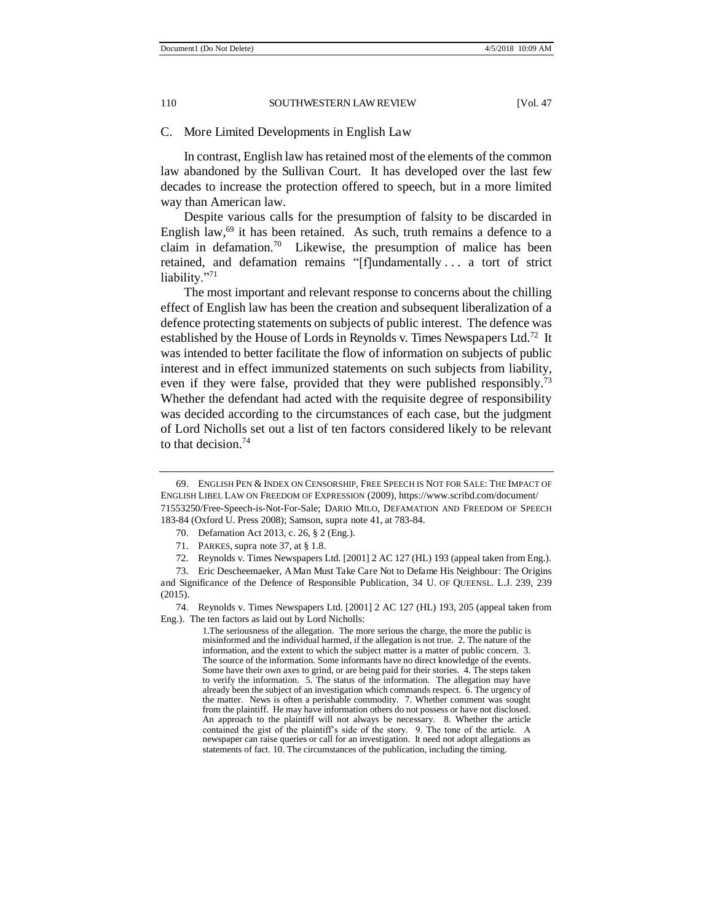## C. More Limited Developments in English Law

In contrast, English law has retained most of the elements of the common law abandoned by the Sullivan Court. It has developed over the last few decades to increase the protection offered to speech, but in a more limited way than American law.

Despite various calls for the presumption of falsity to be discarded in English law,[69] it has been retained. As such, truth remains a defence to a claim in defamation.[70] Likewise, the presumption of malice has been retained, and defamation remains "[f]undamentally . . . a tort of strict liability."[71]

The most important and relevant response to concerns about the chilling effect of English law has been the creation and subsequent liberalization of a defence protecting statements on subjects of public interest. The defence was established by the House of Lords in Reynolds v. Times Newspapers Ltd.[72] It was intended to better facilitate the flow of information on subjects of public interest and in effect immunized statements on such subjects from liability, even if they were false, provided that they were published responsibly.[73] Whether the defendant had acted with the requisite degree of responsibility was decided according to the circumstances of each case, but the judgment of Lord Nicholls set out a list of ten factors considered likely to be relevant to that decision.[74]

---

69. ENGLISH PEN & INDEX ON CENSORSHIP, FREE SPEECH IS NOT FOR SALE: THE IMPACT OF ENGLISH LIBEL LAW ON FREEDOM OF EXPRESSION (2009), https://www.scribd.com/document/71553250/Free-Speech-is-Not-For-Sale; DARIO MILO, DEFAMATION AND FREEDOM OF SPEECH 183-84 (Oxford U. Press 2008); Samson, *supra* note 41, at 783-84.

70. Defamation Act 2013, c. 26, § 2 (Eng.).

71. PARKES, *supra* note 37, at § 1.8.

72. Reynolds v. Times Newspapers Ltd. [2001] 2 AC 127 (HL) 193 (appeal taken from Eng.).

73. Eric Descheemaeker, *A Man Must Take Care Not to Defame His Neighbour: The Origins and Significance of the Defence of Responsible Publication*, 34 U. OF QUEENSL. L.J. 239, 239 (2015).

74. Reynolds v. Times Newspapers Ltd. [2001] 2 AC 127 (HL) 193, 205 (appeal taken from Eng.). The ten factors as laid out by Lord Nicholls:

> 1.The seriousness of the allegation. The more serious the charge, the more the public is misinformed and the individual harmed, if the allegation is not true. 2. The nature of the information, and the extent to which the subject matter is a matter of public concern. 3. The source of the information. Some informants have no direct knowledge of the events. Some have their own axes to grind, or are being paid for their stories. 4. The steps taken to verify the information. 5. The status of the information. The allegation may have already been the subject of an investigation which commands respect. 6. The urgency of the matter. News is often a perishable commodity. 7. Whether comment was sought from the plaintiff. He may have information others do not possess or have not disclosed. An approach to the plaintiff will not always be necessary. 8. Whether the article contained the gist of the plaintiff's side of the story. 9. The tone of the article. A newspaper can raise queries or call for an investigation. It need not adopt allegations as statements of fact. 10. The circumstances of the publication, including the timing.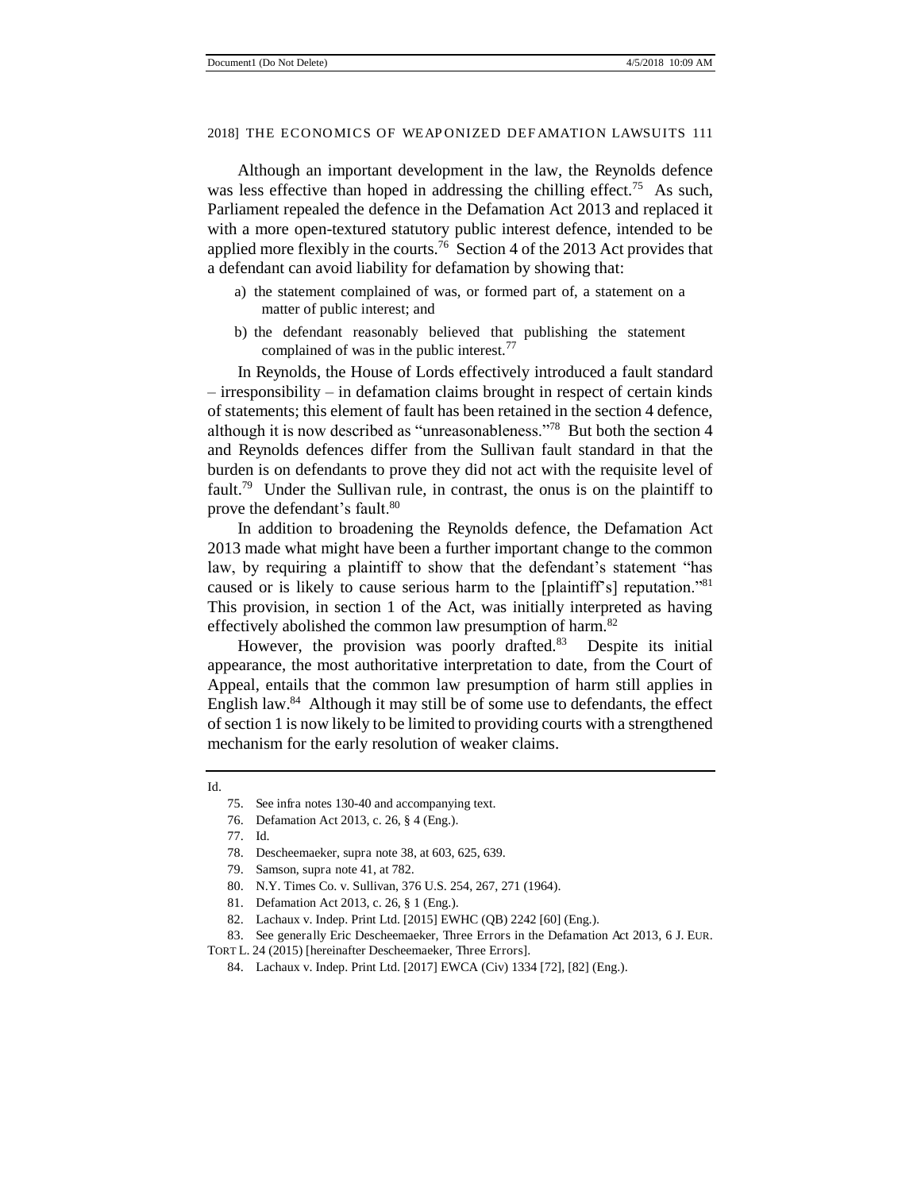Although an important development in the law, the Reynolds defence was less effective than hoped in addressing the chilling effect.[75] As such, Parliament repealed the defence in the Defamation Act 2013 and replaced it with a more open-textured statutory public interest defence, intended to be applied more flexibly in the courts.[76] Section 4 of the 2013 Act provides that a defendant can avoid liability for defamation by showing that:

a) the statement complained of was, or formed part of, a statement on a matter of public interest; and

b) the defendant reasonably believed that publishing the statement complained of was in the public interest.[77]

In Reynolds, the House of Lords effectively introduced a fault standard – irresponsibility – in defamation claims brought in respect of certain kinds of statements; this element of fault has been retained in the section 4 defence, although it is now described as "unreasonableness."[78] But both the section 4 and Reynolds defences differ from the Sullivan fault standard in that the burden is on defendants to prove they did not act with the requisite level of fault.[79] Under the Sullivan rule, in contrast, the onus is on the plaintiff to prove the defendant's fault.[80]

In addition to broadening the Reynolds defence, the Defamation Act 2013 made what might have been a further important change to the common law, by requiring a plaintiff to show that the defendant's statement "has caused or is likely to cause serious harm to the [plaintiff's] reputation."[81] This provision, in section 1 of the Act, was initially interpreted as having effectively abolished the common law presumption of harm.[82]

However, the provision was poorly drafted.[83] Despite its initial appearance, the most authoritative interpretation to date, from the Court of Appeal, entails that the common law presumption of harm still applies in English law.[84] Although it may still be of some use to defendants, the effect of section 1 is now likely to be limited to providing courts with a strengthened mechanism for the early resolution of weaker claims.

---

Id.

75. See infra notes 130-40 and accompanying text.

76. Defamation Act 2013, c. 26, § 4 (Eng.).

77. Id.

78. Descheemaeker, supra note 38, at 603, 625, 639.

79. Samson, supra note 41, at 782.

80. N.Y. Times Co. v. Sullivan, 376 U.S. 254, 267, 271 (1964).

81. Defamation Act 2013, c. 26, § 1 (Eng.).

82. Lachaux v. Indep. Print Ltd. [2015] EWHC (QB) 2242 [60] (Eng.).

83. See generally Eric Descheemaeker, Three Errors in the Defamation Act 2013, 6 J. EUR. TORT L. 24 (2015) [hereinafter Descheemaeker, Three Errors].

84. Lachaux v. Indep. Print Ltd. [2017] EWCA (Civ) 1334 [72], [82] (Eng.).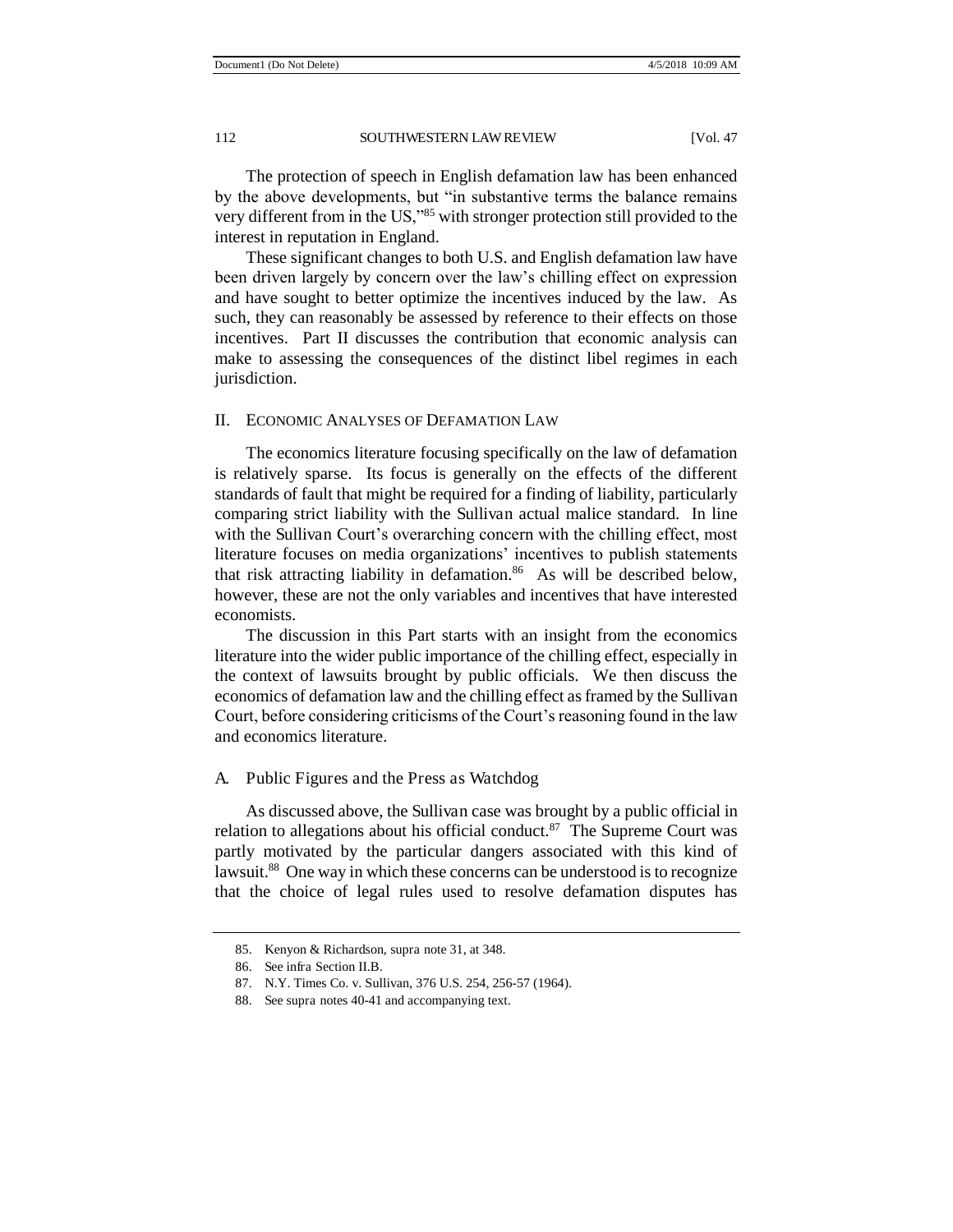The protection of speech in English defamation law has been enhanced by the above developments, but "in substantive terms the balance remains very different from in the US,"[85] with stronger protection still provided to the interest in reputation in England.

These significant changes to both U.S. and English defamation law have been driven largely by concern over the law's chilling effect on expression and have sought to better optimize the incentives induced by the law. As such, they can reasonably be assessed by reference to their effects on those incentives. Part II discusses the contribution that economic analysis can make to assessing the consequences of the distinct libel regimes in each jurisdiction.

## II. Economic Analyses of Defamation Law

The economics literature focusing specifically on the law of defamation is relatively sparse. Its focus is generally on the effects of the different standards of fault that might be required for a finding of liability, particularly comparing strict liability with the *Sullivan* actual malice standard. In line with the *Sullivan* Court's overarching concern with the chilling effect, most literature focuses on media organizations' incentives to publish statements that risk attracting liability in defamation.[86] As will be described below, however, these are not the only variables and incentives that have interested economists.

The discussion in this Part starts with an insight from the economics literature into the wider public importance of the chilling effect, especially in the context of lawsuits brought by public officials. We then discuss the economics of defamation law and the chilling effect as framed by the *Sullivan* Court, before considering criticisms of the Court's reasoning found in the law and economics literature.

### A. Public Figures and the Press as Watchdog

As discussed above, the *Sullivan* case was brought by a public official in relation to allegations about his official conduct.[87] The Supreme Court was partly motivated by the particular dangers associated with this kind of lawsuit.[88] One way in which these concerns can be understood is to recognize that the choice of legal rules used to resolve defamation disputes has

---

85. Kenyon & Richardson, *supra* note 31, at 348.

86. *See infra* Section II.B.

87. N.Y. Times Co. v. Sullivan, 376 U.S. 254, 256-57 (1964).

88. *See supra* notes 40-41 and accompanying text.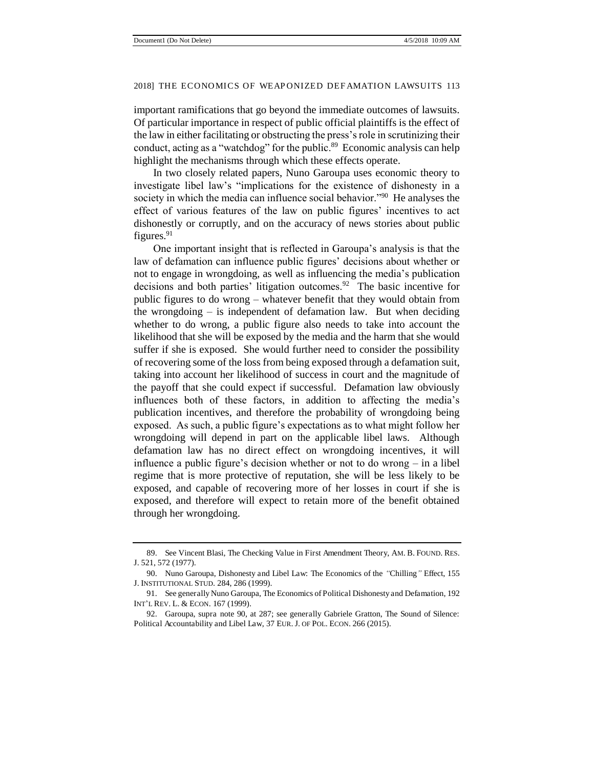important ramifications that go beyond the immediate outcomes of lawsuits. Of particular importance in respect of public official plaintiffs is the effect of the law in either facilitating or obstructing the press's role in scrutinizing their conduct, acting as a "watchdog" for the public.[89] Economic analysis can help highlight the mechanisms through which these effects operate.

In two closely related papers, Nuno Garoupa uses economic theory to investigate libel law's "implications for the existence of dishonesty in a society in which the media can influence social behavior."[90] He analyses the effect of various features of the law on public figures' incentives to act dishonestly or corruptly, and on the accuracy of news stories about public figures.[91]

One important insight that is reflected in Garoupa's analysis is that the law of defamation can influence public figures' decisions about whether or not to engage in wrongdoing, as well as influencing the media's publication decisions and both parties' litigation outcomes.[92] The basic incentive for public figures to do wrong – whatever benefit that they would obtain from the wrongdoing – is independent of defamation law. But when deciding whether to do wrong, a public figure also needs to take into account the likelihood that she will be exposed by the media and the harm that she would suffer if she is exposed. She would further need to consider the possibility of recovering some of the loss from being exposed through a defamation suit, taking into account her likelihood of success in court and the magnitude of the payoff that she could expect if successful. Defamation law obviously influences both of these factors, in addition to affecting the media's publication incentives, and therefore the probability of wrongdoing being exposed. As such, a public figure's expectations as to what might follow her wrongdoing will depend in part on the applicable libel laws. Although defamation law has no direct effect on wrongdoing incentives, it will influence a public figure's decision whether or not to do wrong – in a libel regime that is more protective of reputation, she will be less likely to be exposed, and capable of recovering more of her losses in court if she is exposed, and therefore will expect to retain more of the benefit obtained through her wrongdoing.

---

89. See Vincent Blasi, The Checking Value in First Amendment Theory, AM. B. FOUND. RES. J. 521, 572 (1977).

90. Nuno Garoupa, Dishonesty and Libel Law: The Economics of the *"*Chilling*"* Effect, 155 J. INSTITUTIONAL STUD. 284, 286 (1999).

91. See generally Nuno Garoupa, The Economics of Political Dishonesty and Defamation, 192 INT'L REV. L. & ECON. 167 (1999).

92. Garoupa, supra note 90, at 287; see generally Gabriele Gratton, The Sound of Silence: Political Accountability and Libel Law, 37 EUR. J. OF POL. ECON. 266 (2015).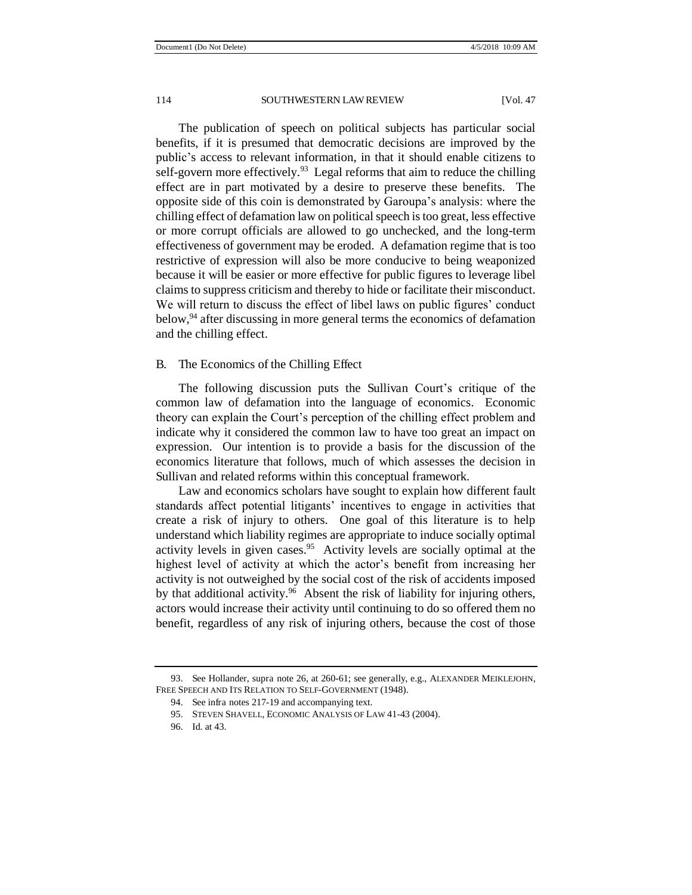The publication of speech on political subjects has particular social benefits, if it is presumed that democratic decisions are improved by the public's access to relevant information, in that it should enable citizens to self-govern more effectively.[93] Legal reforms that aim to reduce the chilling effect are in part motivated by a desire to preserve these benefits. The opposite side of this coin is demonstrated by Garoupa's analysis: where the chilling effect of defamation law on political speech is too great, less effective or more corrupt officials are allowed to go unchecked, and the long-term effectiveness of government may be eroded. A defamation regime that is too restrictive of expression will also be more conducive to being weaponized because it will be easier or more effective for public figures to leverage libel claims to suppress criticism and thereby to hide or facilitate their misconduct. We will return to discuss the effect of libel laws on public figures' conduct below,[94] after discussing in more general terms the economics of defamation and the chilling effect.

### B. The Economics of the Chilling Effect

The following discussion puts the Sullivan Court's critique of the common law of defamation into the language of economics. Economic theory can explain the Court's perception of the chilling effect problem and indicate why it considered the common law to have too great an impact on expression. Our intention is to provide a basis for the discussion of the economics literature that follows, much of which assesses the decision in Sullivan and related reforms within this conceptual framework.

Law and economics scholars have sought to explain how different fault standards affect potential litigants' incentives to engage in activities that create a risk of injury to others. One goal of this literature is to help understand which liability regimes are appropriate to induce socially optimal activity levels in given cases.[95] Activity levels are socially optimal at the highest level of activity at which the actor's benefit from increasing her activity is not outweighed by the social cost of the risk of accidents imposed by that additional activity.[96] Absent the risk of liability for injuring others, actors would increase their activity until continuing to do so offered them no benefit, regardless of any risk of injuring others, because the cost of those

---

93. See Hollander, supra note 26, at 260-61; see generally, e.g., ALEXANDER MEIKLEJOHN, FREE SPEECH AND ITS RELATION TO SELF-GOVERNMENT (1948).

94. See infra notes 217-19 and accompanying text.

95. STEVEN SHAVELL, ECONOMIC ANALYSIS OF LAW 41-43 (2004).

96. Id. at 43.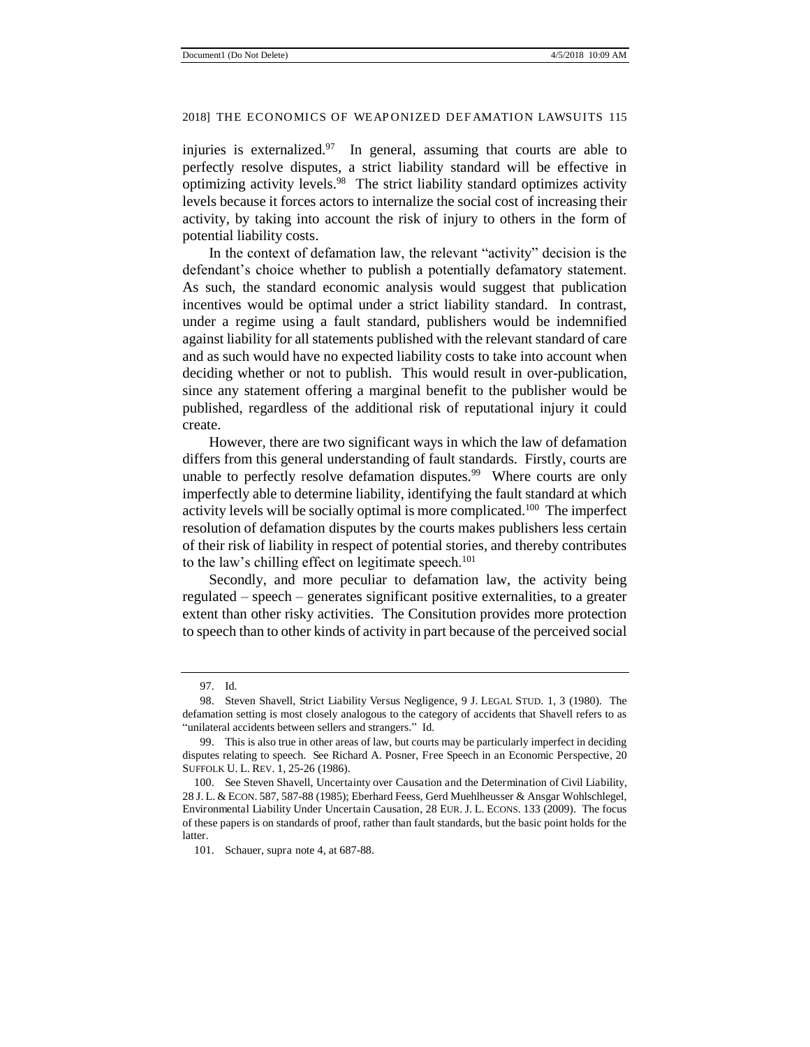injuries is externalized.[97] In general, assuming that courts are able to perfectly resolve disputes, a strict liability standard will be effective in optimizing activity levels.[98] The strict liability standard optimizes activity levels because it forces actors to internalize the social cost of increasing their activity, by taking into account the risk of injury to others in the form of potential liability costs.

In the context of defamation law, the relevant "activity" decision is the defendant's choice whether to publish a potentially defamatory statement. As such, the standard economic analysis would suggest that publication incentives would be optimal under a strict liability standard. In contrast, under a regime using a fault standard, publishers would be indemnified against liability for all statements published with the relevant standard of care and as such would have no expected liability costs to take into account when deciding whether or not to publish. This would result in over-publication, since any statement offering a marginal benefit to the publisher would be published, regardless of the additional risk of reputational injury it could create.

However, there are two significant ways in which the law of defamation differs from this general understanding of fault standards. Firstly, courts are unable to perfectly resolve defamation disputes.[99] Where courts are only imperfectly able to determine liability, identifying the fault standard at which activity levels will be socially optimal is more complicated.[100] The imperfect resolution of defamation disputes by the courts makes publishers less certain of their risk of liability in respect of potential stories, and thereby contributes to the law's chilling effect on legitimate speech.[101]

Secondly, and more peculiar to defamation law, the activity being regulated – speech – generates significant positive externalities, to a greater extent than other risky activities. The Consitution provides more protection to speech than to other kinds of activity in part because of the perceived social

---

97. Id.

98. Steven Shavell, Strict Liability Versus Negligence, 9 J. LEGAL STUD. 1, 3 (1980). The defamation setting is most closely analogous to the category of accidents that Shavell refers to as "unilateral accidents between sellers and strangers." Id.

99. This is also true in other areas of law, but courts may be particularly imperfect in deciding disputes relating to speech. See Richard A. Posner, Free Speech in an Economic Perspective, 20 SUFFOLK U. L. REV. 1, 25-26 (1986).

100. See Steven Shavell, Uncertainty over Causation and the Determination of Civil Liability, 28 J. L. & ECON. 587, 587-88 (1985); Eberhard Feess, Gerd Muehlheusser & Ansgar Wohlschlegel, Environmental Liability Under Uncertain Causation, 28 EUR. J. L. ECONS. 133 (2009). The focus of these papers is on standards of proof, rather than fault standards, but the basic point holds for the latter.

101. Schauer, supra note 4, at 687-88.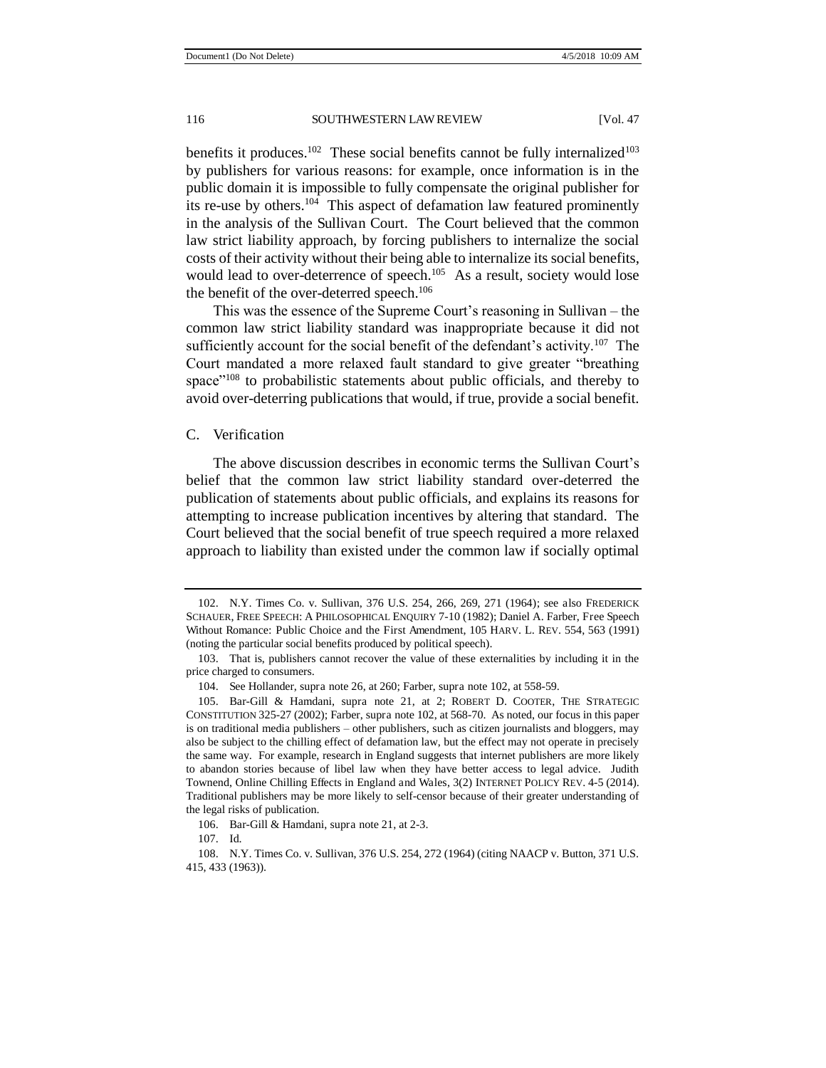benefits it produces.[102] These social benefits cannot be fully internalized[103] by publishers for various reasons: for example, once information is in the public domain it is impossible to fully compensate the original publisher for its re-use by others.[104] This aspect of defamation law featured prominently in the analysis of the Sullivan Court. The Court believed that the common law strict liability approach, by forcing publishers to internalize the social costs of their activity without their being able to internalize its social benefits, would lead to over-deterrence of speech.[105] As a result, society would lose the benefit of the over-deterred speech.[106]

This was the essence of the Supreme Court's reasoning in Sullivan – the common law strict liability standard was inappropriate because it did not sufficiently account for the social benefit of the defendant's activity.[107] The Court mandated a more relaxed fault standard to give greater "breathing space"[108] to probabilistic statements about public officials, and thereby to avoid over-deterring publications that would, if true, provide a social benefit.

### C. Verification

The above discussion describes in economic terms the Sullivan Court's belief that the common law strict liability standard over-deterred the publication of statements about public officials, and explains its reasons for attempting to increase publication incentives by altering that standard. The Court believed that the social benefit of true speech required a more relaxed approach to liability than existed under the common law if socially optimal

---

102. N.Y. Times Co. v. Sullivan, 376 U.S. 254, 266, 269, 271 (1964); see also FREDERICK SCHAUER, FREE SPEECH: A PHILOSOPHICAL ENQUIRY 7-10 (1982); Daniel A. Farber, Free Speech Without Romance: Public Choice and the First Amendment, 105 HARV. L. REV. 554, 563 (1991) (noting the particular social benefits produced by political speech).

103. That is, publishers cannot recover the value of these externalities by including it in the price charged to consumers.

104. See Hollander, supra note 26, at 260; Farber, supra note 102, at 558-59.

105. Bar-Gill & Hamdani, supra note 21, at 2; ROBERT D. COOTER, THE STRATEGIC CONSTITUTION 325-27 (2002); Farber, supra note 102, at 568-70. As noted, our focus in this paper is on traditional media publishers – other publishers, such as citizen journalists and bloggers, may also be subject to the chilling effect of defamation law, but the effect may not operate in precisely the same way. For example, research in England suggests that internet publishers are more likely to abandon stories because of libel law when they have better access to legal advice. Judith Townend, Online Chilling Effects in England and Wales, 3(2) INTERNET POLICY REV. 4-5 (2014). Traditional publishers may be more likely to self-censor because of their greater understanding of the legal risks of publication.

106. Bar-Gill & Hamdani, supra note 21, at 2-3.

107. Id.

108. N.Y. Times Co. v. Sullivan, 376 U.S. 254, 272 (1964) (citing NAACP v. Button, 371 U.S. 415, 433 (1963)).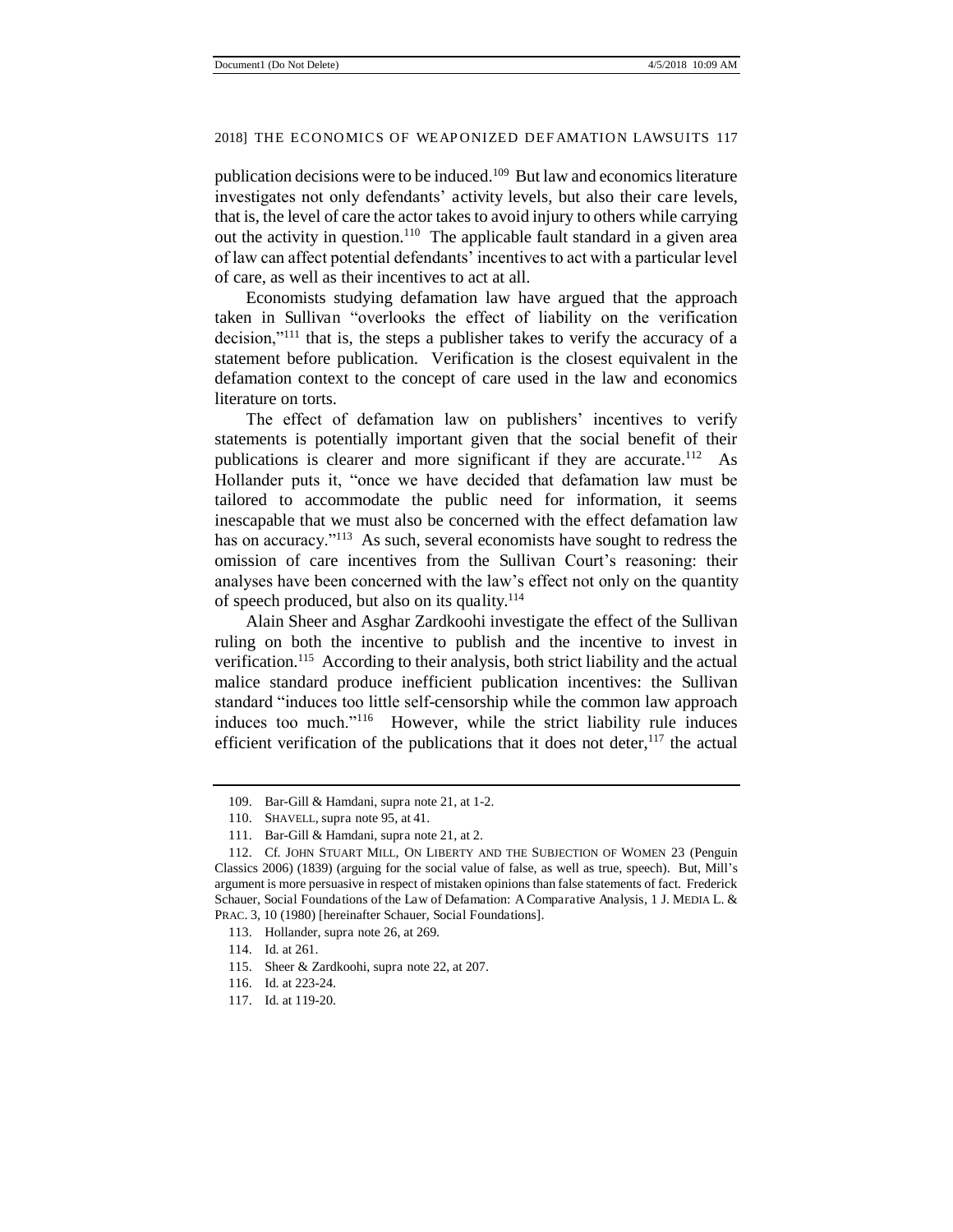publication decisions were to be induced.[109] But law and economics literature investigates not only defendants' activity levels, but also their care levels, that is, the level of care the actor takes to avoid injury to others while carrying out the activity in question.[110] The applicable fault standard in a given area of law can affect potential defendants' incentives to act with a particular level of care, as well as their incentives to act at all.

Economists studying defamation law have argued that the approach taken in Sullivan "overlooks the effect of liability on the verification decision,"[111] that is, the steps a publisher takes to verify the accuracy of a statement before publication. Verification is the closest equivalent in the defamation context to the concept of care used in the law and economics literature on torts.

The effect of defamation law on publishers' incentives to verify statements is potentially important given that the social benefit of their publications is clearer and more significant if they are accurate.[112] As Hollander puts it, "once we have decided that defamation law must be tailored to accommodate the public need for information, it seems inescapable that we must also be concerned with the effect defamation law has on accuracy."[113] As such, several economists have sought to redress the omission of care incentives from the Sullivan Court's reasoning: their analyses have been concerned with the law's effect not only on the quantity of speech produced, but also on its quality.[114]

Alain Sheer and Asghar Zardkoohi investigate the effect of the Sullivan ruling on both the incentive to publish and the incentive to invest in verification.[115] According to their analysis, both strict liability and the actual malice standard produce inefficient publication incentives: the Sullivan standard "induces too little self-censorship while the common law approach induces too much."[116] However, while the strict liability rule induces efficient verification of the publications that it does not deter,[117] the actual

---

109. Bar-Gill & Hamdani, supra note 21, at 1-2.

110. SHAVELL, supra note 95, at 41.

111. Bar-Gill & Hamdani, supra note 21, at 2.

112. Cf. JOHN STUART MILL, ON LIBERTY AND THE SUBJECTION OF WOMEN 23 (Penguin Classics 2006) (1839) (arguing for the social value of false, as well as true, speech). But, Mill's argument is more persuasive in respect of mistaken opinions than false statements of fact. Frederick Schauer, Social Foundations of the Law of Defamation: A Comparative Analysis, 1 J. MEDIA L. & PRAC. 3, 10 (1980) [hereinafter Schauer, Social Foundations].

113. Hollander, supra note 26, at 269.

114. Id. at 261.

115. Sheer & Zardkoohi, supra note 22, at 207.

116. Id. at 223-24.

117. Id. at 119-20.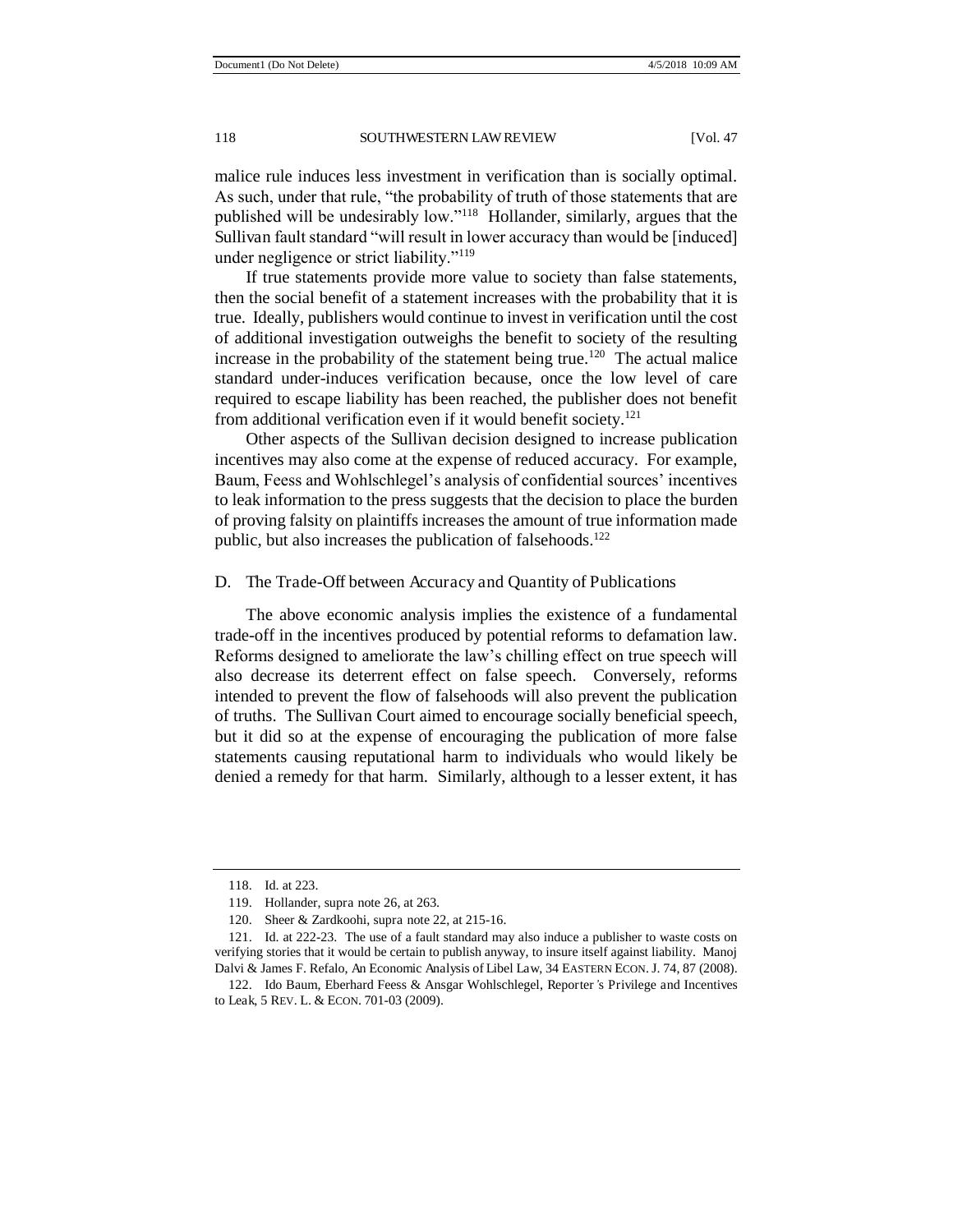malice rule induces less investment in verification than is socially optimal. As such, under that rule, "the probability of truth of those statements that are published will be undesirably low."[118] Hollander, similarly, argues that the Sullivan fault standard "will result in lower accuracy than would be [induced] under negligence or strict liability."[119]

If true statements provide more value to society than false statements, then the social benefit of a statement increases with the probability that it is true. Ideally, publishers would continue to invest in verification until the cost of additional investigation outweighs the benefit to society of the resulting increase in the probability of the statement being true.[120] The actual malice standard under-induces verification because, once the low level of care required to escape liability has been reached, the publisher does not benefit from additional verification even if it would benefit society.[121]

Other aspects of the Sullivan decision designed to increase publication incentives may also come at the expense of reduced accuracy. For example, Baum, Feess and Wohlschlegel's analysis of confidential sources' incentives to leak information to the press suggests that the decision to place the burden of proving falsity on plaintiffs increases the amount of true information made public, but also increases the publication of falsehoods.[122]

## D. The Trade-Off between Accuracy and Quantity of Publications

The above economic analysis implies the existence of a fundamental trade-off in the incentives produced by potential reforms to defamation law. Reforms designed to ameliorate the law's chilling effect on true speech will also decrease its deterrent effect on false speech. Conversely, reforms intended to prevent the flow of falsehoods will also prevent the publication of truths. The Sullivan Court aimed to encourage socially beneficial speech, but it did so at the expense of encouraging the publication of more false statements causing reputational harm to individuals who would likely be denied a remedy for that harm. Similarly, although to a lesser extent, it has

---

118. Id. at 223.

119. Hollander, supra note 26, at 263.

120. Sheer & Zardkoohi, supra note 22, at 215-16.

121. Id. at 222-23. The use of a fault standard may also induce a publisher to waste costs on verifying stories that it would be certain to publish anyway, to insure itself against liability. Manoj Dalvi & James F. Refalo, An Economic Analysis of Libel Law, 34 EASTERN ECON. J. 74, 87 (2008).

122. Ido Baum, Eberhard Feess & Ansgar Wohlschlegel, Reporter's Privilege and Incentives to Leak, 5 REV. L. & ECON. 701-03 (2009).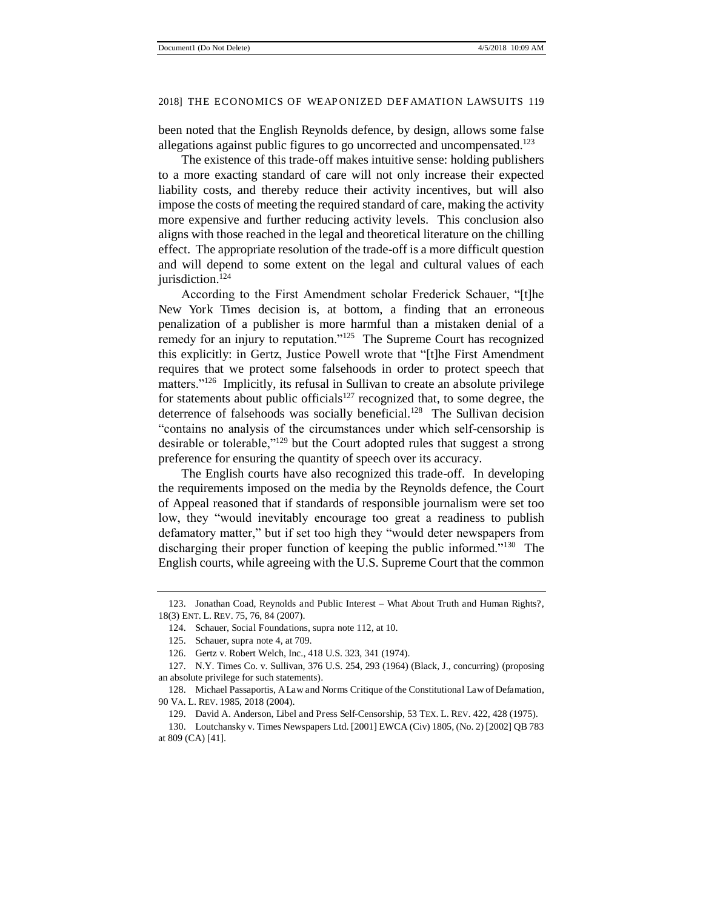been noted that the English Reynolds defence, by design, allows some false allegations against public figures to go uncorrected and uncompensated.[123]

The existence of this trade-off makes intuitive sense: holding publishers to a more exacting standard of care will not only increase their expected liability costs, and thereby reduce their activity incentives, but will also impose the costs of meeting the required standard of care, making the activity more expensive and further reducing activity levels. This conclusion also aligns with those reached in the legal and theoretical literature on the chilling effect. The appropriate resolution of the trade-off is a more difficult question and will depend to some extent on the legal and cultural values of each jurisdiction.[124]

According to the First Amendment scholar Frederick Schauer, "[t]he New York Times decision is, at bottom, a finding that an erroneous penalization of a publisher is more harmful than a mistaken denial of a remedy for an injury to reputation."[125] The Supreme Court has recognized this explicitly: in Gertz, Justice Powell wrote that "[t]he First Amendment requires that we protect some falsehoods in order to protect speech that matters."[126] Implicitly, its refusal in Sullivan to create an absolute privilege for statements about public officials[127] recognized that, to some degree, the deterrence of falsehoods was socially beneficial.[128] The Sullivan decision "contains no analysis of the circumstances under which self-censorship is desirable or tolerable,"[129] but the Court adopted rules that suggest a strong preference for ensuring the quantity of speech over its accuracy.

The English courts have also recognized this trade-off. In developing the requirements imposed on the media by the Reynolds defence, the Court of Appeal reasoned that if standards of responsible journalism were set too low, they "would inevitably encourage too great a readiness to publish defamatory matter," but if set too high they "would deter newspapers from discharging their proper function of keeping the public informed."[130] The English courts, while agreeing with the U.S. Supreme Court that the common

---

123. Jonathan Coad, Reynolds and Public Interest – What About Truth and Human Rights?, 18(3) ENT. L. REV. 75, 76, 84 (2007).

124. Schauer, Social Foundations, supra note 112, at 10.

125. Schauer, supra note 4, at 709.

126. Gertz v. Robert Welch, Inc., 418 U.S. 323, 341 (1974).

127. N.Y. Times Co. v. Sullivan, 376 U.S. 254, 293 (1964) (Black, J., concurring) (proposing an absolute privilege for such statements).

128. Michael Passaportis, A Law and Norms Critique of the Constitutional Law of Defamation, 90 VA. L. REV. 1985, 2018 (2004).

129. David A. Anderson, Libel and Press Self-Censorship, 53 TEX. L. REV. 422, 428 (1975).

130. Loutchansky v. Times Newspapers Ltd. [2001] EWCA (Civ) 1805, (No. 2) [2002] QB 783 at 809 (CA) [41].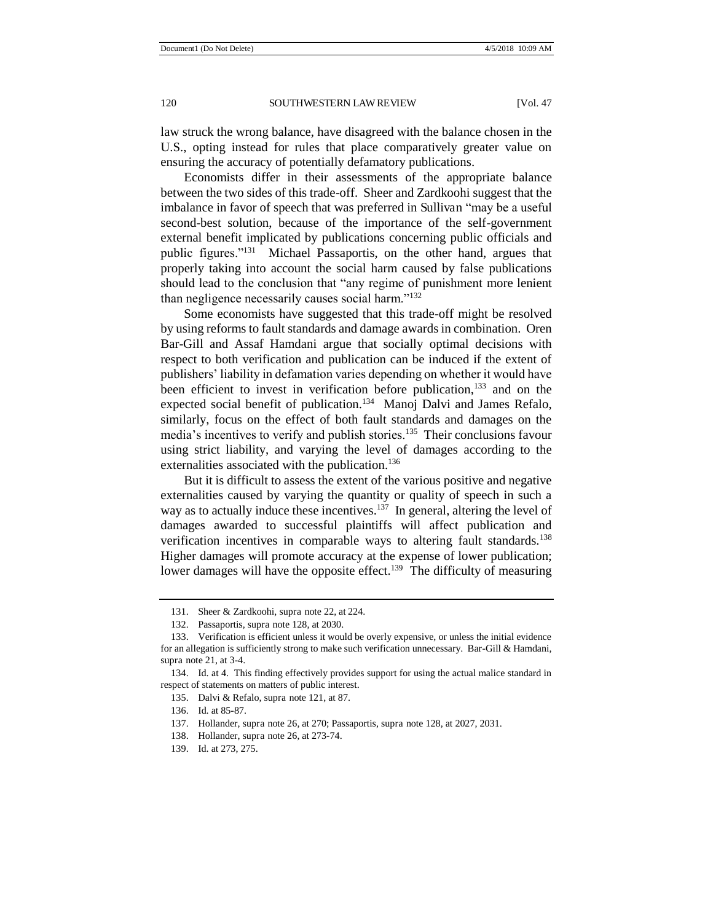law struck the wrong balance, have disagreed with the balance chosen in the U.S., opting instead for rules that place comparatively greater value on ensuring the accuracy of potentially defamatory publications.

Economists differ in their assessments of the appropriate balance between the two sides of this trade-off. Sheer and Zardkoohi suggest that the imbalance in favor of speech that was preferred in Sullivan "may be a useful second-best solution, because of the importance of the self-government external benefit implicated by publications concerning public officials and public figures."[131] Michael Passaportis, on the other hand, argues that properly taking into account the social harm caused by false publications should lead to the conclusion that "any regime of punishment more lenient than negligence necessarily causes social harm."[132]

Some economists have suggested that this trade-off might be resolved by using reforms to fault standards and damage awards in combination. Oren Bar-Gill and Assaf Hamdani argue that socially optimal decisions with respect to both verification and publication can be induced if the extent of publishers' liability in defamation varies depending on whether it would have been efficient to invest in verification before publication,[133] and on the expected social benefit of publication.[134] Manoj Dalvi and James Refalo, similarly, focus on the effect of both fault standards and damages on the media's incentives to verify and publish stories.[135] Their conclusions favour using strict liability, and varying the level of damages according to the externalities associated with the publication.[136]

But it is difficult to assess the extent of the various positive and negative externalities caused by varying the quantity or quality of speech in such a way as to actually induce these incentives.[137] In general, altering the level of damages awarded to successful plaintiffs will affect publication and verification incentives in comparable ways to altering fault standards.[138] Higher damages will promote accuracy at the expense of lower publication; lower damages will have the opposite effect.[139] The difficulty of measuring

---

131. Sheer & Zardkoohi, supra note 22, at 224.

132. Passaportis, supra note 128, at 2030.

133. Verification is efficient unless it would be overly expensive, or unless the initial evidence for an allegation is sufficiently strong to make such verification unnecessary. Bar-Gill & Hamdani, supra note 21, at 3-4.

134. Id. at 4. This finding effectively provides support for using the actual malice standard in respect of statements on matters of public interest.

135. Dalvi & Refalo, supra note 121, at 87.

136. Id. at 85-87.

137. Hollander, supra note 26, at 270; Passaportis, supra note 128, at 2027, 2031.

138. Hollander, supra note 26, at 273-74.

139. Id. at 273, 275.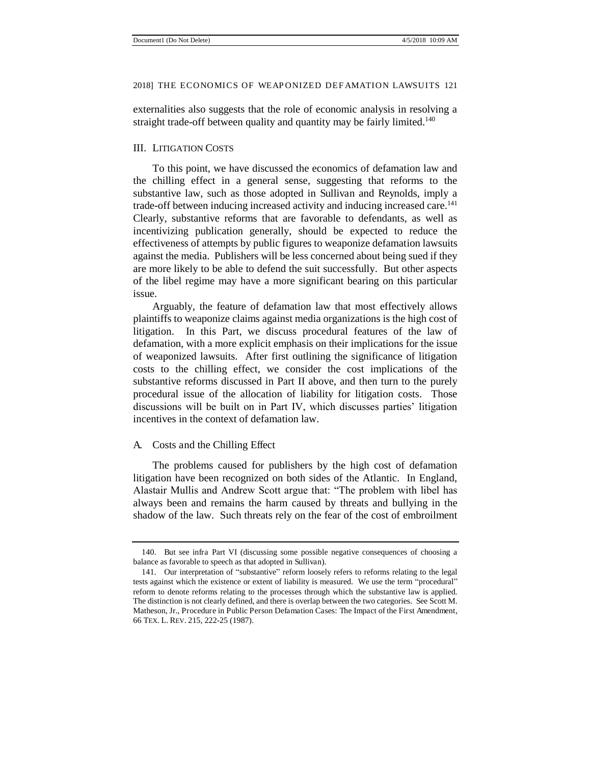externalities also suggests that the role of economic analysis in resolving a straight trade-off between quality and quantity may be fairly limited.[140]

## III. Litigation Costs

To this point, we have discussed the economics of defamation law and the chilling effect in a general sense, suggesting that reforms to the substantive law, such as those adopted in *Sullivan* and *Reynolds*, imply a trade-off between inducing increased activity and inducing increased care.[141] Clearly, substantive reforms that are favorable to defendants, as well as incentivizing publication generally, should be expected to reduce the effectiveness of attempts by public figures to weaponize defamation lawsuits against the media. Publishers will be less concerned about being sued if they are more likely to be able to defend the suit successfully. But other aspects of the libel regime may have a more significant bearing on this particular issue.

Arguably, the feature of defamation law that most effectively allows plaintiffs to weaponize claims against media organizations is the high cost of litigation. In this Part, we discuss procedural features of the law of defamation, with a more explicit emphasis on their implications for the issue of weaponized lawsuits. After first outlining the significance of litigation costs to the chilling effect, we consider the cost implications of the substantive reforms discussed in Part II above, and then turn to the purely procedural issue of the allocation of liability for litigation costs. Those discussions will be built on in Part IV, which discusses parties' litigation incentives in the context of defamation law.

### A. Costs and the Chilling Effect

The problems caused for publishers by the high cost of defamation litigation have been recognized on both sides of the Atlantic. In England, Alastair Mullis and Andrew Scott argue that: "The problem with libel has always been and remains the harm caused by threats and bullying in the shadow of the law. Such threats rely on the fear of the cost of embroilment

---

140. But see *infra* Part VI (discussing some possible negative consequences of choosing a balance as favorable to speech as that adopted in *Sullivan*).

141. Our interpretation of "substantive" reform loosely refers to reforms relating to the legal tests against which the existence or extent of liability is measured. We use the term "procedural" reform to denote reforms relating to the processes through which the substantive law is applied. The distinction is not clearly defined, and there is overlap between the two categories. *See* Scott M. Matheson, Jr., *Procedure in Public Person Defamation Cases: The Impact of the First Amendment*, 66 TEX. L. REV. 215, 222-25 (1987).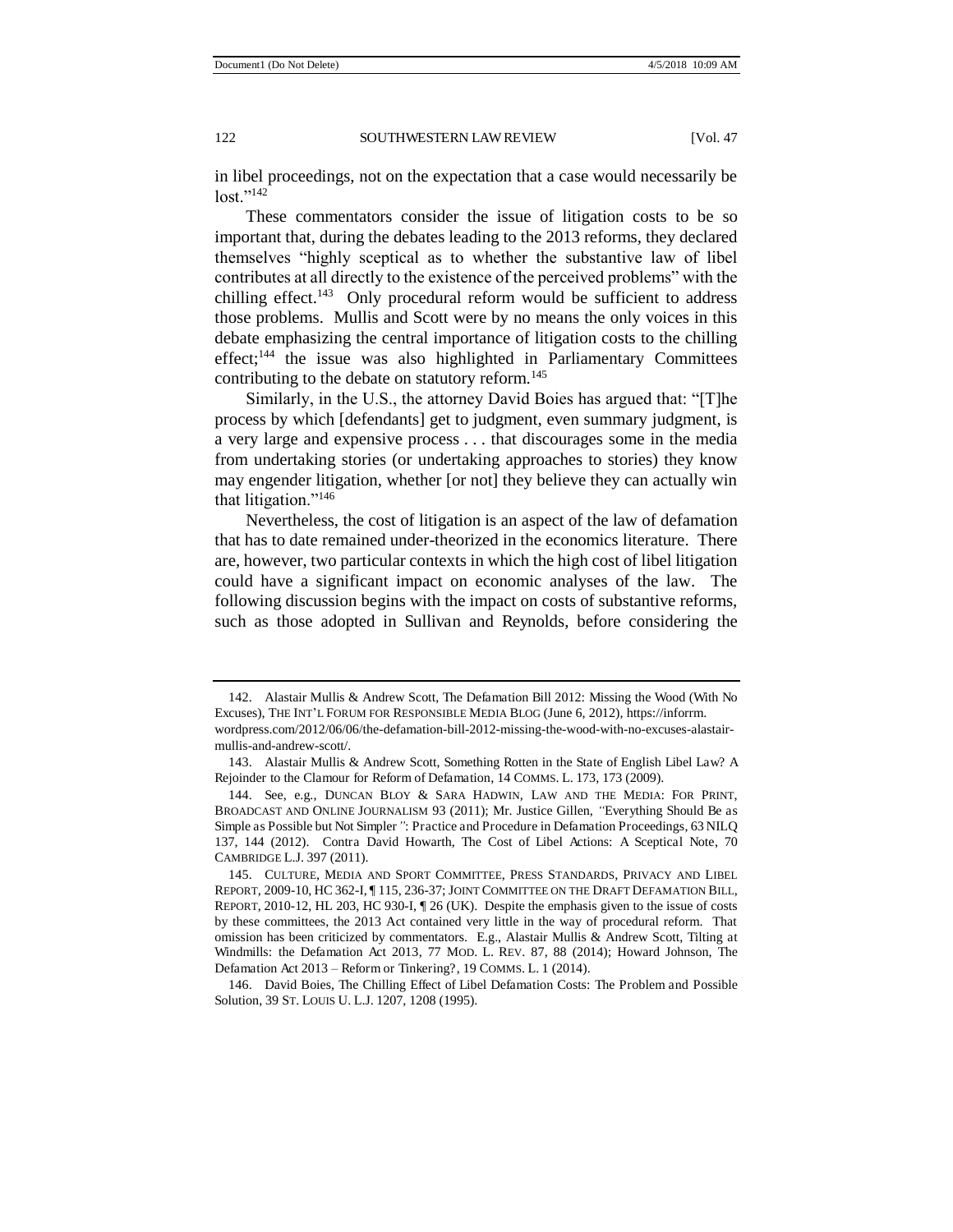in libel proceedings, not on the expectation that a case would necessarily be lost."[142]

These commentators consider the issue of litigation costs to be so important that, during the debates leading to the 2013 reforms, they declared themselves "highly sceptical as to whether the substantive law of libel contributes at all directly to the existence of the perceived problems" with the chilling effect.[143] Only procedural reform would be sufficient to address those problems. Mullis and Scott were by no means the only voices in this debate emphasizing the central importance of litigation costs to the chilling effect;[144] the issue was also highlighted in Parliamentary Committees contributing to the debate on statutory reform.[145]

Similarly, in the U.S., the attorney David Boies has argued that: "[T]he process by which [defendants] get to judgment, even summary judgment, is a very large and expensive process . . . that discourages some in the media from undertaking stories (or undertaking approaches to stories) they know may engender litigation, whether [or not] they believe they can actually win that litigation."[146]

Nevertheless, the cost of litigation is an aspect of the law of defamation that has to date remained under-theorized in the economics literature. There are, however, two particular contexts in which the high cost of libel litigation could have a significant impact on economic analyses of the law. The following discussion begins with the impact on costs of substantive reforms, such as those adopted in Sullivan and Reynolds, before considering the

---

142. Alastair Mullis & Andrew Scott, The Defamation Bill 2012: Missing the Wood (With No Excuses), THE INT'L FORUM FOR RESPONSIBLE MEDIA BLOG (June 6, 2012), https://inforrm.wordpress.com/2012/06/06/the-defamation-bill-2012-missing-the-wood-with-no-excuses-alastair-mullis-and-andrew-scott/.

143. Alastair Mullis & Andrew Scott, Something Rotten in the State of English Libel Law? A Rejoinder to the Clamour for Reform of Defamation, 14 COMMS. L. 173, 173 (2009).

144. See, e.g., DUNCAN BLOY & SARA HADWIN, LAW AND THE MEDIA: FOR PRINT, BROADCAST AND ONLINE JOURNALISM 93 (2011); Mr. Justice Gillen, *"Everything Should Be as Simple as Possible but Not Simpler"*: Practice and Procedure in Defamation Proceedings, 63 NILQ 137, 144 (2012). Contra David Howarth, The Cost of Libel Actions: A Sceptical Note, 70 CAMBRIDGE L.J. 397 (2011).

145. CULTURE, MEDIA AND SPORT COMMITTEE, PRESS STANDARDS, PRIVACY AND LIBEL REPORT, 2009-10, HC 362-I, ¶ 115, 236-37; JOINT COMMITTEE ON THE DRAFT DEFAMATION BILL, REPORT, 2010-12, HL 203, HC 930-I, ¶ 26 (UK). Despite the emphasis given to the issue of costs by these committees, the 2013 Act contained very little in the way of procedural reform. That omission has been criticized by commentators. E.g., Alastair Mullis & Andrew Scott, Tilting at Windmills: the Defamation Act 2013, 77 MOD. L. REV. 87, 88 (2014); Howard Johnson, The Defamation Act 2013 – Reform or Tinkering?, 19 COMMS. L. 1 (2014).

146. David Boies, The Chilling Effect of Libel Defamation Costs: The Problem and Possible Solution, 39 ST. LOUIS U. L.J. 1207, 1208 (1995).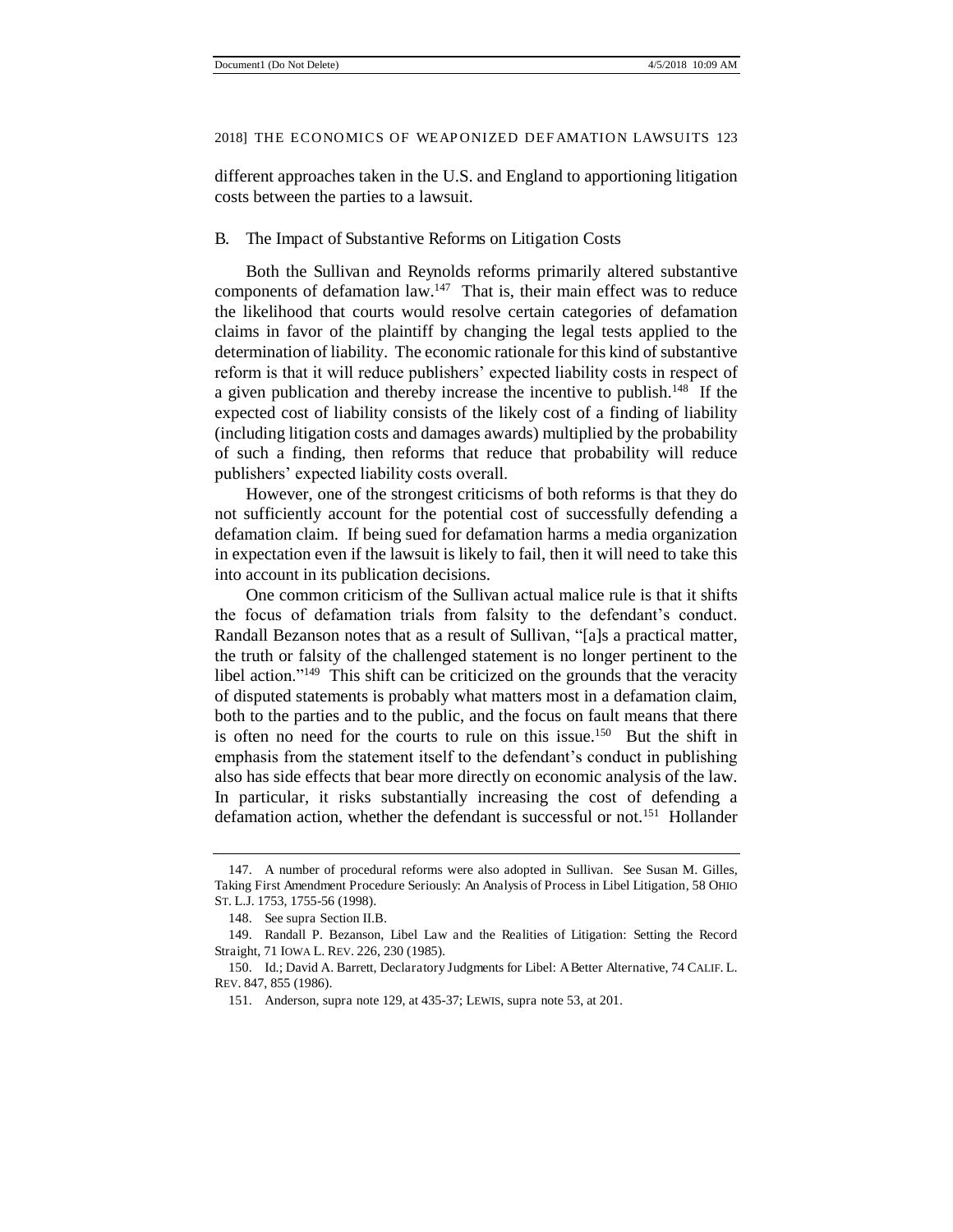different approaches taken in the U.S. and England to apportioning litigation costs between the parties to a lawsuit.

### B. The Impact of Substantive Reforms on Litigation Costs

Both the Sullivan and Reynolds reforms primarily altered substantive components of defamation law.[147] That is, their main effect was to reduce the likelihood that courts would resolve certain categories of defamation claims in favor of the plaintiff by changing the legal tests applied to the determination of liability. The economic rationale for this kind of substantive reform is that it will reduce publishers' expected liability costs in respect of a given publication and thereby increase the incentive to publish.[148] If the expected cost of liability consists of the likely cost of a finding of liability (including litigation costs and damages awards) multiplied by the probability of such a finding, then reforms that reduce that probability will reduce publishers' expected liability costs overall.

However, one of the strongest criticisms of both reforms is that they do not sufficiently account for the potential cost of successfully defending a defamation claim. If being sued for defamation harms a media organization in expectation even if the lawsuit is likely to fail, then it will need to take this into account in its publication decisions.

One common criticism of the Sullivan actual malice rule is that it shifts the focus of defamation trials from falsity to the defendant's conduct. Randall Bezanson notes that as a result of Sullivan, "[a]s a practical matter, the truth or falsity of the challenged statement is no longer pertinent to the libel action."[149] This shift can be criticized on the grounds that the veracity of disputed statements is probably what matters most in a defamation claim, both to the parties and to the public, and the focus on fault means that there is often no need for the courts to rule on this issue.[150] But the shift in emphasis from the statement itself to the defendant's conduct in publishing also has side effects that bear more directly on economic analysis of the law. In particular, it risks substantially increasing the cost of defending a defamation action, whether the defendant is successful or not.[151] Hollander

---

147. A number of procedural reforms were also adopted in Sullivan. See Susan M. Gilles, Taking First Amendment Procedure Seriously: An Analysis of Process in Libel Litigation, 58 OHIO ST. L.J. 1753, 1755-56 (1998).

148. See supra Section II.B.

149. Randall P. Bezanson, Libel Law and the Realities of Litigation: Setting the Record Straight, 71 IOWA L. REV. 226, 230 (1985).

150. Id.; David A. Barrett, Declaratory Judgments for Libel: A Better Alternative, 74 CALIF. L. REV. 847, 855 (1986).

151. Anderson, supra note 129, at 435-37; LEWIS, supra note 53, at 201.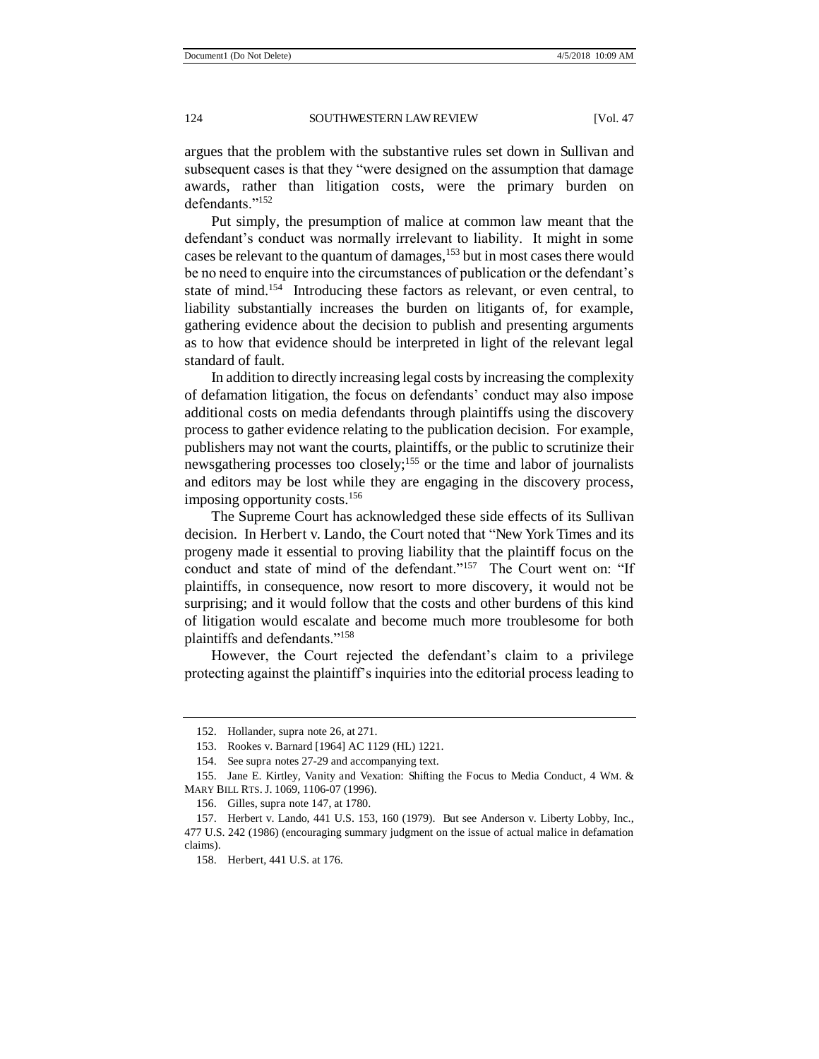argues that the problem with the substantive rules set down in *Sullivan* and subsequent cases is that they "were designed on the assumption that damage awards, rather than litigation costs, were the primary burden on defendants."[152]

Put simply, the presumption of malice at common law meant that the defendant's conduct was normally irrelevant to liability. It might in some cases be relevant to the quantum of damages,[153] but in most cases there would be no need to enquire into the circumstances of publication or the defendant's state of mind.[154] Introducing these factors as relevant, or even central, to liability substantially increases the burden on litigants of, for example, gathering evidence about the decision to publish and presenting arguments as to how that evidence should be interpreted in light of the relevant legal standard of fault.

In addition to directly increasing legal costs by increasing the complexity of defamation litigation, the focus on defendants' conduct may also impose additional costs on media defendants through plaintiffs using the discovery process to gather evidence relating to the publication decision. For example, publishers may not want the courts, plaintiffs, or the public to scrutinize their newsgathering processes too closely;[155] or the time and labor of journalists and editors may be lost while they are engaging in the discovery process, imposing opportunity costs.[156]

The Supreme Court has acknowledged these side effects of its *Sullivan* decision. In *Herbert v. Lando*, the Court noted that "New York Times and its progeny made it essential to proving liability that the plaintiff focus on the conduct and state of mind of the defendant."[157] The Court went on: "If plaintiffs, in consequence, now resort to more discovery, it would not be surprising; and it would follow that the costs and other burdens of this kind of litigation would escalate and become much more troublesome for both plaintiffs and defendants."[158]

However, the Court rejected the defendant's claim to a privilege protecting against the plaintiff's inquiries into the editorial process leading to

---

152. Hollander, *supra* note 26, at 271.

153. Rookes v. Barnard [1964] AC 1129 (HL) 1221.

154. *See supra* notes 27-29 and accompanying text.

155. Jane E. Kirtley, *Vanity and Vexation: Shifting the Focus to Media Conduct*, 4 WM. & MARY BILL RTS. J. 1069, 1106-07 (1996).

156. Gilles, *supra* note 147, at 1780.

157. Herbert v. Lando, 441 U.S. 153, 160 (1979). *But see* Anderson v. Liberty Lobby, Inc., 477 U.S. 242 (1986) (encouraging summary judgment on the issue of actual malice in defamation claims).

158. *Herbert*, 441 U.S. at 176.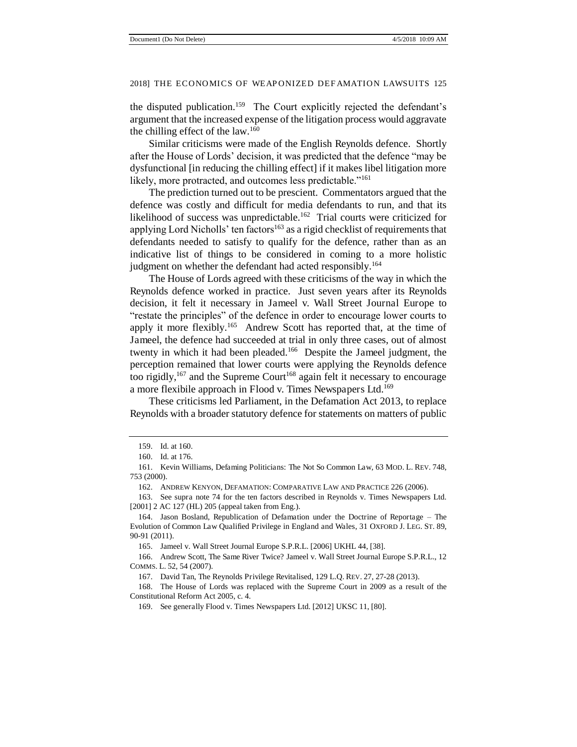the disputed publication.[159] The Court explicitly rejected the defendant's argument that the increased expense of the litigation process would aggravate the chilling effect of the law.[160]

Similar criticisms were made of the English Reynolds defence. Shortly after the House of Lords' decision, it was predicted that the defence "may be dysfunctional [in reducing the chilling effect] if it makes libel litigation more likely, more protracted, and outcomes less predictable."[161]

The prediction turned out to be prescient. Commentators argued that the defence was costly and difficult for media defendants to run, and that its likelihood of success was unpredictable.[162] Trial courts were criticized for applying Lord Nicholls' ten factors[163] as a rigid checklist of requirements that defendants needed to satisfy to qualify for the defence, rather than as an indicative list of things to be considered in coming to a more holistic judgment on whether the defendant had acted responsibly.[164]

The House of Lords agreed with these criticisms of the way in which the Reynolds defence worked in practice. Just seven years after its Reynolds decision, it felt it necessary in *Jameel v. Wall Street Journal Europe* to "restate the principles" of the defence in order to encourage lower courts to apply it more flexibly.[165] Andrew Scott has reported that, at the time of *Jameel*, the defence had succeeded at trial in only three cases, out of almost twenty in which it had been pleaded.[166] Despite the *Jameel* judgment, the perception remained that lower courts were applying the Reynolds defence too rigidly,[167] and the Supreme Court[168] again felt it necessary to encourage a more flexibile approach in *Flood v. Times Newspapers Ltd.*[169]

These criticisms led Parliament, in the Defamation Act 2013, to replace Reynolds with a broader statutory defence for statements on matters of public

---

159. Id. at 160.

160. Id. at 176.

161. Kevin Williams, Defaming Politicians: The Not So Common Law, 63 MOD. L. REV. 748, 753 (2000).

162. ANDREW KENYON, DEFAMATION: COMPARATIVE LAW AND PRACTICE 226 (2006).

163. See *supra* note 74 for the ten factors described in Reynolds v. Times Newspapers Ltd. [2001] 2 AC 127 (HL) 205 (appeal taken from Eng.).

164. Jason Bosland, Republication of Defamation under the Doctrine of Reportage – The Evolution of Common Law Qualified Privilege in England and Wales, 31 OXFORD J. LEG. ST. 89, 90-91 (2011).

165. Jameel v. Wall Street Journal Europe S.P.R.L. [2006] UKHL 44, [38].

166. Andrew Scott, The Same River Twice? Jameel v. Wall Street Journal Europe S.P.R.L., 12 COMMS. L. 52, 54 (2007).

167. David Tan, The Reynolds Privilege Revitalised, 129 L.Q. REV. 27, 27-28 (2013).

168. The House of Lords was replaced with the Supreme Court in 2009 as a result of the Constitutional Reform Act 2005, c. 4.

169. *See generally* Flood v. Times Newspapers Ltd. [2012] UKSC 11, [80].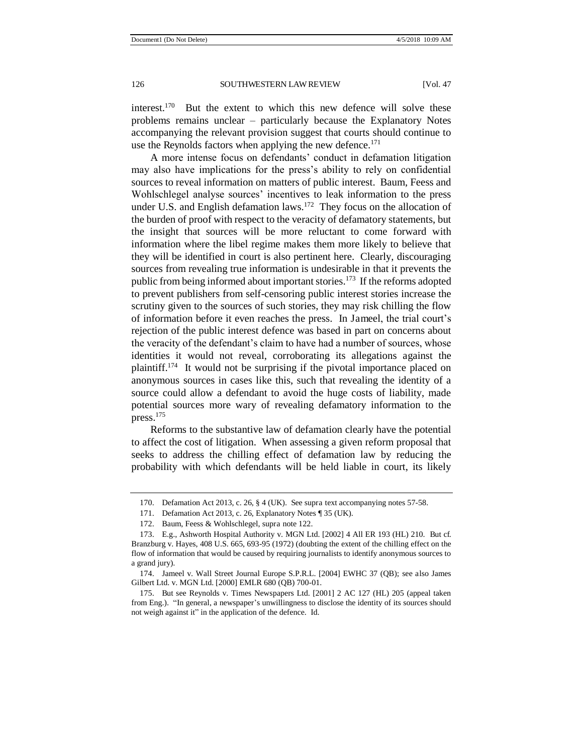interest.[170] But the extent to which this new defence will solve these problems remains unclear – particularly because the Explanatory Notes accompanying the relevant provision suggest that courts should continue to use the Reynolds factors when applying the new defence.[171]

A more intense focus on defendants' conduct in defamation litigation may also have implications for the press's ability to rely on confidential sources to reveal information on matters of public interest. Baum, Feess and Wohlschlegel analyse sources' incentives to leak information to the press under U.S. and English defamation laws.[172] They focus on the allocation of the burden of proof with respect to the veracity of defamatory statements, but the insight that sources will be more reluctant to come forward with information where the libel regime makes them more likely to believe that they will be identified in court is also pertinent here. Clearly, discouraging sources from revealing true information is undesirable in that it prevents the public from being informed about important stories.[173] If the reforms adopted to prevent publishers from self-censoring public interest stories increase the scrutiny given to the sources of such stories, they may risk chilling the flow of information before it even reaches the press. In Jameel, the trial court's rejection of the public interest defence was based in part on concerns about the veracity of the defendant's claim to have had a number of sources, whose identities it would not reveal, corroborating its allegations against the plaintiff.[174] It would not be surprising if the pivotal importance placed on anonymous sources in cases like this, such that revealing the identity of a source could allow a defendant to avoid the huge costs of liability, made potential sources more wary of revealing defamatory information to the press.[175]

Reforms to the substantive law of defamation clearly have the potential to affect the cost of litigation. When assessing a given reform proposal that seeks to address the chilling effect of defamation law by reducing the probability with which defendants will be held liable in court, its likely

---

170. Defamation Act 2013, c. 26, § 4 (UK). See supra text accompanying notes 57-58.

171. Defamation Act 2013, c. 26, Explanatory Notes ¶ 35 (UK).

172. Baum, Feess & Wohlschlegel, supra note 122.

173. E.g., Ashworth Hospital Authority v. MGN Ltd. [2002] 4 All ER 193 (HL) 210. But cf. Branzburg v. Hayes, 408 U.S. 665, 693-95 (1972) (doubting the extent of the chilling effect on the flow of information that would be caused by requiring journalists to identify anonymous sources to a grand jury).

174. Jameel v. Wall Street Journal Europe S.P.R.L. [2004] EWHC 37 (QB); see also James Gilbert Ltd. v. MGN Ltd. [2000] EMLR 680 (QB) 700-01.

175. But see Reynolds v. Times Newspapers Ltd. [2001] 2 AC 127 (HL) 205 (appeal taken from Eng.). "In general, a newspaper's unwillingness to disclose the identity of its sources should not weigh against it" in the application of the defence. Id.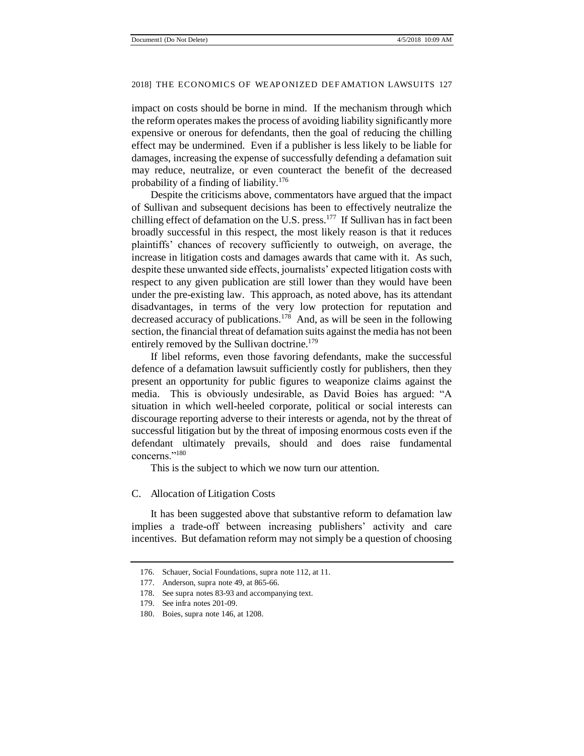impact on costs should be borne in mind. If the mechanism through which the reform operates makes the process of avoiding liability significantly more expensive or onerous for defendants, then the goal of reducing the chilling effect may be undermined. Even if a publisher is less likely to be liable for damages, increasing the expense of successfully defending a defamation suit may reduce, neutralize, or even counteract the benefit of the decreased probability of a finding of liability.[176]

Despite the criticisms above, commentators have argued that the impact of Sullivan and subsequent decisions has been to effectively neutralize the chilling effect of defamation on the U.S. press.[177] If Sullivan has in fact been broadly successful in this respect, the most likely reason is that it reduces plaintiffs' chances of recovery sufficiently to outweigh, on average, the increase in litigation costs and damages awards that came with it. As such, despite these unwanted side effects, journalists' expected litigation costs with respect to any given publication are still lower than they would have been under the pre-existing law. This approach, as noted above, has its attendant disadvantages, in terms of the very low protection for reputation and decreased accuracy of publications.[178] And, as will be seen in the following section, the financial threat of defamation suits against the media has not been entirely removed by the Sullivan doctrine.[179]

If libel reforms, even those favoring defendants, make the successful defence of a defamation lawsuit sufficiently costly for publishers, then they present an opportunity for public figures to weaponize claims against the media. This is obviously undesirable, as David Boies has argued: "A situation in which well-heeled corporate, political or social interests can discourage reporting adverse to their interests or agenda, not by the threat of successful litigation but by the threat of imposing enormous costs even if the defendant ultimately prevails, should and does raise fundamental concerns."[180]

This is the subject to which we now turn our attention.

### C. Allocation of Litigation Costs

It has been suggested above that substantive reform to defamation law implies a trade-off between increasing publishers' activity and care incentives. But defamation reform may not simply be a question of choosing

---

176. Schauer, Social Foundations, supra note 112, at 11.

177. Anderson, supra note 49, at 865-66.

178. See supra notes 83-93 and accompanying text.

179. See infra notes 201-09.

180. Boies, supra note 146, at 1208.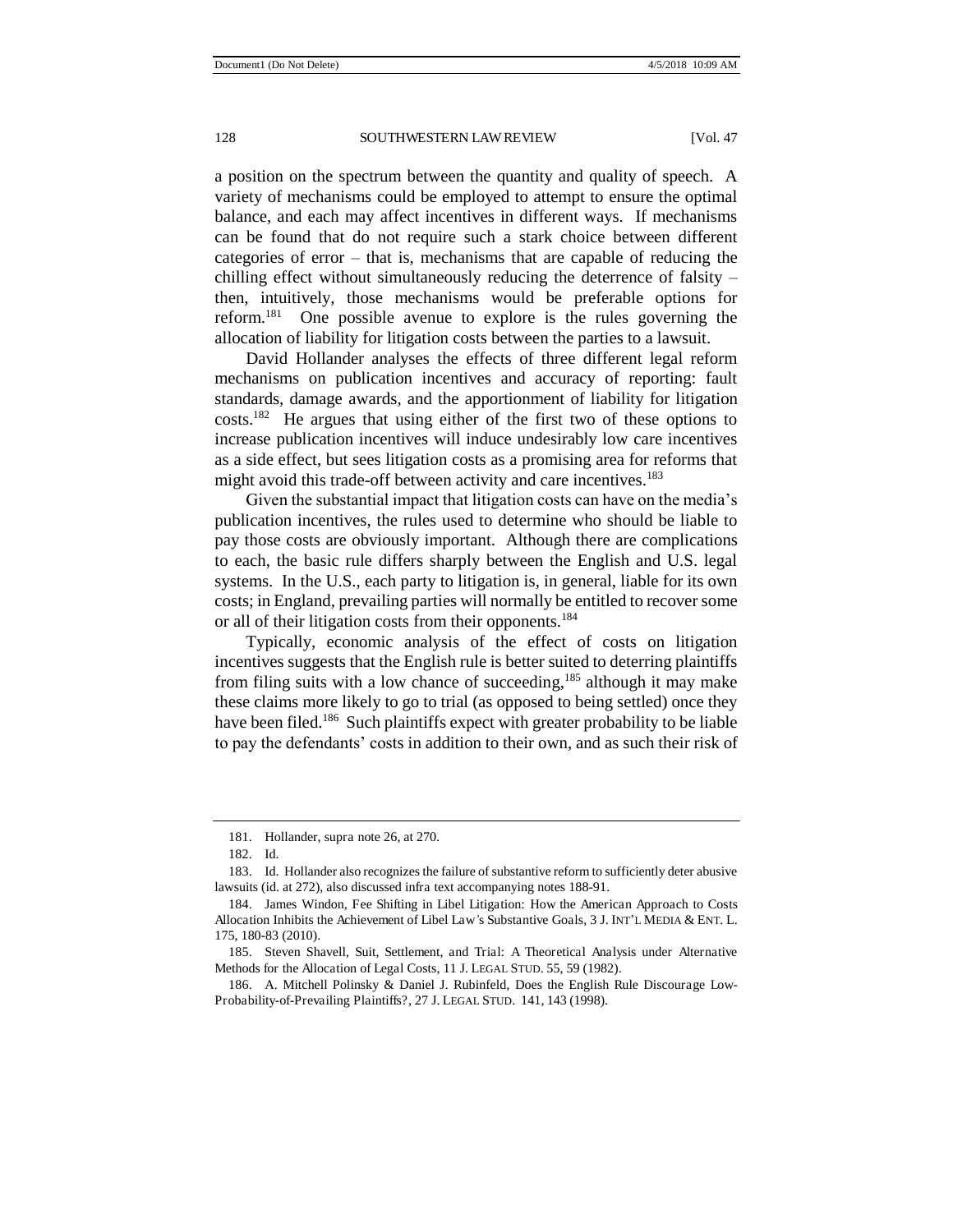a position on the spectrum between the quantity and quality of speech. A variety of mechanisms could be employed to attempt to ensure the optimal balance, and each may affect incentives in different ways. If mechanisms can be found that do not require such a stark choice between different categories of error – that is, mechanisms that are capable of reducing the chilling effect without simultaneously reducing the deterrence of falsity – then, intuitively, those mechanisms would be preferable options for reform.[181] One possible avenue to explore is the rules governing the allocation of liability for litigation costs between the parties to a lawsuit.

David Hollander analyses the effects of three different legal reform mechanisms on publication incentives and accuracy of reporting: fault standards, damage awards, and the apportionment of liability for litigation costs.[182] He argues that using either of the first two of these options to increase publication incentives will induce undesirably low care incentives as a side effect, but sees litigation costs as a promising area for reforms that might avoid this trade-off between activity and care incentives.[183]

Given the substantial impact that litigation costs can have on the media's publication incentives, the rules used to determine who should be liable to pay those costs are obviously important. Although there are complications to each, the basic rule differs sharply between the English and U.S. legal systems. In the U.S., each party to litigation is, in general, liable for its own costs; in England, prevailing parties will normally be entitled to recover some or all of their litigation costs from their opponents.[184]

Typically, economic analysis of the effect of costs on litigation incentives suggests that the English rule is better suited to deterring plaintiffs from filing suits with a low chance of succeeding,[185] although it may make these claims more likely to go to trial (as opposed to being settled) once they have been filed.[186] Such plaintiffs expect with greater probability to be liable to pay the defendants' costs in addition to their own, and as such their risk of

---

181. Hollander, supra note 26, at 270.

182. Id.

183. Id. Hollander also recognizes the failure of substantive reform to sufficiently deter abusive lawsuits (id. at 272), also discussed infra text accompanying notes 188-91.

184. James Windon, Fee Shifting in Libel Litigation: How the American Approach to Costs Allocation Inhibits the Achievement of Libel Law's Substantive Goals, 3 J. INT'L MEDIA & ENT. L. 175, 180-83 (2010).

185. Steven Shavell, Suit, Settlement, and Trial: A Theoretical Analysis under Alternative Methods for the Allocation of Legal Costs, 11 J. LEGAL STUD. 55, 59 (1982).

186. A. Mitchell Polinsky & Daniel J. Rubinfeld, Does the English Rule Discourage Low-Probability-of-Prevailing Plaintiffs?, 27 J. LEGAL STUD. 141, 143 (1998).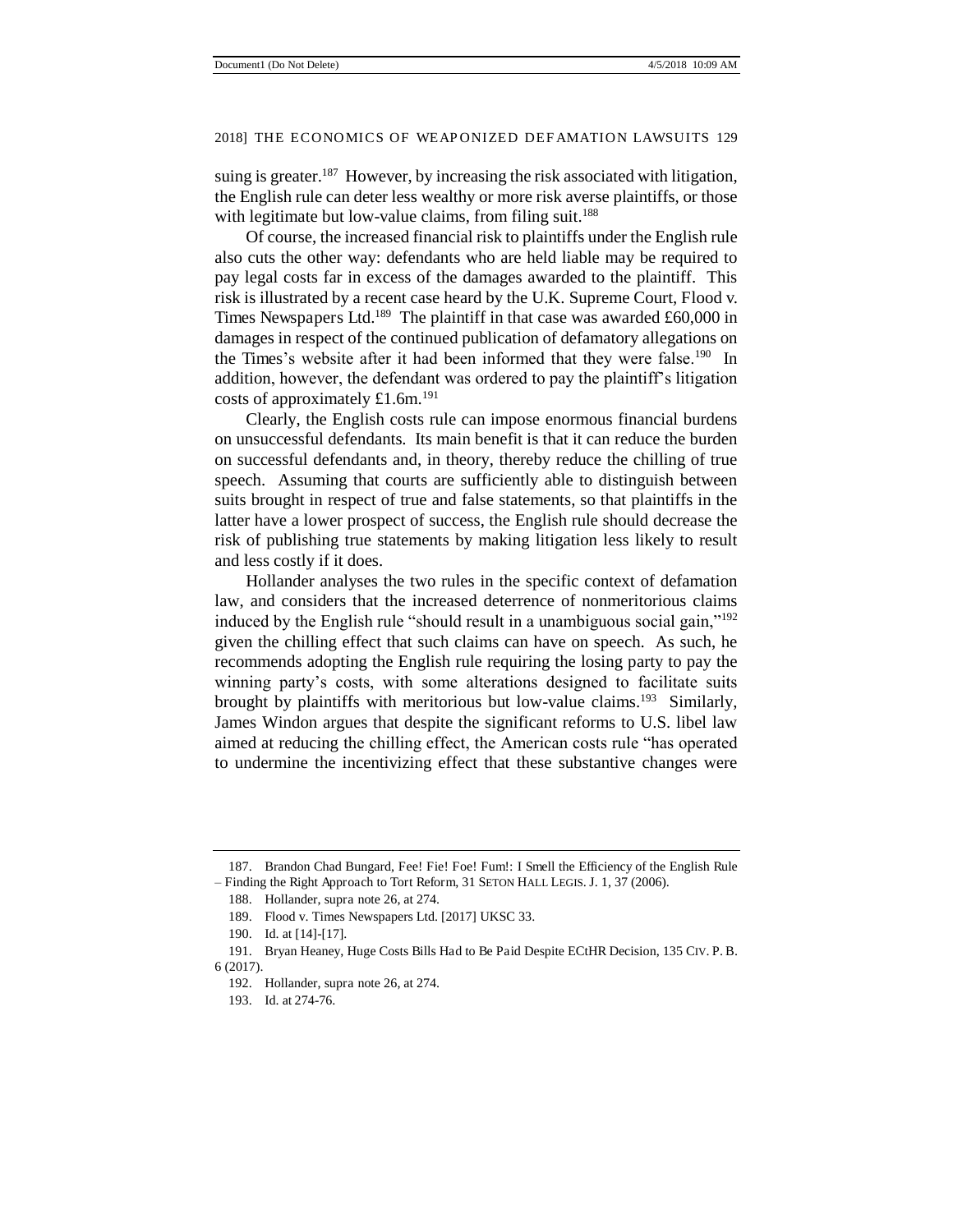suing is greater.[187] However, by increasing the risk associated with litigation, the English rule can deter less wealthy or more risk averse plaintiffs, or those with legitimate but low-value claims, from filing suit.[188]

Of course, the increased financial risk to plaintiffs under the English rule also cuts the other way: defendants who are held liable may be required to pay legal costs far in excess of the damages awarded to the plaintiff. This risk is illustrated by a recent case heard by the U.K. Supreme Court, Flood v. Times Newspapers Ltd.[189] The plaintiff in that case was awarded £60,000 in damages in respect of the continued publication of defamatory allegations on the Times's website after it had been informed that they were false.[190] In addition, however, the defendant was ordered to pay the plaintiff's litigation costs of approximately £1.6m.[191]

Clearly, the English costs rule can impose enormous financial burdens on unsuccessful defendants. Its main benefit is that it can reduce the burden on successful defendants and, in theory, thereby reduce the chilling of true speech. Assuming that courts are sufficiently able to distinguish between suits brought in respect of true and false statements, so that plaintiffs in the latter have a lower prospect of success, the English rule should decrease the risk of publishing true statements by making litigation less likely to result and less costly if it does.

Hollander analyses the two rules in the specific context of defamation law, and considers that the increased deterrence of nonmeritorious claims induced by the English rule "should result in a unambiguous social gain,"[192] given the chilling effect that such claims can have on speech. As such, he recommends adopting the English rule requiring the losing party to pay the winning party's costs, with some alterations designed to facilitate suits brought by plaintiffs with meritorious but low-value claims.[193] Similarly, James Windon argues that despite the significant reforms to U.S. libel law aimed at reducing the chilling effect, the American costs rule "has operated to undermine the incentivizing effect that these substantive changes were

---

187. Brandon Chad Bungard, Fee! Fie! Foe! Fum!: I Smell the Efficiency of the English Rule – Finding the Right Approach to Tort Reform, 31 SETON HALL LEGIS. J. 1, 37 (2006).

188. Hollander, supra note 26, at 274.

189. Flood v. Times Newspapers Ltd. [2017] UKSC 33.

190. Id. at [14]-[17].

191. Bryan Heaney, Huge Costs Bills Had to Be Paid Despite ECtHR Decision, 135 CIV. P. B. 6 (2017).

192. Hollander, supra note 26, at 274.

193. Id. at 274-76.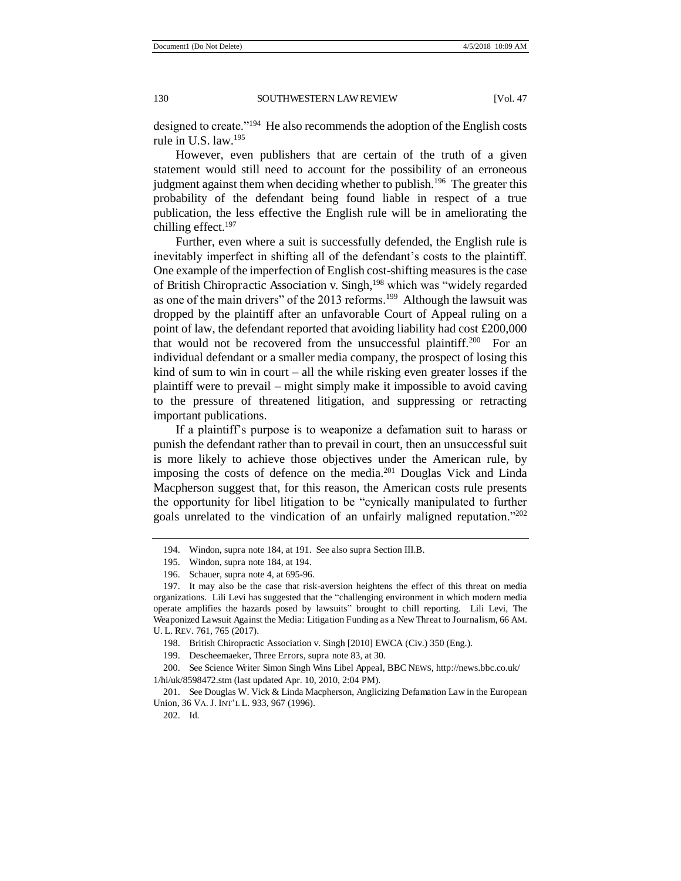designed to create."[194] He also recommends the adoption of the English costs rule in U.S. law.[195]

However, even publishers that are certain of the truth of a given statement would still need to account for the possibility of an erroneous judgment against them when deciding whether to publish.[196] The greater this probability of the defendant being found liable in respect of a true publication, the less effective the English rule will be in ameliorating the chilling effect.[197]

Further, even where a suit is successfully defended, the English rule is inevitably imperfect in shifting all of the defendant's costs to the plaintiff. One example of the imperfection of English cost-shifting measures is the case of British Chiropractic Association v. Singh,[198] which was "widely regarded as one of the main drivers" of the 2013 reforms.[199] Although the lawsuit was dropped by the plaintiff after an unfavorable Court of Appeal ruling on a point of law, the defendant reported that avoiding liability had cost £200,000 that would not be recovered from the unsuccessful plaintiff.[200] For an individual defendant or a smaller media company, the prospect of losing this kind of sum to win in court – all the while risking even greater losses if the plaintiff were to prevail – might simply make it impossible to avoid caving to the pressure of threatened litigation, and suppressing or retracting important publications.

If a plaintiff's purpose is to weaponize a defamation suit to harass or punish the defendant rather than to prevail in court, then an unsuccessful suit is more likely to achieve those objectives under the American rule, by imposing the costs of defence on the media.[201] Douglas Vick and Linda Macpherson suggest that, for this reason, the American costs rule presents the opportunity for libel litigation to be "cynically manipulated to further goals unrelated to the vindication of an unfairly maligned reputation."[202]

---

194. Windon, supra note 184, at 191. See also supra Section III.B.

195. Windon, supra note 184, at 194.

196. Schauer, supra note 4, at 695-96.

197. It may also be the case that risk-aversion heightens the effect of this threat on media organizations. Lili Levi has suggested that the "challenging environment in which modern media operate amplifies the hazards posed by lawsuits" brought to chill reporting. Lili Levi, The Weaponized Lawsuit Against the Media: Litigation Funding as a New Threat to Journalism, 66 AM. U. L. REV. 761, 765 (2017).

198. British Chiropractic Association v. Singh [2010] EWCA (Civ.) 350 (Eng.).

199. Descheemaeker, Three Errors, supra note 83, at 30.

200. See Science Writer Simon Singh Wins Libel Appeal, BBC NEWS, http://news.bbc.co.uk/1/hi/uk/8598472.stm (last updated Apr. 10, 2010, 2:04 PM).

201. See Douglas W. Vick & Linda Macpherson, Anglicizing Defamation Law in the European Union, 36 VA. J. INT'L L. 933, 967 (1996).

202. Id.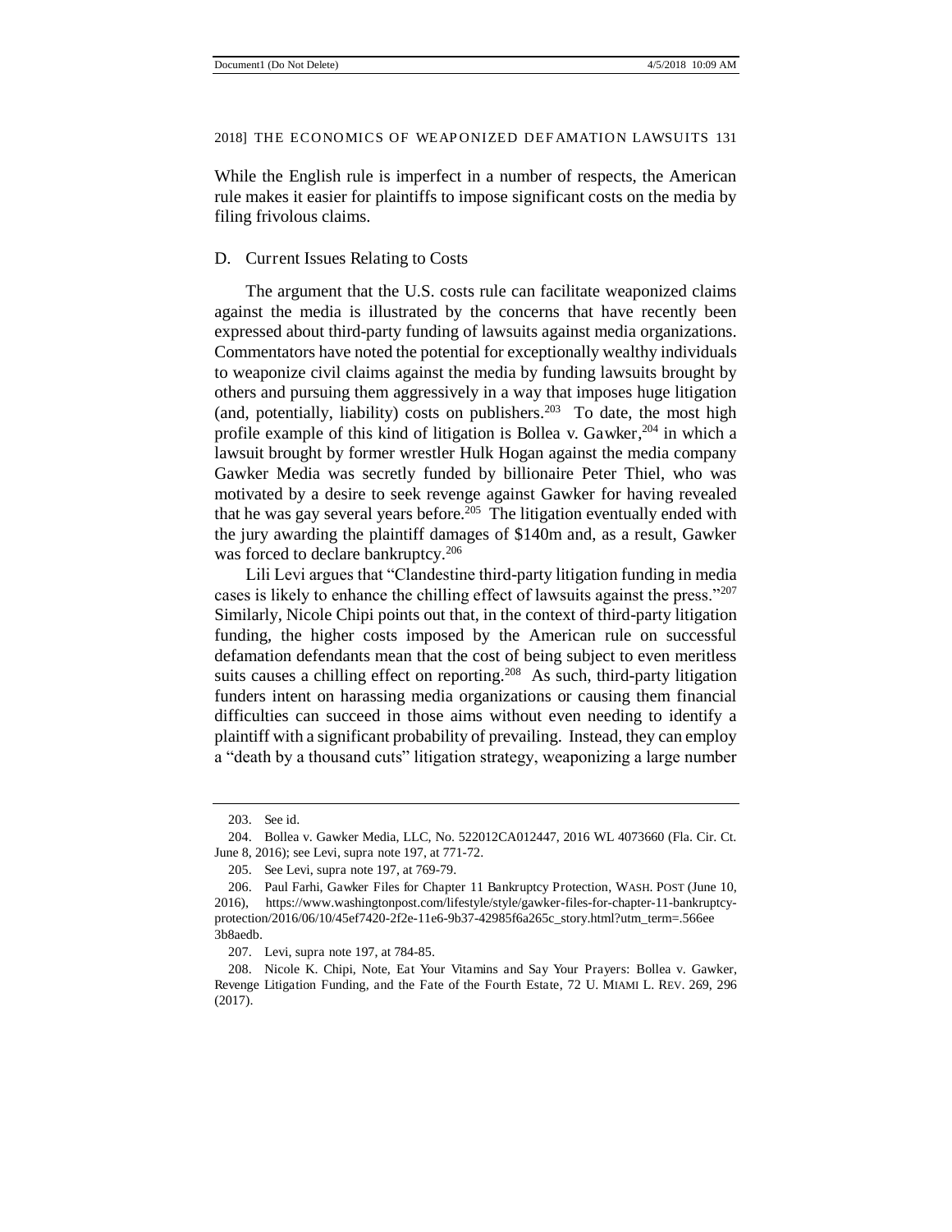While the English rule is imperfect in a number of respects, the American rule makes it easier for plaintiffs to impose significant costs on the media by filing frivolous claims.

## D. Current Issues Relating to Costs

The argument that the U.S. costs rule can facilitate weaponized claims against the media is illustrated by the concerns that have recently been expressed about third-party funding of lawsuits against media organizations. Commentators have noted the potential for exceptionally wealthy individuals to weaponize civil claims against the media by funding lawsuits brought by others and pursuing them aggressively in a way that imposes huge litigation (and, potentially, liability) costs on publishers.[203] To date, the most high profile example of this kind of litigation is Bollea v. Gawker,[204] in which a lawsuit brought by former wrestler Hulk Hogan against the media company Gawker Media was secretly funded by billionaire Peter Thiel, who was motivated by a desire to seek revenge against Gawker for having revealed that he was gay several years before.[205] The litigation eventually ended with the jury awarding the plaintiff damages of $140m and, as a result, Gawker was forced to declare bankruptcy.[206]

Lili Levi argues that "Clandestine third-party litigation funding in media cases is likely to enhance the chilling effect of lawsuits against the press."[207] Similarly, Nicole Chipi points out that, in the context of third-party litigation funding, the higher costs imposed by the American rule on successful defamation defendants mean that the cost of being subject to even meritless suits causes a chilling effect on reporting.[208] As such, third-party litigation funders intent on harassing media organizations or causing them financial difficulties can succeed in those aims without even needing to identify a plaintiff with a significant probability of prevailing. Instead, they can employ a "death by a thousand cuts" litigation strategy, weaponizing a large number

---

203. See id.

204. Bollea v. Gawker Media, LLC, No. 522012CA012447, 2016 WL 4073660 (Fla. Cir. Ct. June 8, 2016); see Levi, supra note 197, at 771-72.

205. See Levi, supra note 197, at 769-79.

206. Paul Farhi, Gawker Files for Chapter 11 Bankruptcy Protection, WASH. POST (June 10, 2016), https://www.washingtonpost.com/lifestyle/style/gawker-files-for-chapter-11-bankruptcy-protection/2016/06/10/45ef7420-2f2e-11e6-9b37-42985f6a265c_story.html?utm_term=.566ee3b8aedb.

207. Levi, supra note 197, at 784-85.

208. Nicole K. Chipi, Note, Eat Your Vitamins and Say Your Prayers: Bollea v. Gawker, Revenge Litigation Funding, and the Fate of the Fourth Estate, 72 U. MIAMI L. REV. 269, 296 (2017).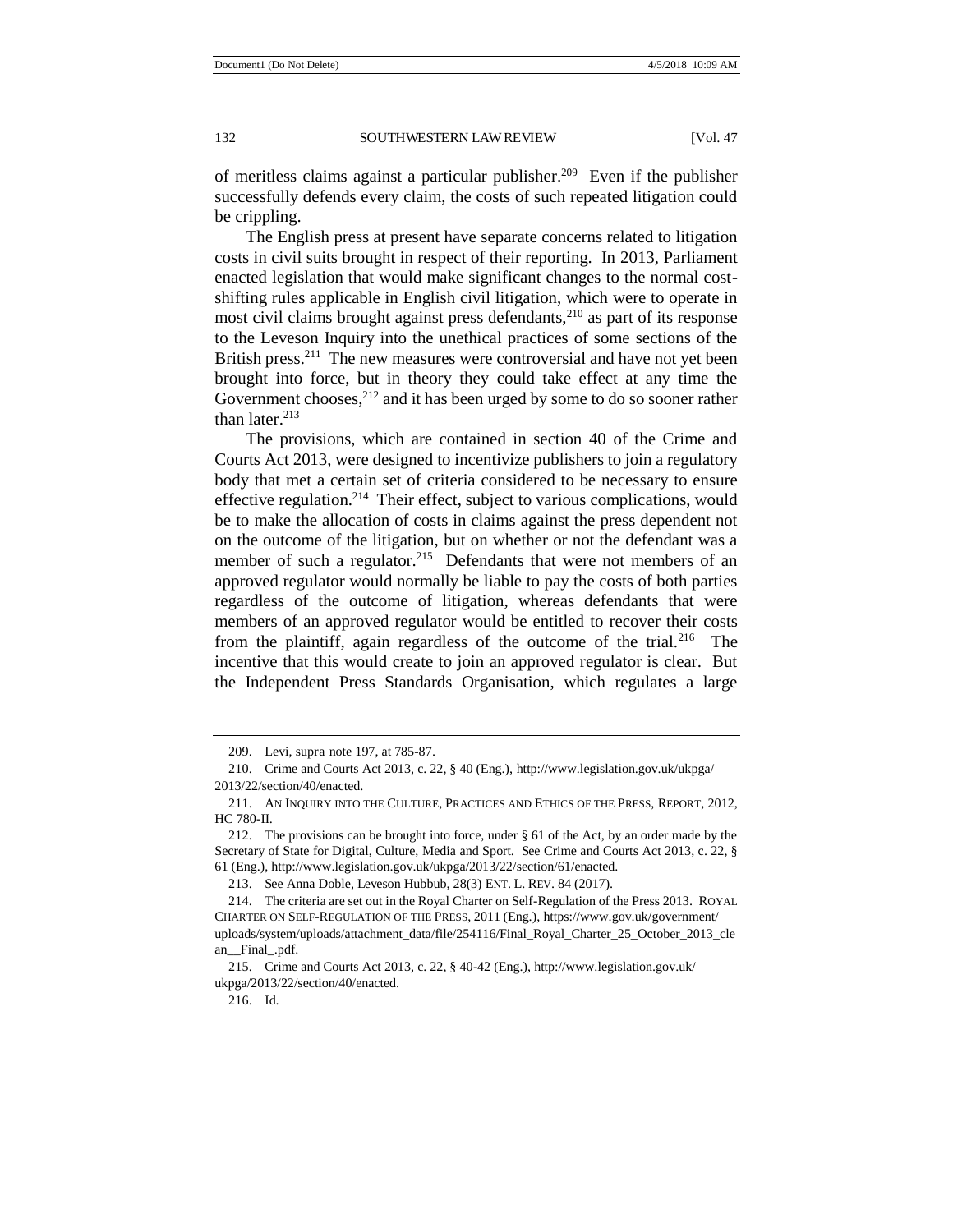of meritless claims against a particular publisher.[209] Even if the publisher successfully defends every claim, the costs of such repeated litigation could be crippling.

The English press at present have separate concerns related to litigation costs in civil suits brought in respect of their reporting. In 2013, Parliament enacted legislation that would make significant changes to the normal cost-shifting rules applicable in English civil litigation, which were to operate in most civil claims brought against press defendants,[210] as part of its response to the Leveson Inquiry into the unethical practices of some sections of the British press.[211] The new measures were controversial and have not yet been brought into force, but in theory they could take effect at any time the Government chooses,[212] and it has been urged by some to do so sooner rather than later.[213]

The provisions, which are contained in section 40 of the Crime and Courts Act 2013, were designed to incentivize publishers to join a regulatory body that met a certain set of criteria considered to be necessary to ensure effective regulation.[214] Their effect, subject to various complications, would be to make the allocation of costs in claims against the press dependent not on the outcome of the litigation, but on whether or not the defendant was a member of such a regulator.[215] Defendants that were not members of an approved regulator would normally be liable to pay the costs of both parties regardless of the outcome of litigation, whereas defendants that were members of an approved regulator would be entitled to recover their costs from the plaintiff, again regardless of the outcome of the trial.[216] The incentive that this would create to join an approved regulator is clear. But the Independent Press Standards Organisation, which regulates a large

---

209. Levi, *supra* note 197, at 785-87.

210. Crime and Courts Act 2013, c. 22, § 40 (Eng.), http://www.legislation.gov.uk/ukpga/2013/22/section/40/enacted.

211. AN INQUIRY INTO THE CULTURE, PRACTICES AND ETHICS OF THE PRESS, REPORT, 2012, HC 780-II.

212. The provisions can be brought into force, under § 61 of the Act, by an order made by the Secretary of State for Digital, Culture, Media and Sport. *See* Crime and Courts Act 2013, c. 22, § 61 (Eng.), http://www.legislation.gov.uk/ukpga/2013/22/section/61/enacted.

213. *See* Anna Doble, *Leveson Hubbub*, 28(3) ENT. L. REV. 84 (2017).

214. The criteria are set out in the Royal Charter on Self-Regulation of the Press 2013. ROYAL CHARTER ON SELF-REGULATION OF THE PRESS, 2011 (Eng.), https://www.gov.uk/government/uploads/system/uploads/attachment_data/file/254116/Final_Royal_Charter_25_October_2013_clean__Final_.pdf.

215. Crime and Courts Act 2013, c. 22, § 40-42 (Eng.), http://www.legislation.gov.uk/ukpga/2013/22/section/40/enacted.

216. *Id.*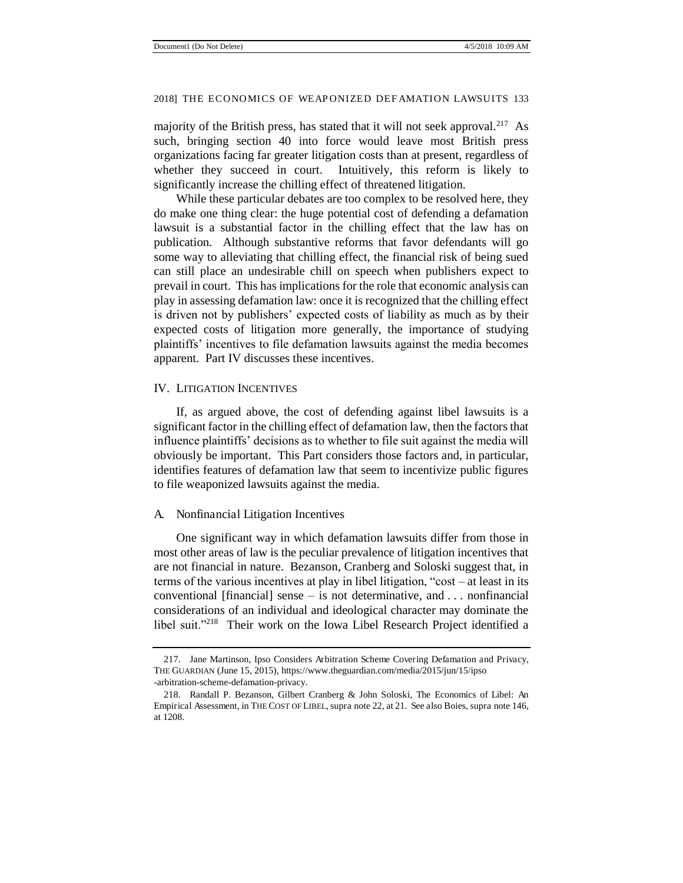majority of the British press, has stated that it will not seek approval.[217] As such, bringing section 40 into force would leave most British press organizations facing far greater litigation costs than at present, regardless of whether they succeed in court. Intuitively, this reform is likely to significantly increase the chilling effect of threatened litigation.

While these particular debates are too complex to be resolved here, they do make one thing clear: the huge potential cost of defending a defamation lawsuit is a substantial factor in the chilling effect that the law has on publication. Although substantive reforms that favor defendants will go some way to alleviating that chilling effect, the financial risk of being sued can still place an undesirable chill on speech when publishers expect to prevail in court. This has implications for the role that economic analysis can play in assessing defamation law: once it is recognized that the chilling effect is driven not by publishers' expected costs of liability as much as by their expected costs of litigation more generally, the importance of studying plaintiffs' incentives to file defamation lawsuits against the media becomes apparent. Part IV discusses these incentives.

## IV. Litigation Incentives

If, as argued above, the cost of defending against libel lawsuits is a significant factor in the chilling effect of defamation law, then the factors that influence plaintiffs' decisions as to whether to file suit against the media will obviously be important. This Part considers those factors and, in particular, identifies features of defamation law that seem to incentivize public figures to file weaponized lawsuits against the media.

### A. Nonfinancial Litigation Incentives

One significant way in which defamation lawsuits differ from those in most other areas of law is the peculiar prevalence of litigation incentives that are not financial in nature. Bezanson, Cranberg and Soloski suggest that, in terms of the various incentives at play in libel litigation, "cost – at least in its conventional [financial] sense – is not determinative, and . . . nonfinancial considerations of an individual and ideological character may dominate the libel suit."[218] Their work on the Iowa Libel Research Project identified a

217. Jane Martinson, Ipso Considers Arbitration Scheme Covering Defamation and Privacy, THE GUARDIAN (June 15, 2015), https://www.theguardian.com/media/2015/jun/15/ipso-arbitration-scheme-defamation-privacy.

218. Randall P. Bezanson, Gilbert Cranberg & John Soloski, The Economics of Libel: An Empirical Assessment, in THE COST OF LIBEL, supra note 22, at 21. See also Boies, supra note 146, at 1208.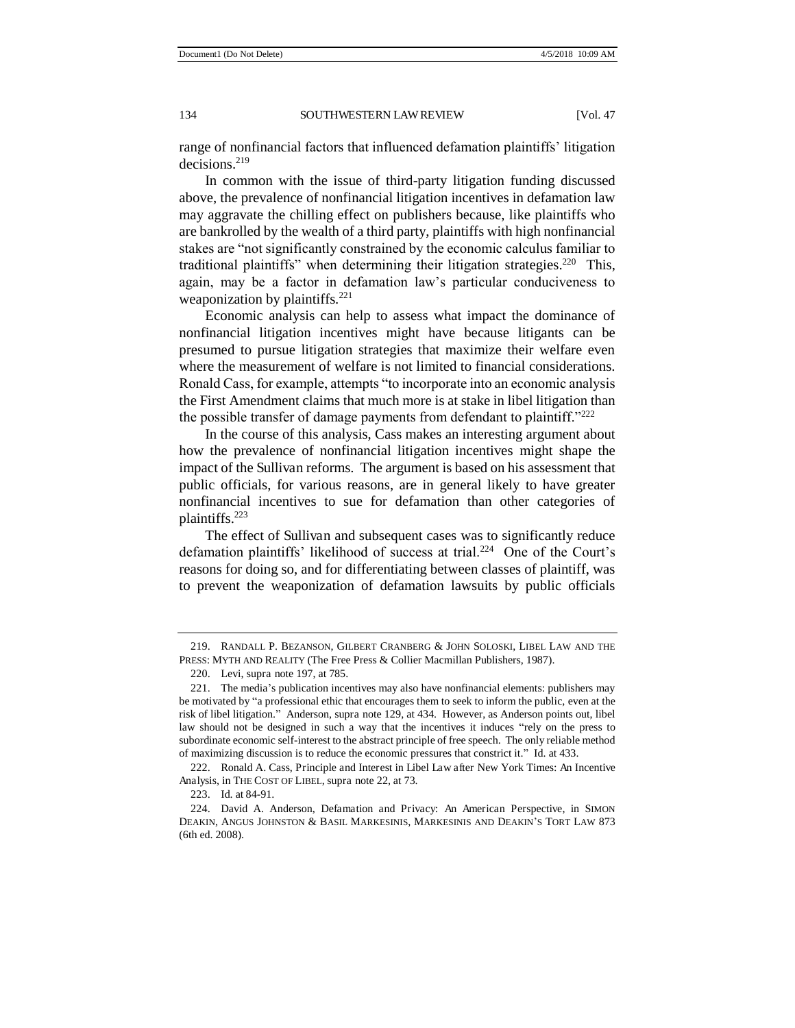range of nonfinancial factors that influenced defamation plaintiffs' litigation decisions.[219]

In common with the issue of third-party litigation funding discussed above, the prevalence of nonfinancial litigation incentives in defamation law may aggravate the chilling effect on publishers because, like plaintiffs who are bankrolled by the wealth of a third party, plaintiffs with high nonfinancial stakes are "not significantly constrained by the economic calculus familiar to traditional plaintiffs" when determining their litigation strategies.[220] This, again, may be a factor in defamation law's particular conduciveness to weaponization by plaintiffs.[221]

Economic analysis can help to assess what impact the dominance of nonfinancial litigation incentives might have because litigants can be presumed to pursue litigation strategies that maximize their welfare even where the measurement of welfare is not limited to financial considerations. Ronald Cass, for example, attempts "to incorporate into an economic analysis the First Amendment claims that much more is at stake in libel litigation than the possible transfer of damage payments from defendant to plaintiff."[222]

In the course of this analysis, Cass makes an interesting argument about how the prevalence of nonfinancial litigation incentives might shape the impact of the Sullivan reforms. The argument is based on his assessment that public officials, for various reasons, are in general likely to have greater nonfinancial incentives to sue for defamation than other categories of plaintiffs.[223]

The effect of Sullivan and subsequent cases was to significantly reduce defamation plaintiffs' likelihood of success at trial.[224] One of the Court's reasons for doing so, and for differentiating between classes of plaintiff, was to prevent the weaponization of defamation lawsuits by public officials

---

219. RANDALL P. BEZANSON, GILBERT CRANBERG & JOHN SOLOSKI, LIBEL LAW AND THE PRESS: MYTH AND REALITY (The Free Press & Collier Macmillan Publishers, 1987).

220. Levi, supra note 197, at 785.

221. The media's publication incentives may also have nonfinancial elements: publishers may be motivated by "a professional ethic that encourages them to seek to inform the public, even at the risk of libel litigation." Anderson, supra note 129, at 434. However, as Anderson points out, libel law should not be designed in such a way that the incentives it induces "rely on the press to subordinate economic self-interest to the abstract principle of free speech. The only reliable method of maximizing discussion is to reduce the economic pressures that constrict it." Id. at 433.

222. Ronald A. Cass, Principle and Interest in Libel Law after New York Times: An Incentive Analysis, in THE COST OF LIBEL, supra note 22, at 73.

223. Id. at 84-91.

224. David A. Anderson, Defamation and Privacy: An American Perspective, in SIMON DEAKIN, ANGUS JOHNSTON & BASIL MARKESINIS, MARKESINIS AND DEAKIN'S TORT LAW 873 (6th ed. 2008).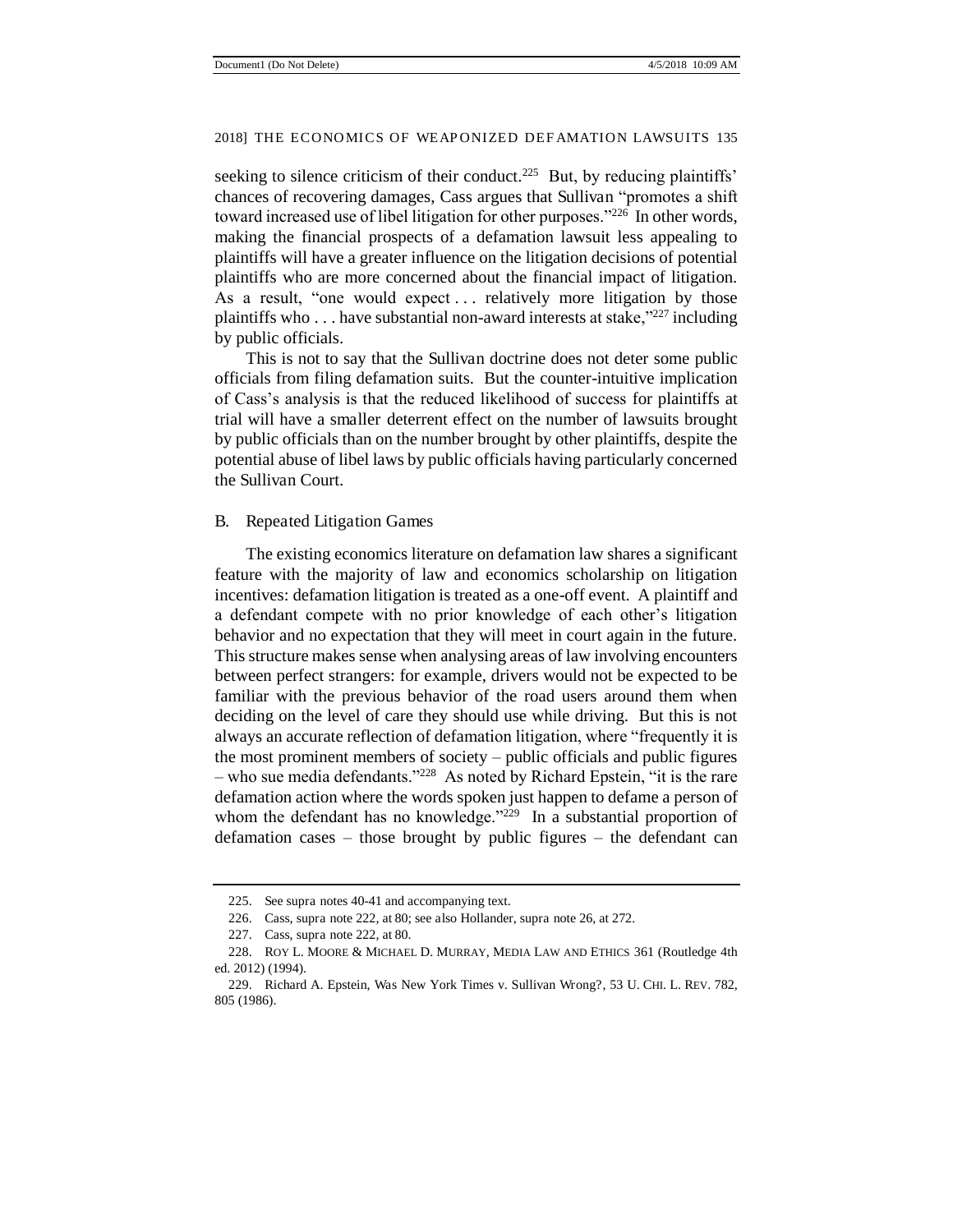seeking to silence criticism of their conduct.[225] But, by reducing plaintiffs' chances of recovering damages, Cass argues that Sullivan "promotes a shift toward increased use of libel litigation for other purposes."[226] In other words, making the financial prospects of a defamation lawsuit less appealing to plaintiffs will have a greater influence on the litigation decisions of potential plaintiffs who are more concerned about the financial impact of litigation. As a result, "one would expect . . . relatively more litigation by those plaintiffs who . . . have substantial non-award interests at stake,"[227] including by public officials.

This is not to say that the Sullivan doctrine does not deter some public officials from filing defamation suits. But the counter-intuitive implication of Cass's analysis is that the reduced likelihood of success for plaintiffs at trial will have a smaller deterrent effect on the number of lawsuits brought by public officials than on the number brought by other plaintiffs, despite the potential abuse of libel laws by public officials having particularly concerned the Sullivan Court.

## B. Repeated Litigation Games

The existing economics literature on defamation law shares a significant feature with the majority of law and economics scholarship on litigation incentives: defamation litigation is treated as a one-off event. A plaintiff and a defendant compete with no prior knowledge of each other's litigation behavior and no expectation that they will meet in court again in the future. This structure makes sense when analysing areas of law involving encounters between perfect strangers: for example, drivers would not be expected to be familiar with the previous behavior of the road users around them when deciding on the level of care they should use while driving. But this is not always an accurate reflection of defamation litigation, where "frequently it is the most prominent members of society – public officials and public figures – who sue media defendants."[228] As noted by Richard Epstein, "it is the rare defamation action where the words spoken just happen to defame a person of whom the defendant has no knowledge."[229] In a substantial proportion of defamation cases – those brought by public figures – the defendant can

---

225. See supra notes 40-41 and accompanying text.

226. Cass, supra note 222, at 80; see also Hollander, supra note 26, at 272.

227. Cass, supra note 222, at 80.

228. ROY L. MOORE & MICHAEL D. MURRAY, MEDIA LAW AND ETHICS 361 (Routledge 4th ed. 2012) (1994).

229. Richard A. Epstein, Was New York Times v. Sullivan Wrong?, 53 U. CHI. L. REV. 782, 805 (1986).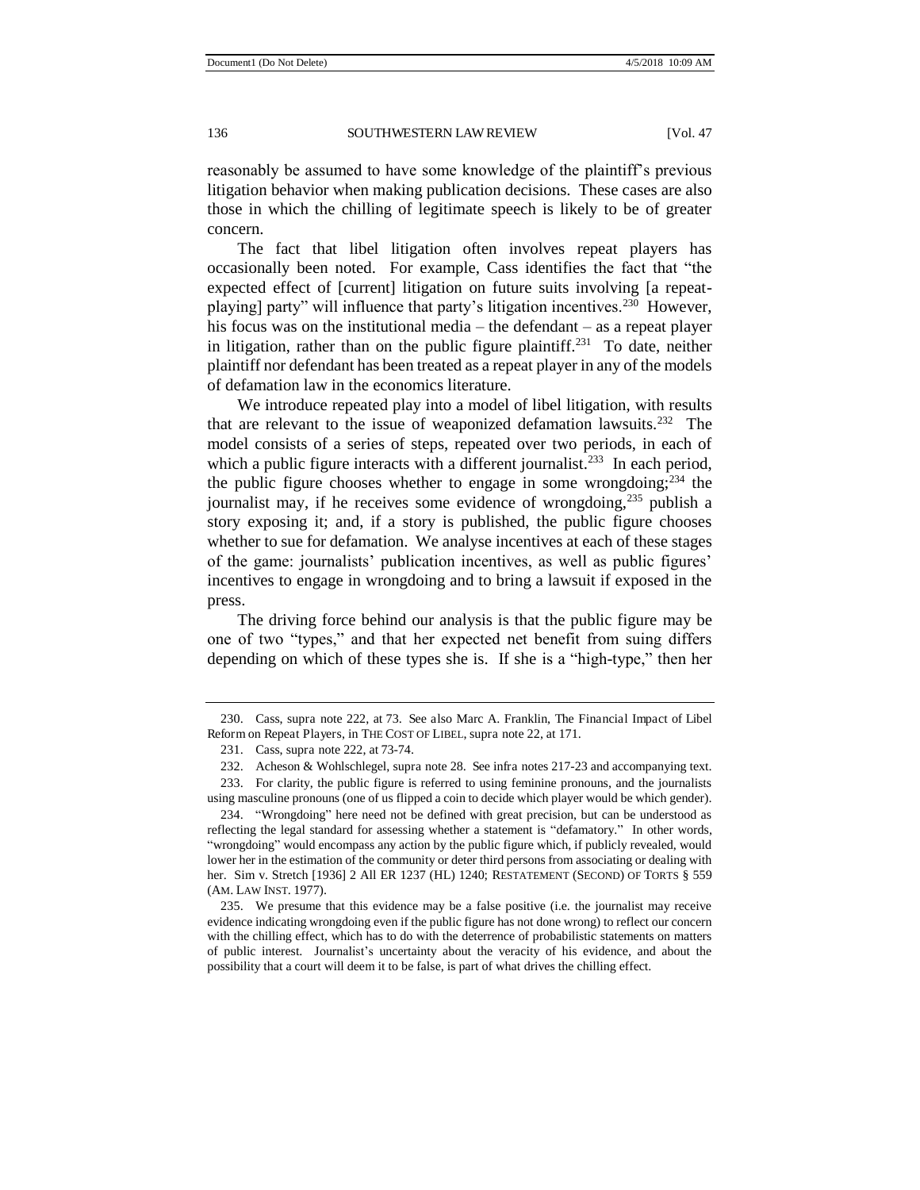reasonably be assumed to have some knowledge of the plaintiff's previous litigation behavior when making publication decisions. These cases are also those in which the chilling of legitimate speech is likely to be of greater concern.

The fact that libel litigation often involves repeat players has occasionally been noted. For example, Cass identifies the fact that "the expected effect of [current] litigation on future suits involving [a repeat-playing] party" will influence that party's litigation incentives.[230] However, his focus was on the institutional media – the defendant – as a repeat player in litigation, rather than on the public figure plaintiff.[231] To date, neither plaintiff nor defendant has been treated as a repeat player in any of the models of defamation law in the economics literature.

We introduce repeated play into a model of libel litigation, with results that are relevant to the issue of weaponized defamation lawsuits.[232] The model consists of a series of steps, repeated over two periods, in each of which a public figure interacts with a different journalist.[233] In each period, the public figure chooses whether to engage in some wrongdoing;[234] the journalist may, if he receives some evidence of wrongdoing,[235] publish a story exposing it; and, if a story is published, the public figure chooses whether to sue for defamation. We analyse incentives at each of these stages of the game: journalists' publication incentives, as well as public figures' incentives to engage in wrongdoing and to bring a lawsuit if exposed in the press.

The driving force behind our analysis is that the public figure may be one of two "types," and that her expected net benefit from suing differs depending on which of these types she is. If she is a "high-type," then her

---

230. Cass, supra note 222, at 73. See also Marc A. Franklin, The Financial Impact of Libel Reform on Repeat Players, in THE COST OF LIBEL, supra note 22, at 171.

231. Cass, supra note 222, at 73-74.

232. Acheson & Wohlschlegel, supra note 28. See infra notes 217-23 and accompanying text.

233. For clarity, the public figure is referred to using feminine pronouns, and the journalists using masculine pronouns (one of us flipped a coin to decide which player would be which gender).

234. "Wrongdoing" here need not be defined with great precision, but can be understood as reflecting the legal standard for assessing whether a statement is "defamatory." In other words, "wrongdoing" would encompass any action by the public figure which, if publicly revealed, would lower her in the estimation of the community or deter third persons from associating or dealing with her. Sim v. Stretch [1936] 2 All ER 1237 (HL) 1240; RESTATEMENT (SECOND) OF TORTS § 559 (AM. LAW INST. 1977).

235. We presume that this evidence may be a false positive (i.e. the journalist may receive evidence indicating wrongdoing even if the public figure has not done wrong) to reflect our concern with the chilling effect, which has to do with the deterrence of probabilistic statements on matters of public interest. Journalist's uncertainty about the veracity of his evidence, and about the possibility that a court will deem it to be false, is part of what drives the chilling effect.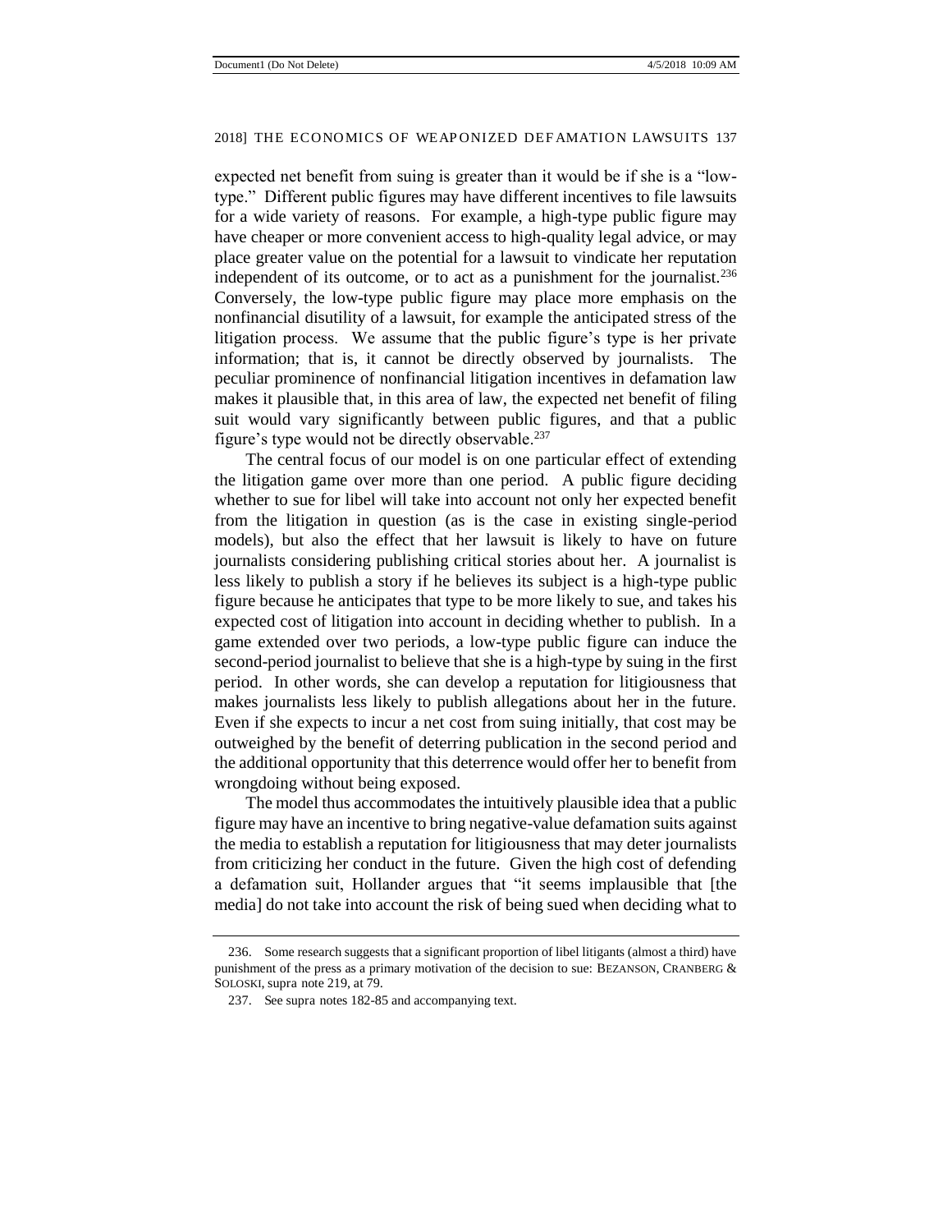expected net benefit from suing is greater than it would be if she is a "low-type." Different public figures may have different incentives to file lawsuits for a wide variety of reasons. For example, a high-type public figure may have cheaper or more convenient access to high-quality legal advice, or may place greater value on the potential for a lawsuit to vindicate her reputation independent of its outcome, or to act as a punishment for the journalist.[236] Conversely, the low-type public figure may place more emphasis on the nonfinancial disutility of a lawsuit, for example the anticipated stress of the litigation process. We assume that the public figure's type is her private information; that is, it cannot be directly observed by journalists. The peculiar prominence of nonfinancial litigation incentives in defamation law makes it plausible that, in this area of law, the expected net benefit of filing suit would vary significantly between public figures, and that a public figure's type would not be directly observable.[237]

The central focus of our model is on one particular effect of extending the litigation game over more than one period. A public figure deciding whether to sue for libel will take into account not only her expected benefit from the litigation in question (as is the case in existing single-period models), but also the effect that her lawsuit is likely to have on future journalists considering publishing critical stories about her. A journalist is less likely to publish a story if he believes its subject is a high-type public figure because he anticipates that type to be more likely to sue, and takes his expected cost of litigation into account in deciding whether to publish. In a game extended over two periods, a low-type public figure can induce the second-period journalist to believe that she is a high-type by suing in the first period. In other words, she can develop a reputation for litigiousness that makes journalists less likely to publish allegations about her in the future. Even if she expects to incur a net cost from suing initially, that cost may be outweighed by the benefit of deterring publication in the second period and the additional opportunity that this deterrence would offer her to benefit from wrongdoing without being exposed.

The model thus accommodates the intuitively plausible idea that a public figure may have an incentive to bring negative-value defamation suits against the media to establish a reputation for litigiousness that may deter journalists from criticizing her conduct in the future. Given the high cost of defending a defamation suit, Hollander argues that "it seems implausible that [the media] do not take into account the risk of being sued when deciding what to

---

236. Some research suggests that a significant proportion of libel litigants (almost a third) have punishment of the press as a primary motivation of the decision to sue: BEZANSON, CRANBERG & SOLOSKI, supra note 219, at 79.

237. See supra notes 182-85 and accompanying text.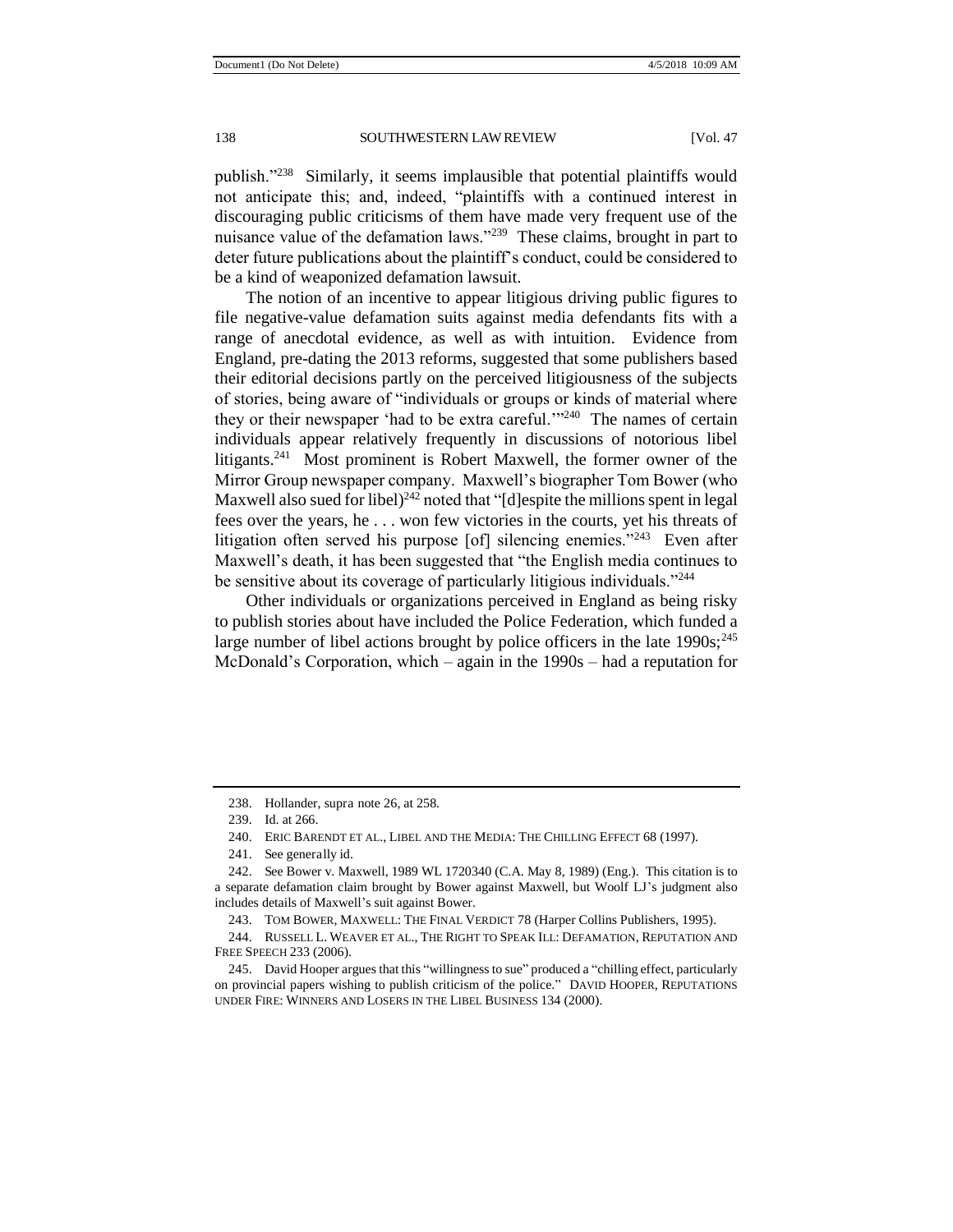publish."[238] Similarly, it seems implausible that potential plaintiffs would not anticipate this; and, indeed, "plaintiffs with a continued interest in discouraging public criticisms of them have made very frequent use of the nuisance value of the defamation laws."[239] These claims, brought in part to deter future publications about the plaintiff's conduct, could be considered to be a kind of weaponized defamation lawsuit.

The notion of an incentive to appear litigious driving public figures to file negative-value defamation suits against media defendants fits with a range of anecdotal evidence, as well as with intuition. Evidence from England, pre-dating the 2013 reforms, suggested that some publishers based their editorial decisions partly on the perceived litigiousness of the subjects of stories, being aware of "individuals or groups or kinds of material where they or their newspaper 'had to be extra careful.'"[240] The names of certain individuals appear relatively frequently in discussions of notorious libel litigants.[241] Most prominent is Robert Maxwell, the former owner of the Mirror Group newspaper company. Maxwell's biographer Tom Bower (who Maxwell also sued for libel)[242] noted that "[d]espite the millions spent in legal fees over the years, he . . . won few victories in the courts, yet his threats of litigation often served his purpose [of] silencing enemies."[243] Even after Maxwell's death, it has been suggested that "the English media continues to be sensitive about its coverage of particularly litigious individuals."[244]

Other individuals or organizations perceived in England as being risky to publish stories about have included the Police Federation, which funded a large number of libel actions brought by police officers in the late 1990s;[245] McDonald's Corporation, which – again in the 1990s – had a reputation for

---

238. Hollander, supra note 26, at 258.

239. Id. at 266.

240. ERIC BARENDT ET AL., LIBEL AND THE MEDIA: THE CHILLING EFFECT 68 (1997).

241. See generally id.

242. See Bower v. Maxwell, 1989 WL 1720340 (C.A. May 8, 1989) (Eng.). This citation is to a separate defamation claim brought by Bower against Maxwell, but Woolf LJ's judgment also includes details of Maxwell's suit against Bower.

243. TOM BOWER, MAXWELL: THE FINAL VERDICT 78 (Harper Collins Publishers, 1995).

244. RUSSELL L. WEAVER ET AL., THE RIGHT TO SPEAK ILL: DEFAMATION, REPUTATION AND FREE SPEECH 233 (2006).

245. David Hooper argues that this "willingness to sue" produced a "chilling effect, particularly on provincial papers wishing to publish criticism of the police." DAVID HOOPER, REPUTATIONS UNDER FIRE: WINNERS AND LOSERS IN THE LIBEL BUSINESS 134 (2000).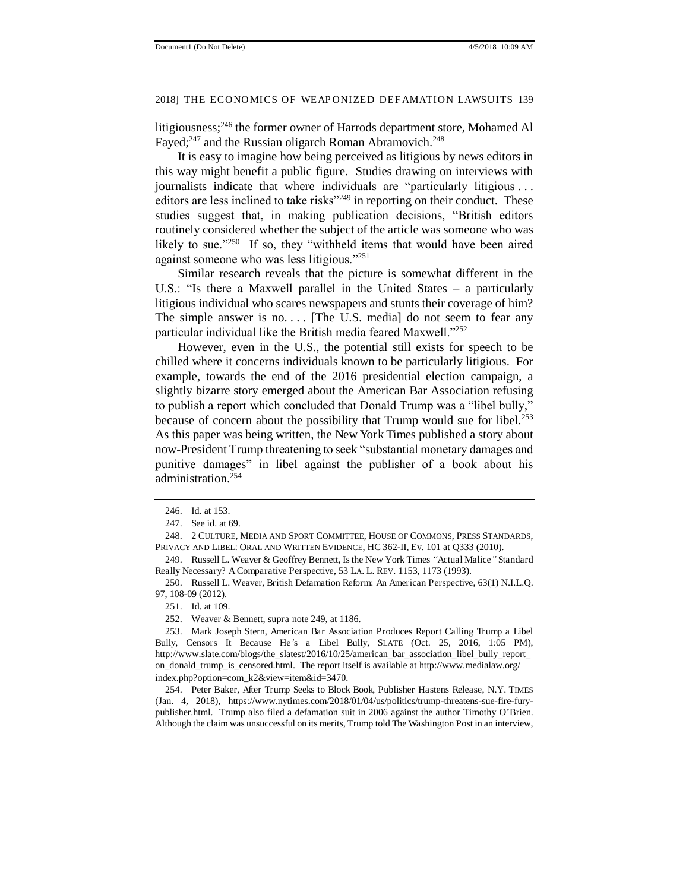litigiousness;[246] the former owner of Harrods department store, Mohamed Al Fayed;[247] and the Russian oligarch Roman Abramovich.[248]

It is easy to imagine how being perceived as litigious by news editors in this way might benefit a public figure. Studies drawing on interviews with journalists indicate that where individuals are "particularly litigious . . . editors are less inclined to take risks"[249] in reporting on their conduct. These studies suggest that, in making publication decisions, "British editors routinely considered whether the subject of the article was someone who was likely to sue."[250] If so, they "withheld items that would have been aired against someone who was less litigious."[251]

Similar research reveals that the picture is somewhat different in the U.S.: "Is there a Maxwell parallel in the United States – a particularly litigious individual who scares newspapers and stunts their coverage of him? The simple answer is no. . . . [The U.S. media] do not seem to fear any particular individual like the British media feared Maxwell."[252]

However, even in the U.S., the potential still exists for speech to be chilled where it concerns individuals known to be particularly litigious. For example, towards the end of the 2016 presidential election campaign, a slightly bizarre story emerged about the American Bar Association refusing to publish a report which concluded that Donald Trump was a "libel bully," because of concern about the possibility that Trump would sue for libel.[253] As this paper was being written, the New York Times published a story about now-President Trump threatening to seek "substantial monetary damages and punitive damages" in libel against the publisher of a book about his administration.[254]

---

246. Id. at 153.

247. See id. at 69.

248. 2 CULTURE, MEDIA AND SPORT COMMITTEE, HOUSE OF COMMONS, PRESS STANDARDS, PRIVACY AND LIBEL: ORAL AND WRITTEN EVIDENCE, HC 362-II, Ev. 101 at Q333 (2010).

249. Russell L. Weaver & Geoffrey Bennett, Is the New York Times *"Actual Malice"* Standard Really Necessary? A Comparative Perspective, 53 LA. L. REV. 1153, 1173 (1993).

250. Russell L. Weaver, British Defamation Reform: An American Perspective, 63(1) N.I.L.Q. 97, 108-09 (2012).

251. Id. at 109.

252. Weaver & Bennett, supra note 249, at 1186.

253. Mark Joseph Stern, American Bar Association Produces Report Calling Trump a Libel Bully, Censors It Because He's a Libel Bully, SLATE (Oct. 25, 2016, 1:05 PM), http://www.slate.com/blogs/the_slatest/2016/10/25/american_bar_association_libel_bully_report_on_donald_trump_is_censored.html. The report itself is available at http://www.medialaw.org/index.php?option=com_k2&view=item&id=3470.

254. Peter Baker, After Trump Seeks to Block Book, Publisher Hastens Release, N.Y. TIMES (Jan. 4, 2018), https://www.nytimes.com/2018/01/04/us/politics/trump-threatens-sue-fire-fury-publisher.html. Trump also filed a defamation suit in 2006 against the author Timothy O'Brien. Although the claim was unsuccessful on its merits, Trump told The Washington Post in an interview,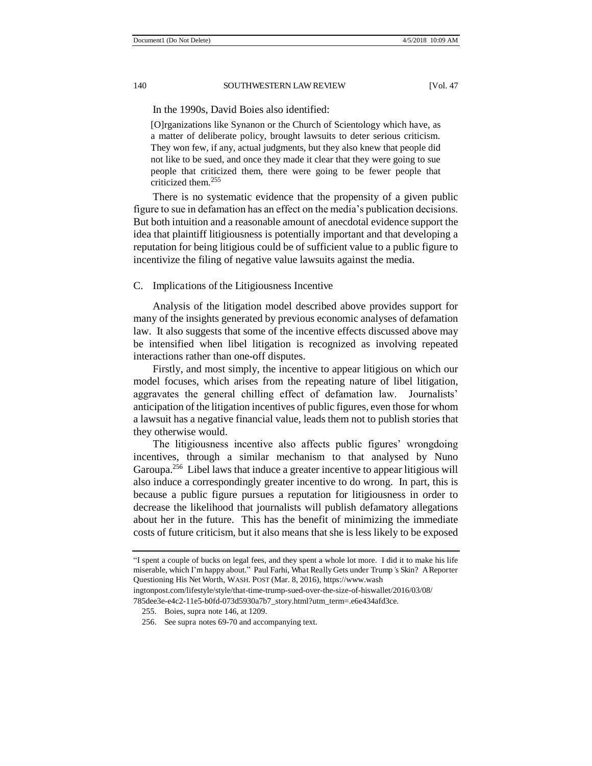In the 1990s, David Boies also identified:

> [O]rganizations like Synanon or the Church of Scientology which have, as a matter of deliberate policy, brought lawsuits to deter serious criticism. They won few, if any, actual judgments, but they also knew that people did not like to be sued, and once they made it clear that they were going to sue people that criticized them, there were going to be fewer people that criticized them.[255]

There is no systematic evidence that the propensity of a given public figure to sue in defamation has an effect on the media's publication decisions. But both intuition and a reasonable amount of anecdotal evidence support the idea that plaintiff litigiousness is potentially important and that developing a reputation for being litigious could be of sufficient value to a public figure to incentivize the filing of negative value lawsuits against the media.

## C. Implications of the Litigiousness Incentive

Analysis of the litigation model described above provides support for many of the insights generated by previous economic analyses of defamation law. It also suggests that some of the incentive effects discussed above may be intensified when libel litigation is recognized as involving repeated interactions rather than one-off disputes.

Firstly, and most simply, the incentive to appear litigious on which our model focuses, which arises from the repeating nature of libel litigation, aggravates the general chilling effect of defamation law. Journalists' anticipation of the litigation incentives of public figures, even those for whom a lawsuit has a negative financial value, leads them not to publish stories that they otherwise would.

The litigiousness incentive also affects public figures' wrongdoing incentives, through a similar mechanism to that analysed by Nuno Garoupa.[256] Libel laws that induce a greater incentive to appear litigious will also induce a correspondingly greater incentive to do wrong. In part, this is because a public figure pursues a reputation for litigiousness in order to decrease the likelihood that journalists will publish defamatory allegations about her in the future. This has the benefit of minimizing the immediate costs of future criticism, but it also means that she is less likely to be exposed

---

"I spent a couple of bucks on legal fees, and they spent a whole lot more. I did it to make his life miserable, which I'm happy about." Paul Farhi, *What Really Gets under Trump's Skin? A Reporter Questioning His Net Worth*, WASH. POST (Mar. 8, 2016), https://www.washingtonpost.com/lifestyle/style/that-time-trump-sued-over-the-size-of-hiswallet/2016/03/08/785dee3e-e4c2-11e5-b0fd-073d5930a7b7_story.html?utm_term=.e6e434afd3ce.

255. Boies, *supra* note 146, at 1209.

256. *See supra* notes 69-70 and accompanying text.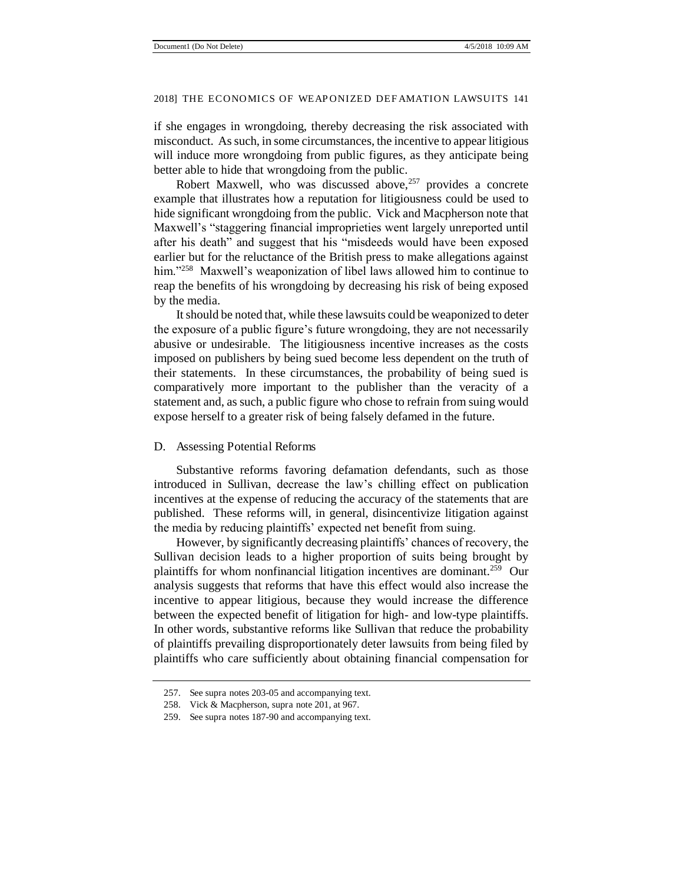if she engages in wrongdoing, thereby decreasing the risk associated with misconduct. As such, in some circumstances, the incentive to appear litigious will induce more wrongdoing from public figures, as they anticipate being better able to hide that wrongdoing from the public.

Robert Maxwell, who was discussed above,[257] provides a concrete example that illustrates how a reputation for litigiousness could be used to hide significant wrongdoing from the public. Vick and Macpherson note that Maxwell's "staggering financial improprieties went largely unreported until after his death" and suggest that his "misdeeds would have been exposed earlier but for the reluctance of the British press to make allegations against him."[258] Maxwell's weaponization of libel laws allowed him to continue to reap the benefits of his wrongdoing by decreasing his risk of being exposed by the media.

It should be noted that, while these lawsuits could be weaponized to deter the exposure of a public figure's future wrongdoing, they are not necessarily abusive or undesirable. The litigiousness incentive increases as the costs imposed on publishers by being sued become less dependent on the truth of their statements. In these circumstances, the probability of being sued is comparatively more important to the publisher than the veracity of a statement and, as such, a public figure who chose to refrain from suing would expose herself to a greater risk of being falsely defamed in the future.

### D. Assessing Potential Reforms

Substantive reforms favoring defamation defendants, such as those introduced in Sullivan, decrease the law's chilling effect on publication incentives at the expense of reducing the accuracy of the statements that are published. These reforms will, in general, disincentivize litigation against the media by reducing plaintiffs' expected net benefit from suing.

However, by significantly decreasing plaintiffs' chances of recovery, the Sullivan decision leads to a higher proportion of suits being brought by plaintiffs for whom nonfinancial litigation incentives are dominant.[259] Our analysis suggests that reforms that have this effect would also increase the incentive to appear litigious, because they would increase the difference between the expected benefit of litigation for high- and low-type plaintiffs. In other words, substantive reforms like Sullivan that reduce the probability of plaintiffs prevailing disproportionately deter lawsuits from being filed by plaintiffs who care sufficiently about obtaining financial compensation for

---

257. See supra notes 203-05 and accompanying text.

258. Vick & Macpherson, supra note 201, at 967.

259. See supra notes 187-90 and accompanying text.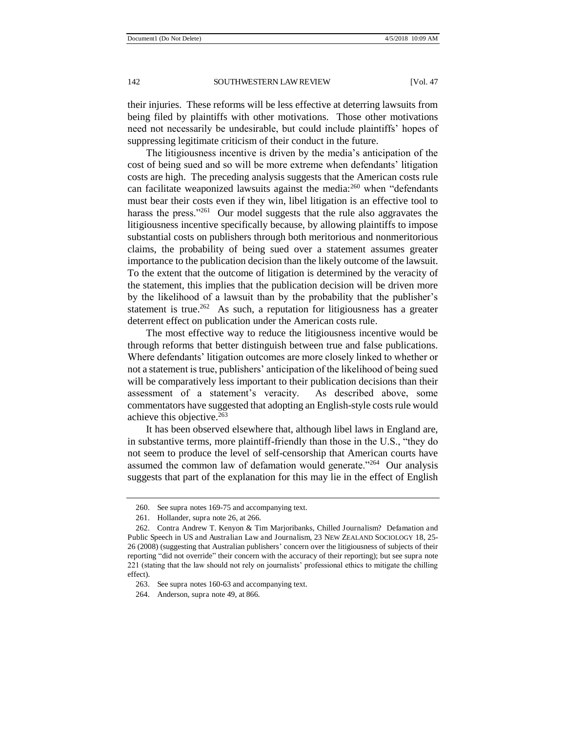their injuries. These reforms will be less effective at deterring lawsuits from being filed by plaintiffs with other motivations. Those other motivations need not necessarily be undesirable, but could include plaintiffs' hopes of suppressing legitimate criticism of their conduct in the future.

The litigiousness incentive is driven by the media's anticipation of the cost of being sued and so will be more extreme when defendants' litigation costs are high. The preceding analysis suggests that the American costs rule can facilitate weaponized lawsuits against the media:[260] when "defendants must bear their costs even if they win, libel litigation is an effective tool to harass the press."[261] Our model suggests that the rule also aggravates the litigiousness incentive specifically because, by allowing plaintiffs to impose substantial costs on publishers through both meritorious and nonmeritorious claims, the probability of being sued over a statement assumes greater importance to the publication decision than the likely outcome of the lawsuit. To the extent that the outcome of litigation is determined by the veracity of the statement, this implies that the publication decision will be driven more by the likelihood of a lawsuit than by the probability that the publisher's statement is true.[262] As such, a reputation for litigiousness has a greater deterrent effect on publication under the American costs rule.

The most effective way to reduce the litigiousness incentive would be through reforms that better distinguish between true and false publications. Where defendants' litigation outcomes are more closely linked to whether or not a statement is true, publishers' anticipation of the likelihood of being sued will be comparatively less important to their publication decisions than their assessment of a statement's veracity. As described above, some commentators have suggested that adopting an English-style costs rule would achieve this objective.[263]

It has been observed elsewhere that, although libel laws in England are, in substantive terms, more plaintiff-friendly than those in the U.S., "they do not seem to produce the level of self-censorship that American courts have assumed the common law of defamation would generate."[264] Our analysis suggests that part of the explanation for this may lie in the effect of English

---

260. See supra notes 169-75 and accompanying text.

261. Hollander, supra note 26, at 266.

262. Contra Andrew T. Kenyon & Tim Marjoribanks, Chilled Journalism? Defamation and Public Speech in US and Australian Law and Journalism, 23 NEW ZEALAND SOCIOLOGY 18, 25-26 (2008) (suggesting that Australian publishers' concern over the litigiousness of subjects of their reporting "did not override" their concern with the accuracy of their reporting); but see supra note 221 (stating that the law should not rely on journalists' professional ethics to mitigate the chilling effect).

263. See supra notes 160-63 and accompanying text.

264. Anderson, supra note 49, at 866.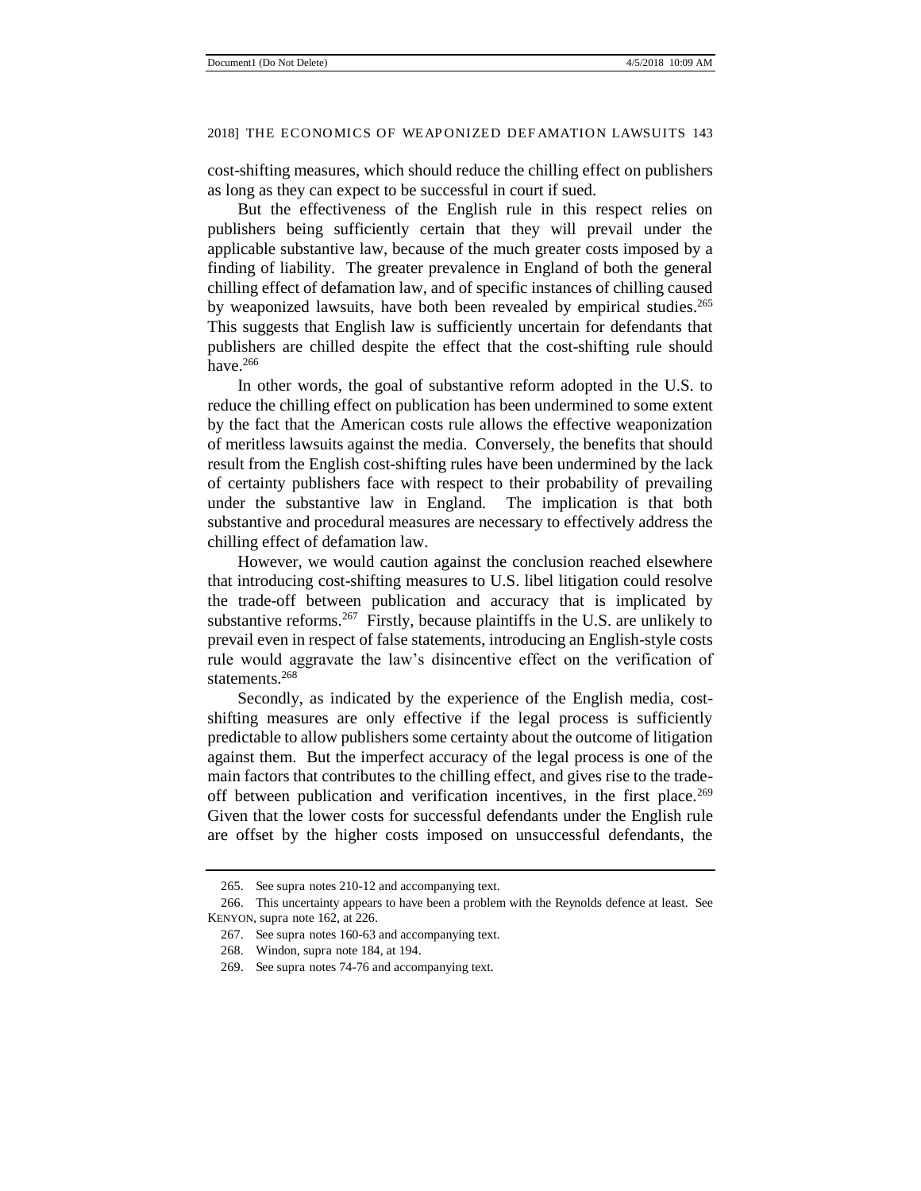cost-shifting measures, which should reduce the chilling effect on publishers as long as they can expect to be successful in court if sued.

But the effectiveness of the English rule in this respect relies on publishers being sufficiently certain that they will prevail under the applicable substantive law, because of the much greater costs imposed by a finding of liability. The greater prevalence in England of both the general chilling effect of defamation law, and of specific instances of chilling caused by weaponized lawsuits, have both been revealed by empirical studies.[265] This suggests that English law is sufficiently uncertain for defendants that publishers are chilled despite the effect that the cost-shifting rule should have.[266]

In other words, the goal of substantive reform adopted in the U.S. to reduce the chilling effect on publication has been undermined to some extent by the fact that the American costs rule allows the effective weaponization of meritless lawsuits against the media. Conversely, the benefits that should result from the English cost-shifting rules have been undermined by the lack of certainty publishers face with respect to their probability of prevailing under the substantive law in England. The implication is that both substantive and procedural measures are necessary to effectively address the chilling effect of defamation law.

However, we would caution against the conclusion reached elsewhere that introducing cost-shifting measures to U.S. libel litigation could resolve the trade-off between publication and accuracy that is implicated by substantive reforms.[267] Firstly, because plaintiffs in the U.S. are unlikely to prevail even in respect of false statements, introducing an English-style costs rule would aggravate the law's disincentive effect on the verification of statements.[268]

Secondly, as indicated by the experience of the English media, cost-shifting measures are only effective if the legal process is sufficiently predictable to allow publishers some certainty about the outcome of litigation against them. But the imperfect accuracy of the legal process is one of the main factors that contributes to the chilling effect, and gives rise to the trade-off between publication and verification incentives, in the first place.[269] Given that the lower costs for successful defendants under the English rule are offset by the higher costs imposed on unsuccessful defendants, the

265. See supra notes 210-12 and accompanying text.

266. This uncertainty appears to have been a problem with the Reynolds defence at least. See KENYON, supra note 162, at 226.

267. See supra notes 160-63 and accompanying text.

268. Windon, supra note 184, at 194.

269. See supra notes 74-76 and accompanying text.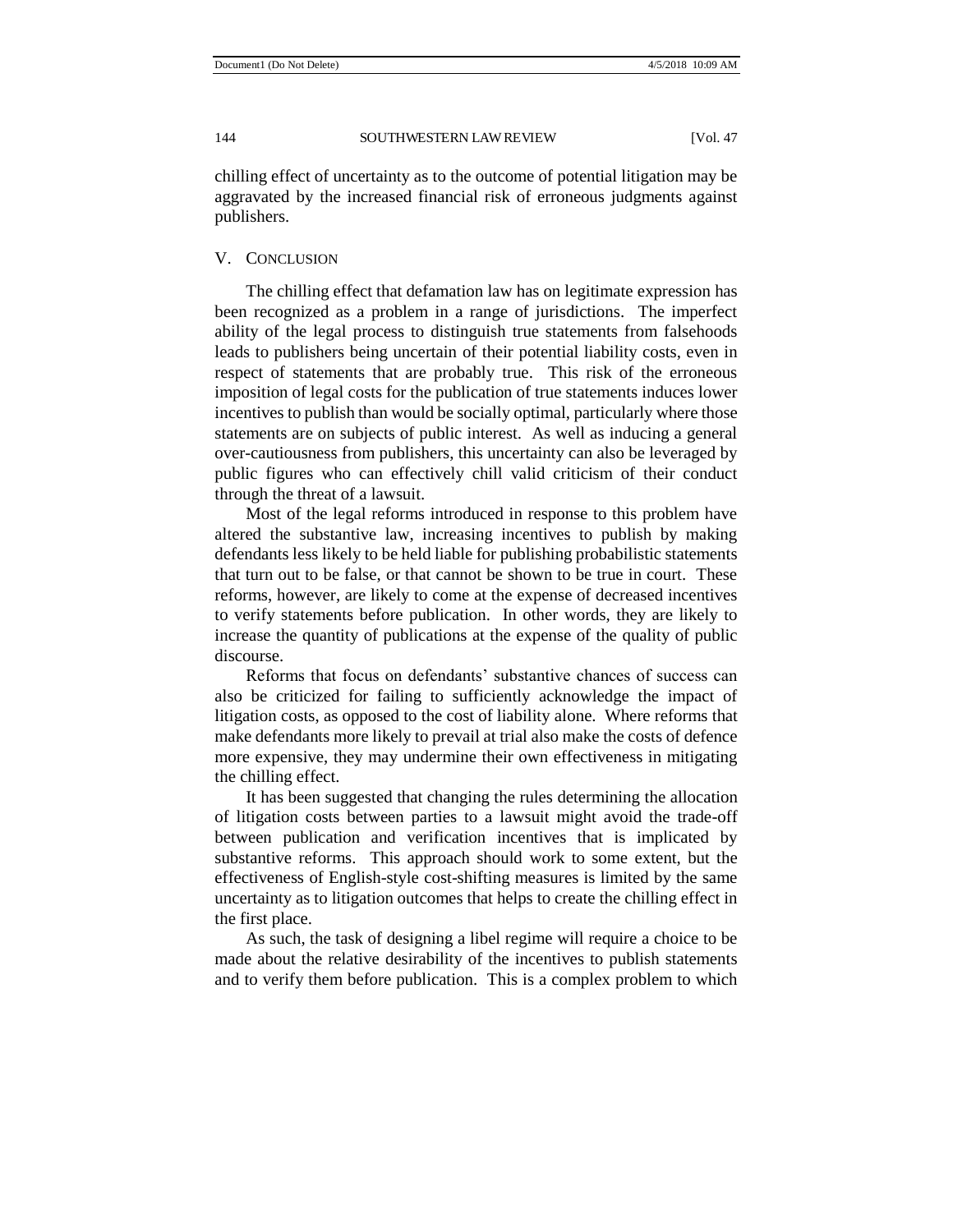chilling effect of uncertainty as to the outcome of potential litigation may be aggravated by the increased financial risk of erroneous judgments against publishers.

## V. CONCLUSION

The chilling effect that defamation law has on legitimate expression has been recognized as a problem in a range of jurisdictions. The imperfect ability of the legal process to distinguish true statements from falsehoods leads to publishers being uncertain of their potential liability costs, even in respect of statements that are probably true. This risk of the erroneous imposition of legal costs for the publication of true statements induces lower incentives to publish than would be socially optimal, particularly where those statements are on subjects of public interest. As well as inducing a general over-cautiousness from publishers, this uncertainty can also be leveraged by public figures who can effectively chill valid criticism of their conduct through the threat of a lawsuit.

Most of the legal reforms introduced in response to this problem have altered the substantive law, increasing incentives to publish by making defendants less likely to be held liable for publishing probabilistic statements that turn out to be false, or that cannot be shown to be true in court. These reforms, however, are likely to come at the expense of decreased incentives to verify statements before publication. In other words, they are likely to increase the quantity of publications at the expense of the quality of public discourse.

Reforms that focus on defendants' substantive chances of success can also be criticized for failing to sufficiently acknowledge the impact of litigation costs, as opposed to the cost of liability alone. Where reforms that make defendants more likely to prevail at trial also make the costs of defence more expensive, they may undermine their own effectiveness in mitigating the chilling effect.

It has been suggested that changing the rules determining the allocation of litigation costs between parties to a lawsuit might avoid the trade-off between publication and verification incentives that is implicated by substantive reforms. This approach should work to some extent, but the effectiveness of English-style cost-shifting measures is limited by the same uncertainty as to litigation outcomes that helps to create the chilling effect in the first place.

As such, the task of designing a libel regime will require a choice to be made about the relative desirability of the incentives to publish statements and to verify them before publication. This is a complex problem to which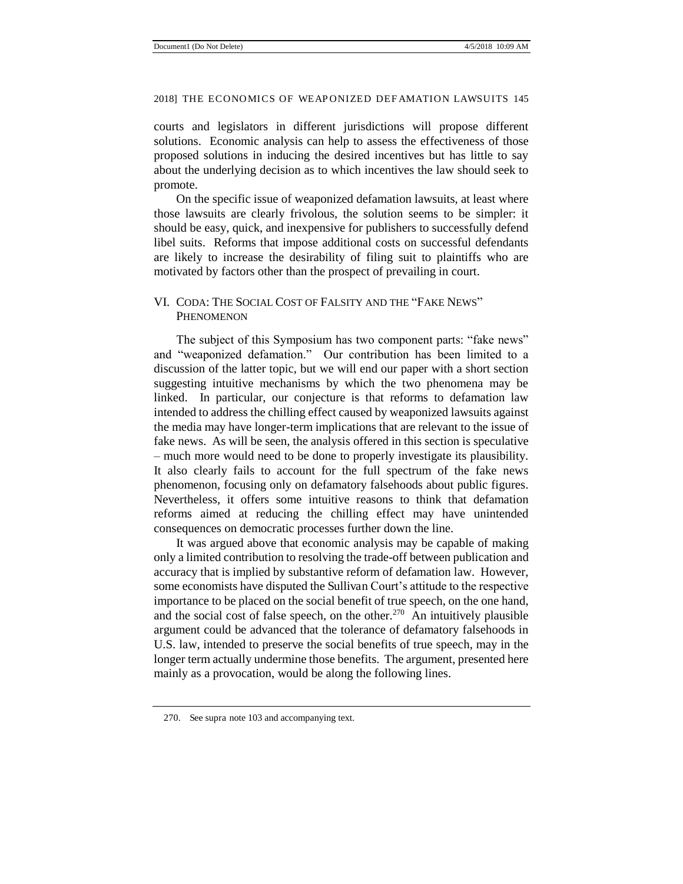courts and legislators in different jurisdictions will propose different solutions. Economic analysis can help to assess the effectiveness of those proposed solutions in inducing the desired incentives but has little to say about the underlying decision as to which incentives the law should seek to promote.

On the specific issue of weaponized defamation lawsuits, at least where those lawsuits are clearly frivolous, the solution seems to be simpler: it should be easy, quick, and inexpensive for publishers to successfully defend libel suits. Reforms that impose additional costs on successful defendants are likely to increase the desirability of filing suit to plaintiffs who are motivated by factors other than the prospect of prevailing in court.

## VI. Coda: The Social Cost of Falsity and the "Fake News" Phenomenon

The subject of this Symposium has two component parts: "fake news" and "weaponized defamation." Our contribution has been limited to a discussion of the latter topic, but we will end our paper with a short section suggesting intuitive mechanisms by which the two phenomena may be linked. In particular, our conjecture is that reforms to defamation law intended to address the chilling effect caused by weaponized lawsuits against the media may have longer-term implications that are relevant to the issue of fake news. As will be seen, the analysis offered in this section is speculative – much more would need to be done to properly investigate its plausibility. It also clearly fails to account for the full spectrum of the fake news phenomenon, focusing only on defamatory falsehoods about public figures. Nevertheless, it offers some intuitive reasons to think that defamation reforms aimed at reducing the chilling effect may have unintended consequences on democratic processes further down the line.

It was argued above that economic analysis may be capable of making only a limited contribution to resolving the trade-off between publication and accuracy that is implied by substantive reform of defamation law. However, some economists have disputed the Sullivan Court's attitude to the respective importance to be placed on the social benefit of true speech, on the one hand, and the social cost of false speech, on the other.[270] An intuitively plausible argument could be advanced that the tolerance of defamatory falsehoods in U.S. law, intended to preserve the social benefits of true speech, may in the longer term actually undermine those benefits. The argument, presented here mainly as a provocation, would be along the following lines.

270. See supra note 103 and accompanying text.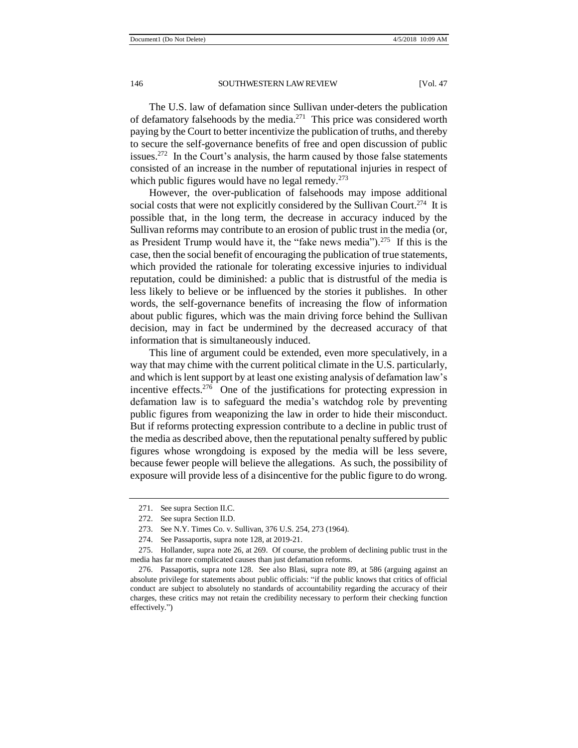The U.S. law of defamation since Sullivan under-deters the publication of defamatory falsehoods by the media.[271] This price was considered worth paying by the Court to better incentivize the publication of truths, and thereby to secure the self-governance benefits of free and open discussion of public issues.[272] In the Court's analysis, the harm caused by those false statements consisted of an increase in the number of reputational injuries in respect of which public figures would have no legal remedy.[273]

However, the over-publication of falsehoods may impose additional social costs that were not explicitly considered by the Sullivan Court.[274] It is possible that, in the long term, the decrease in accuracy induced by the Sullivan reforms may contribute to an erosion of public trust in the media (or, as President Trump would have it, the "fake news media").[275] If this is the case, then the social benefit of encouraging the publication of true statements, which provided the rationale for tolerating excessive injuries to individual reputation, could be diminished: a public that is distrustful of the media is less likely to believe or be influenced by the stories it publishes. In other words, the self-governance benefits of increasing the flow of information about public figures, which was the main driving force behind the Sullivan decision, may in fact be undermined by the decreased accuracy of that information that is simultaneously induced.

This line of argument could be extended, even more speculatively, in a way that may chime with the current political climate in the U.S. particularly, and which is lent support by at least one existing analysis of defamation law's incentive effects.[276] One of the justifications for protecting expression in defamation law is to safeguard the media's watchdog role by preventing public figures from weaponizing the law in order to hide their misconduct. But if reforms protecting expression contribute to a decline in public trust of the media as described above, then the reputational penalty suffered by public figures whose wrongdoing is exposed by the media will be less severe, because fewer people will believe the allegations. As such, the possibility of exposure will provide less of a disincentive for the public figure to do wrong.

---

271. See supra Section II.C.

272. See supra Section II.D.

273. See N.Y. Times Co. v. Sullivan, 376 U.S. 254, 273 (1964).

274. See Passaportis, supra note 128, at 2019-21.

275. Hollander, supra note 26, at 269. Of course, the problem of declining public trust in the media has far more complicated causes than just defamation reforms.

276. Passaportis, supra note 128. See also Blasi, supra note 89, at 586 (arguing against an absolute privilege for statements about public officials: "if the public knows that critics of official conduct are subject to absolutely no standards of accountability regarding the accuracy of their charges, these critics may not retain the credibility necessary to perform their checking function effectively.")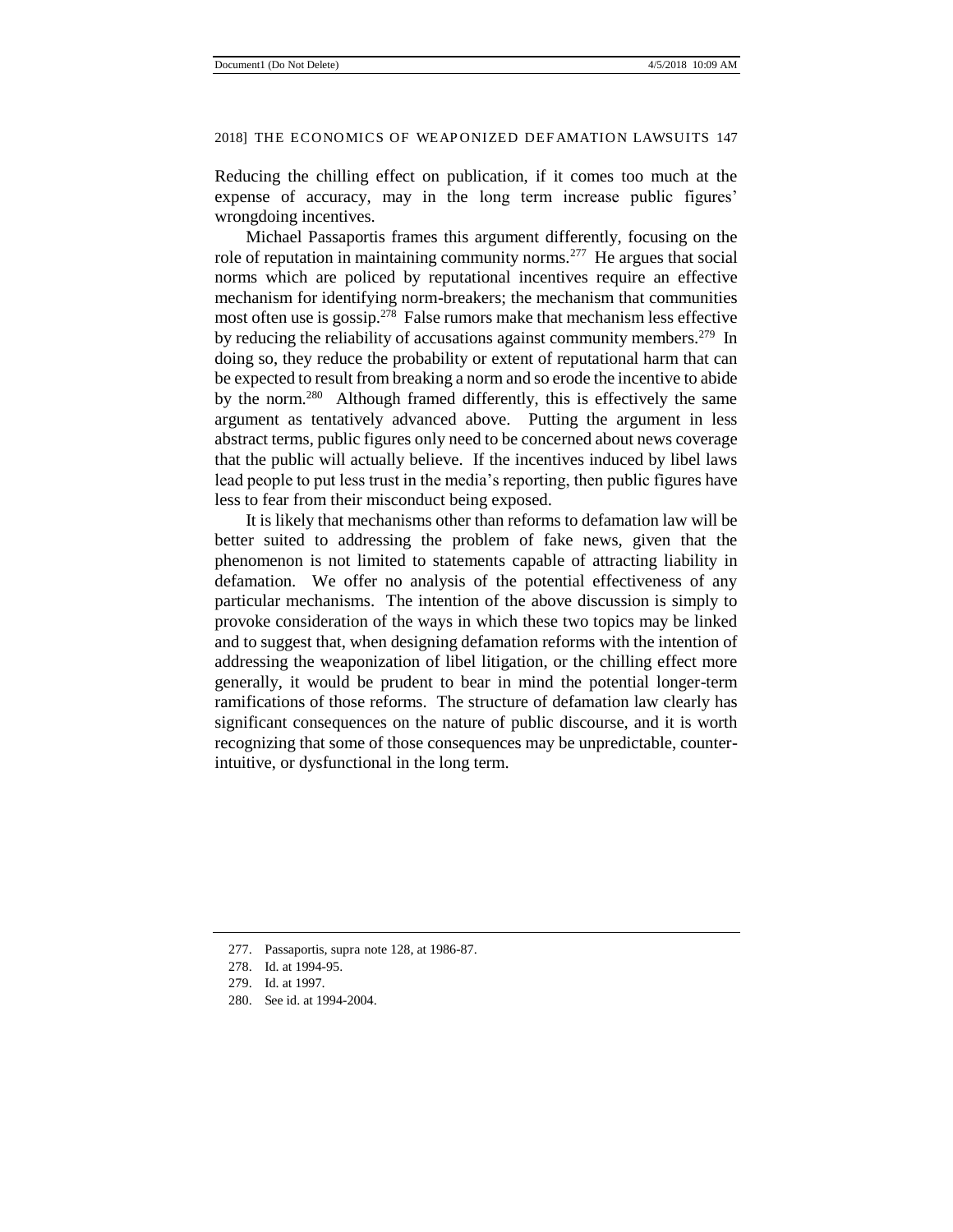Reducing the chilling effect on publication, if it comes too much at the expense of accuracy, may in the long term increase public figures' wrongdoing incentives.

Michael Passaportis frames this argument differently, focusing on the role of reputation in maintaining community norms.[277] He argues that social norms which are policed by reputational incentives require an effective mechanism for identifying norm-breakers; the mechanism that communities most often use is gossip.[278] False rumors make that mechanism less effective by reducing the reliability of accusations against community members.[279] In doing so, they reduce the probability or extent of reputational harm that can be expected to result from breaking a norm and so erode the incentive to abide by the norm.[280] Although framed differently, this is effectively the same argument as tentatively advanced above. Putting the argument in less abstract terms, public figures only need to be concerned about news coverage that the public will actually believe. If the incentives induced by libel laws lead people to put less trust in the media's reporting, then public figures have less to fear from their misconduct being exposed.

It is likely that mechanisms other than reforms to defamation law will be better suited to addressing the problem of fake news, given that the phenomenon is not limited to statements capable of attracting liability in defamation. We offer no analysis of the potential effectiveness of any particular mechanisms. The intention of the above discussion is simply to provoke consideration of the ways in which these two topics may be linked and to suggest that, when designing defamation reforms with the intention of addressing the weaponization of libel litigation, or the chilling effect more generally, it would be prudent to bear in mind the potential longer-term ramifications of those reforms. The structure of defamation law clearly has significant consequences on the nature of public discourse, and it is worth recognizing that some of those consequences may be unpredictable, counter-intuitive, or dysfunctional in the long term.

277. Passaportis, supra note 128, at 1986-87.

278. Id. at 1994-95.

279. Id. at 1997.

280. See id. at 1994-2004.